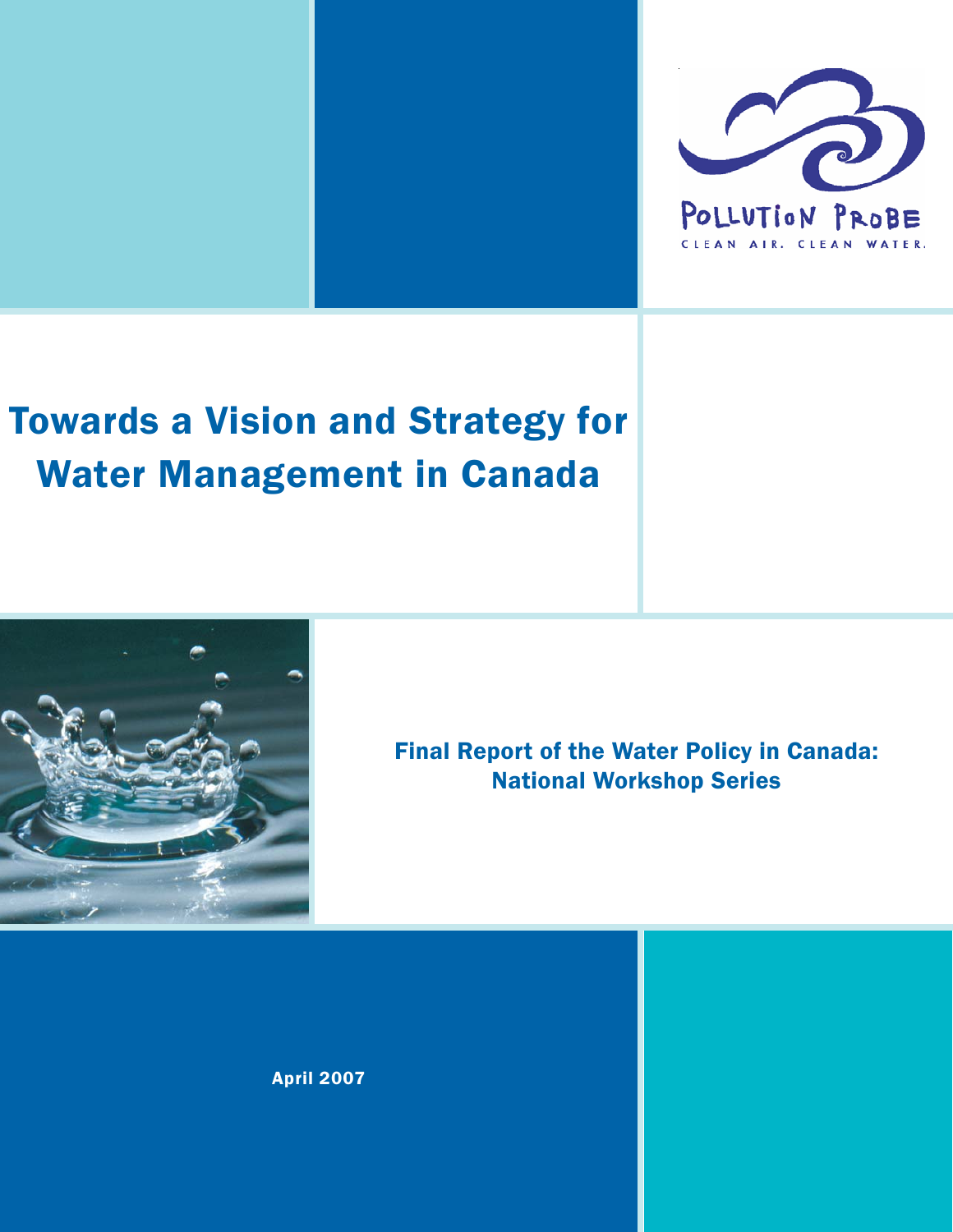POLLUTION PROBE

CLEAN AIR. CLEAN WATER.

# Towards a Vision and Strategy for Water Management in Canada

## Final Report of the Water Policy in Canada: National Workshop Series

April 2007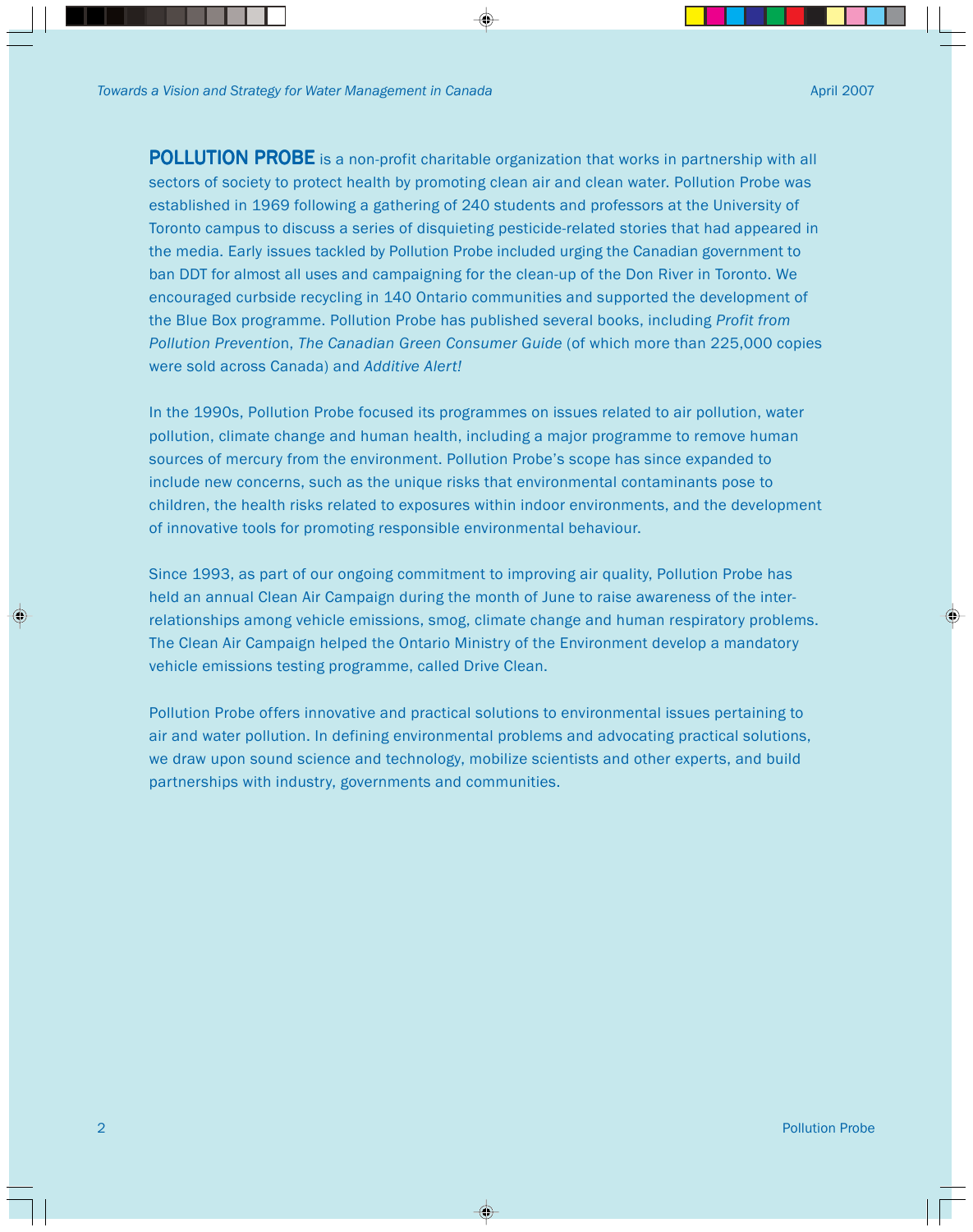**POLLUTION PROBE** is a non-profit charitable organization that works in partnership with all sectors of society to protect health by promoting clean air and clean water. Pollution Probe was established in 1969 following a gathering of 240 students and professors at the University of Toronto campus to discuss a series of disquieting pesticide-related stories that had appeared in the media. Early issues tackled by Pollution Probe included urging the Canadian government to ban DDT for almost all uses and campaigning for the clean-up of the Don River in Toronto. We encouraged curbside recycling in 140 Ontario communities and supported the development of the Blue Box programme. Pollution Probe has published several books, including *Profit from Pollution Prevention*, *The Canadian Green Consumer Guide* (of which more than 225,000 copies were sold across Canada) and *Additive Alert!*

In the 1990s, Pollution Probe focused its programmes on issues related to air pollution, water pollution, climate change and human health, including a major programme to remove human sources of mercury from the environment. Pollution Probe's scope has since expanded to include new concerns, such as the unique risks that environmental contaminants pose to children, the health risks related to exposures within indoor environments, and the development of innovative tools for promoting responsible environmental behaviour.

Since 1993, as part of our ongoing commitment to improving air quality, Pollution Probe has held an annual Clean Air Campaign during the month of June to raise awareness of the inter-relationships among vehicle emissions, smog, climate change and human respiratory problems. The Clean Air Campaign helped the Ontario Ministry of the Environment develop a mandatory vehicle emissions testing programme, called Drive Clean.

Pollution Probe offers innovative and practical solutions to environmental issues pertaining to air and water pollution. In defining environmental problems and advocating practical solutions, we draw upon sound science and technology, mobilize scientists and other experts, and build partnerships with industry, governments and communities.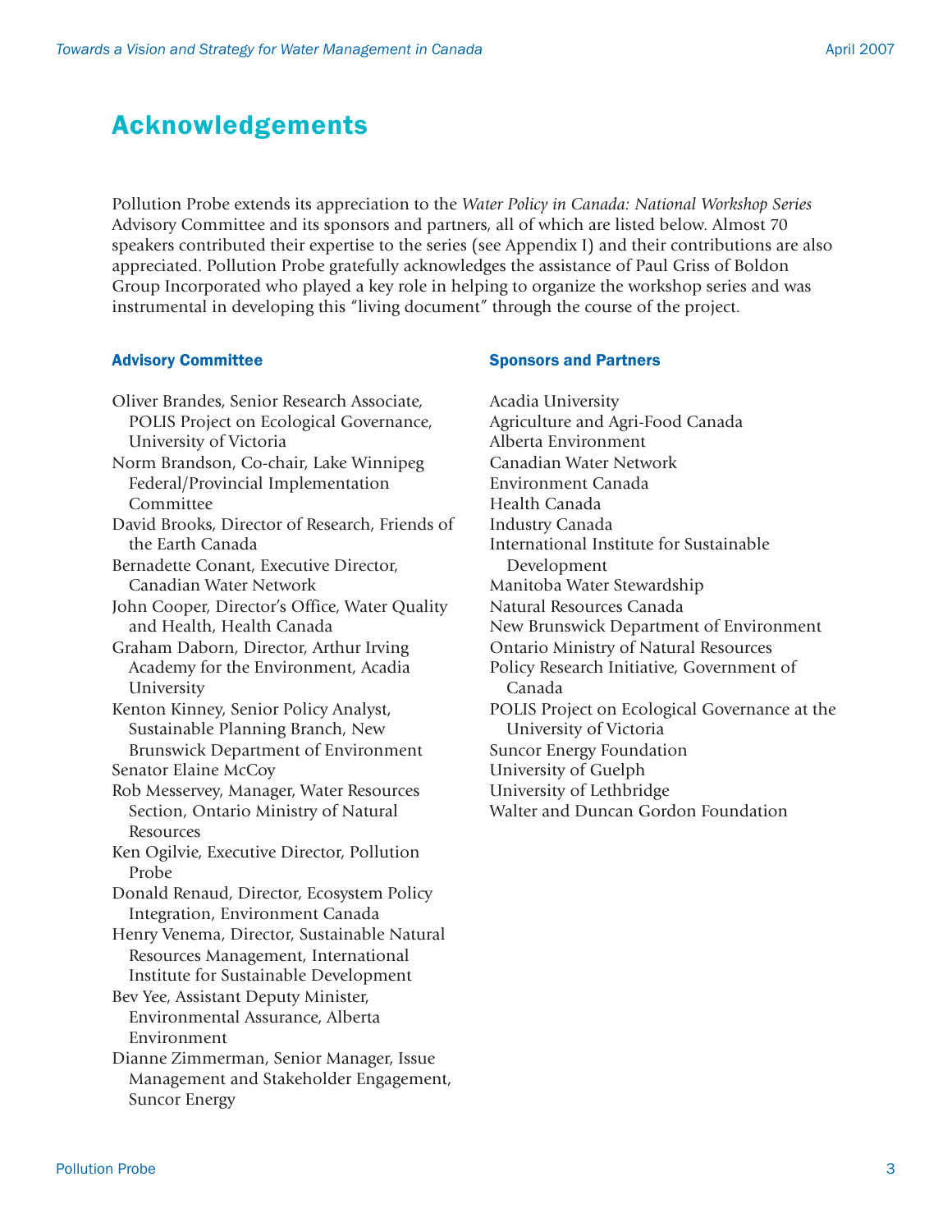# Acknowledgements

Pollution Probe extends its appreciation to the *Water Policy in Canada: National Workshop Series* Advisory Committee and its sponsors and partners, all of which are listed below. Almost 70 speakers contributed their expertise to the series (see Appendix I) and their contributions are also appreciated. Pollution Probe gratefully acknowledges the assistance of Paul Griss of Boldon Group Incorporated who played a key role in helping to organize the workshop series and was instrumental in developing this "living document" through the course of the project.

### Advisory Committee

Oliver Brandes, Senior Research Associate, POLIS Project on Ecological Governance, University of Victoria
Norm Brandson, Co-chair, Lake Winnipeg Federal/Provincial Implementation Committee
David Brooks, Director of Research, Friends of the Earth Canada
Bernadette Conant, Executive Director, Canadian Water Network
John Cooper, Director's Office, Water Quality and Health, Health Canada
Graham Daborn, Director, Arthur Irving Academy for the Environment, Acadia University
Kenton Kinney, Senior Policy Analyst, Sustainable Planning Branch, New Brunswick Department of Environment
Senator Elaine McCoy
Rob Messervey, Manager, Water Resources Section, Ontario Ministry of Natural Resources
Ken Ogilvie, Executive Director, Pollution Probe
Donald Renaud, Director, Ecosystem Policy Integration, Environment Canada
Henry Venema, Director, Sustainable Natural Resources Management, International Institute for Sustainable Development
Bev Yee, Assistant Deputy Minister, Environmental Assurance, Alberta Environment
Dianne Zimmerman, Senior Manager, Issue Management and Stakeholder Engagement, Suncor Energy

### Sponsors and Partners

Acadia University
Agriculture and Agri-Food Canada
Alberta Environment
Canadian Water Network
Environment Canada
Health Canada
Industry Canada
International Institute for Sustainable Development
Manitoba Water Stewardship
Natural Resources Canada
New Brunswick Department of Environment
Ontario Ministry of Natural Resources
Policy Research Initiative, Government of Canada
POLIS Project on Ecological Governance at the University of Victoria
Suncor Energy Foundation
University of Guelph
University of Lethbridge
Walter and Duncan Gordon Foundation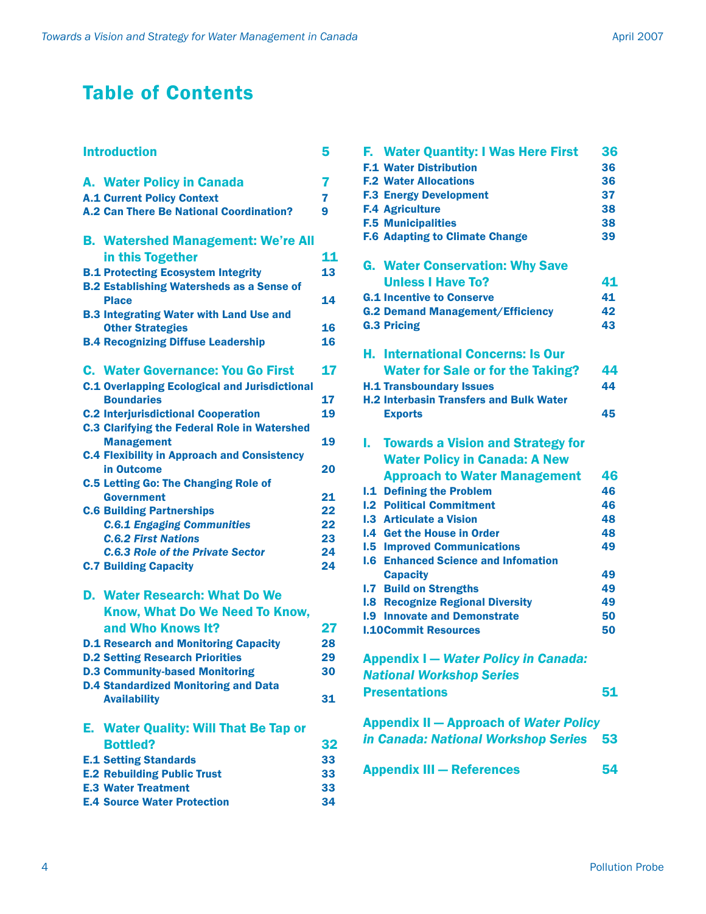# Table of Contents

| | |
|---|---|
| **Introduction** | 5 |
| **A. Water Policy in Canada** | 7 |
| A.1 Current Policy Context | 7 |
| A.2 Can There Be National Coordination? | 9 |
| **B. Watershed Management: We're All in this Together** | 11 |
| B.1 Protecting Ecosystem Integrity | 13 |
| B.2 Establishing Watersheds as a Sense of Place | 14 |
| B.3 Integrating Water with Land Use and Other Strategies | 16 |
| B.4 Recognizing Diffuse Leadership | 16 |
| **C. Water Governance: You Go First** | 17 |
| C.1 Overlapping Ecological and Jurisdictional Boundaries | 17 |
| C.2 Interjurisdictional Cooperation | 19 |
| C.3 Clarifying the Federal Role in Watershed Management | 19 |
| C.4 Flexibility in Approach and Consistency in Outcome | 20 |
| C.5 Letting Go: The Changing Role of Government | 21 |
| C.6 Building Partnerships | 22 |
| *C.6.1 Engaging Communities* | 22 |
| *C.6.2 First Nations* | 23 |
| *C.6.3 Role of the Private Sector* | 24 |
| C.7 Building Capacity | 24 |
| **D. Water Research: What Do We Know, What Do We Need To Know, and Who Knows It?** | 27 |
| D.1 Research and Monitoring Capacity | 28 |
| D.2 Setting Research Priorities | 29 |
| D.3 Community-based Monitoring | 30 |
| D.4 Standardized Monitoring and Data Availability | 31 |
| **E. Water Quality: Will That Be Tap or Bottled?** | 32 |
| E.1 Setting Standards | 33 |
| E.2 Rebuilding Public Trust | 33 |
| E.3 Water Treatment | 33 |
| E.4 Source Water Protection | 34 |
| **F. Water Quantity: I Was Here First** | 36 |
| F.1 Water Distribution | 36 |
| F.2 Water Allocations | 36 |
| F.3 Energy Development | 37 |
| F.4 Agriculture | 38 |
| F.5 Municipalities | 38 |
| F.6 Adapting to Climate Change | 39 |
| **G. Water Conservation: Why Save Unless I Have To?** | 41 |
| G.1 Incentive to Conserve | 41 |
| G.2 Demand Management/Efficiency | 42 |
| G.3 Pricing | 43 |
| **H. International Concerns: Is Our Water for Sale or for the Taking?** | 44 |
| H.1 Transboundary Issues | 44 |
| H.2 Interbasin Transfers and Bulk Water Exports | 45 |
| **I. Towards a Vision and Strategy for Water Policy in Canada: A New Approach to Water Management** | 46 |
| I.1 Defining the Problem | 46 |
| I.2 Political Commitment | 46 |
| I.3 Articulate a Vision | 48 |
| I.4 Get the House in Order | 48 |
| I.5 Improved Communications | 49 |
| I.6 Enhanced Science and Infomation Capacity | 49 |
| I.7 Build on Strengths | 49 |
| I.8 Recognize Regional Diversity | 49 |
| I.9 Innovate and Demonstrate | 50 |
| I.10 Commit Resources | 50 |
| **Appendix I — *Water Policy in Canada: National Workshop Series* Presentations** | 51 |
| **Appendix II — Approach of *Water Policy in Canada: National Workshop Series*** | 53 |
| **Appendix III — References** | 54 |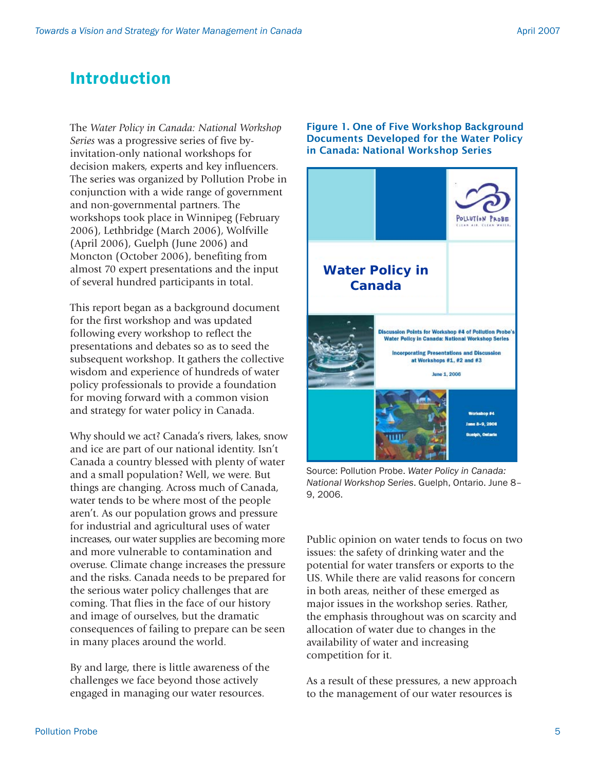# Introduction

The *Water Policy in Canada: National Workshop Series* was a progressive series of five by-invitation-only national workshops for decision makers, experts and key influencers. The series was organized by Pollution Probe in conjunction with a wide range of government and non-governmental partners. The workshops took place in Winnipeg (February 2006), Lethbridge (March 2006), Wolfville (April 2006), Guelph (June 2006) and Moncton (October 2006), benefiting from almost 70 expert presentations and the input of several hundred participants in total.

This report began as a background document for the first workshop and was updated following every workshop to reflect the presentations and debates so as to seed the subsequent workshop. It gathers the collective wisdom and experience of hundreds of water policy professionals to provide a foundation for moving forward with a common vision and strategy for water policy in Canada.

Why should we act? Canada's rivers, lakes, snow and ice are part of our national identity. Isn't Canada a country blessed with plenty of water and a small population? Well, we were. But things are changing. Across much of Canada, water tends to be where most of the people aren't. As our population grows and pressure for industrial and agricultural uses of water increases, our water supplies are becoming more and more vulnerable to contamination and overuse. Climate change increases the pressure and the risks. Canada needs to be prepared for the serious water policy challenges that are coming. That flies in the face of our history and image of ourselves, but the dramatic consequences of failing to prepare can be seen in many places around the world.

By and large, there is little awareness of the challenges we face beyond those actively engaged in managing our water resources.

**Figure 1. One of Five Workshop Background Documents Developed for the Water Policy in Canada: National Workshop Series**

Source: Pollution Probe. *Water Policy in Canada: National Workshop Series*. Guelph, Ontario. June 8–9, 2006.

Public opinion on water tends to focus on two issues: the safety of drinking water and the potential for water transfers or exports to the US. While there are valid reasons for concern in both areas, neither of these emerged as major issues in the workshop series. Rather, the emphasis throughout was on scarcity and allocation of water due to changes in the availability of water and increasing competition for it.

As a result of these pressures, a new approach to the management of our water resources is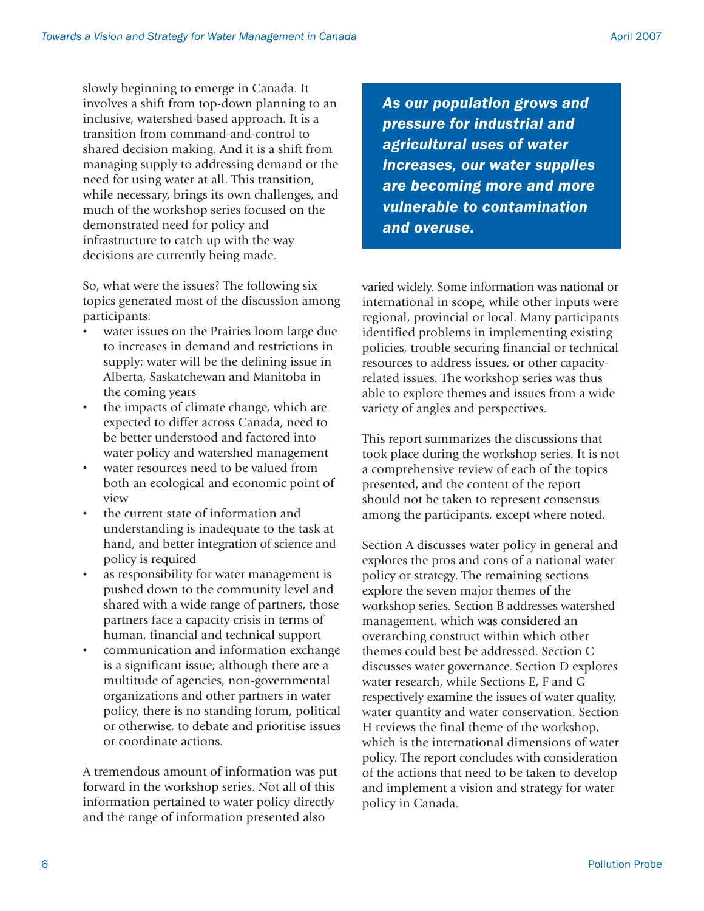slowly beginning to emerge in Canada. It involves a shift from top-down planning to an inclusive, watershed-based approach. It is a transition from command-and-control to shared decision making. And it is a shift from managing supply to addressing demand or the need for using water at all. This transition, while necessary, brings its own challenges, and much of the workshop series focused on the demonstrated need for policy and infrastructure to catch up with the way decisions are currently being made.

So, what were the issues? The following six topics generated most of the discussion among participants:

- water issues on the Prairies loom large due to increases in demand and restrictions in supply; water will be the defining issue in Alberta, Saskatchewan and Manitoba in the coming years
- the impacts of climate change, which are expected to differ across Canada, need to be better understood and factored into water policy and watershed management
- water resources need to be valued from both an ecological and economic point of view
- the current state of information and understanding is inadequate to the task at hand, and better integration of science and policy is required
- as responsibility for water management is pushed down to the community level and shared with a wide range of partners, those partners face a capacity crisis in terms of human, financial and technical support
- communication and information exchange is a significant issue; although there are a multitude of agencies, non-governmental organizations and other partners in water policy, there is no standing forum, political or otherwise, to debate and prioritise issues or coordinate actions.

A tremendous amount of information was put forward in the workshop series. Not all of this information pertained to water policy directly and the range of information presented also varied widely. Some information was national or international in scope, while other inputs were regional, provincial or local. Many participants identified problems in implementing existing policies, trouble securing financial or technical resources to address issues, or other capacity-related issues. The workshop series was thus able to explore themes and issues from a wide variety of angles and perspectives.

> ***As our population grows and pressure for industrial and agricultural uses of water increases, our water supplies are becoming more and more vulnerable to contamination and overuse.***

This report summarizes the discussions that took place during the workshop series. It is not a comprehensive review of each of the topics presented, and the content of the report should not be taken to represent consensus among the participants, except where noted.

Section A discusses water policy in general and explores the pros and cons of a national water policy or strategy. The remaining sections explore the seven major themes of the workshop series. Section B addresses watershed management, which was considered an overarching construct within which other themes could best be addressed. Section C discusses water governance. Section D explores water research, while Sections E, F and G respectively examine the issues of water quality, water quantity and water conservation. Section H reviews the final theme of the workshop, which is the international dimensions of water policy. The report concludes with consideration of the actions that need to be taken to develop and implement a vision and strategy for water policy in Canada.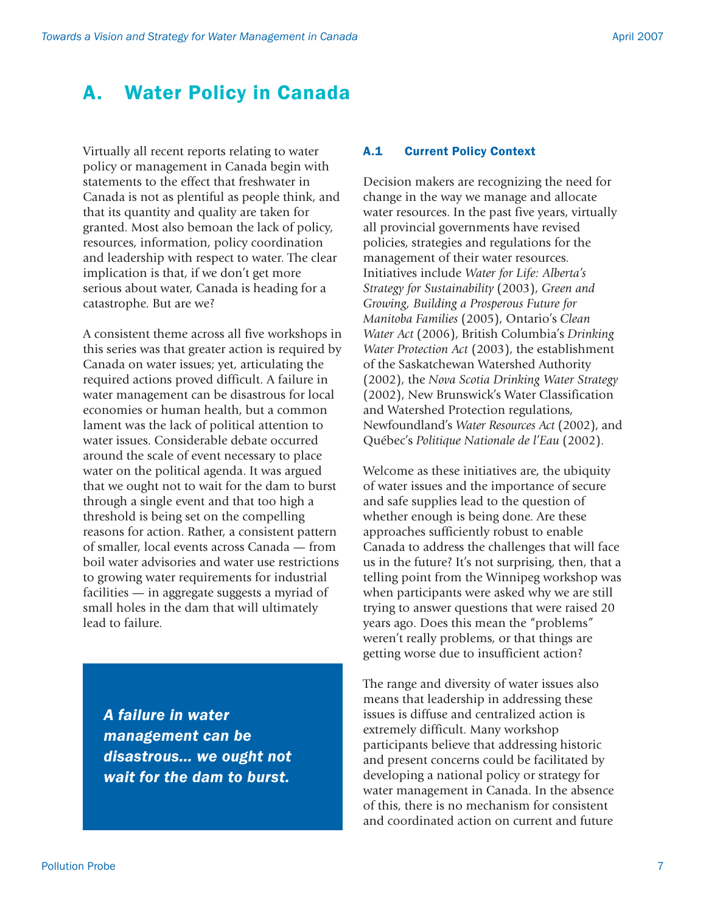# A. Water Policy in Canada

Virtually all recent reports relating to water policy or management in Canada begin with statements to the effect that freshwater in Canada is not as plentiful as people think, and that its quantity and quality are taken for granted. Most also bemoan the lack of policy, resources, information, policy coordination and leadership with respect to water. The clear implication is that, if we don't get more serious about water, Canada is heading for a catastrophe. But are we?

A consistent theme across all five workshops in this series was that greater action is required by Canada on water issues; yet, articulating the required actions proved difficult. A failure in water management can be disastrous for local economies or human health, but a common lament was the lack of political attention to water issues. Considerable debate occurred around the scale of event necessary to place water on the political agenda. It was argued that we ought not to wait for the dam to burst through a single event and that too high a threshold is being set on the compelling reasons for action. Rather, a consistent pattern of smaller, local events across Canada — from boil water advisories and water use restrictions to growing water requirements for industrial facilities — in aggregate suggests a myriad of small holes in the dam that will ultimately lead to failure.

> ***A failure in water management can be disastrous… we ought not wait for the dam to burst.***

## A.1 Current Policy Context

Decision makers are recognizing the need for change in the way we manage and allocate water resources. In the past five years, virtually all provincial governments have revised policies, strategies and regulations for the management of their water resources. Initiatives include *Water for Life: Alberta's Strategy for Sustainability* (2003), *Green and Growing, Building a Prosperous Future for Manitoba Families* (2005), Ontario's *Clean Water Act* (2006), British Columbia's *Drinking Water Protection Act* (2003), the establishment of the Saskatchewan Watershed Authority (2002), the *Nova Scotia Drinking Water Strategy* (2002), New Brunswick's Water Classification and Watershed Protection regulations, Newfoundland's *Water Resources Act* (2002), and Québec's *Politique Nationale de l'Eau* (2002).

Welcome as these initiatives are, the ubiquity of water issues and the importance of secure and safe supplies lead to the question of whether enough is being done. Are these approaches sufficiently robust to enable Canada to address the challenges that will face us in the future? It's not surprising, then, that a telling point from the Winnipeg workshop was when participants were asked why we are still trying to answer questions that were raised 20 years ago. Does this mean the "problems" weren't really problems, or that things are getting worse due to insufficient action?

The range and diversity of water issues also means that leadership in addressing these issues is diffuse and centralized action is extremely difficult. Many workshop participants believe that addressing historic and present concerns could be facilitated by developing a national policy or strategy for water management in Canada. In the absence of this, there is no mechanism for consistent and coordinated action on current and future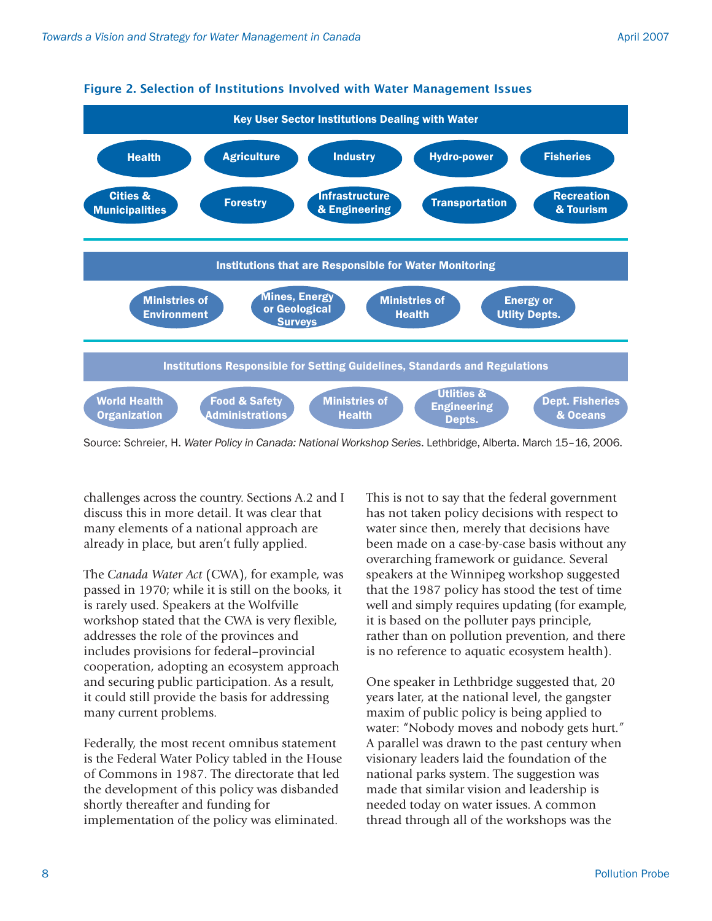**Figure 2. Selection of Institutions Involved with Water Management Issues**

**Key User Sector Institutions Dealing with Water**

- Health
- Agriculture
- Industry
- Hydro-power
- Fisheries
- Cities & Municipalities
- Forestry
- Infrastructure & Engineering
- Transportation
- Recreation & Tourism

**Institutions that are Responsible for Water Monitoring**

- Ministries of Environment
- Mines, Energy or Geological Surveys
- Ministries of Health
- Energy or Utlity Depts.

**Institutions Responsible for Setting Guidelines, Standards and Regulations**

- World Health Organization
- Food & Safety Administrations
- Ministries of Health
- Utilities & Engineering Depts.
- Dept. Fisheries & Oceans

Source: Schreier, H. *Water Policy in Canada: National Workshop Series*. Lethbridge, Alberta. March 15–16, 2006.

challenges across the country. Sections A.2 and I discuss this in more detail. It was clear that many elements of a national approach are already in place, but aren't fully applied.

The *Canada Water Act* (CWA), for example, was passed in 1970; while it is still on the books, it is rarely used. Speakers at the Wolfville workshop stated that the CWA is very flexible, addresses the role of the provinces and includes provisions for federal–provincial cooperation, adopting an ecosystem approach and securing public participation. As a result, it could still provide the basis for addressing many current problems.

Federally, the most recent omnibus statement is the Federal Water Policy tabled in the House of Commons in 1987. The directorate that led the development of this policy was disbanded shortly thereafter and funding for implementation of the policy was eliminated.

This is not to say that the federal government has not taken policy decisions with respect to water since then, merely that decisions have been made on a case-by-case basis without any overarching framework or guidance. Several speakers at the Winnipeg workshop suggested that the 1987 policy has stood the test of time well and simply requires updating (for example, it is based on the polluter pays principle, rather than on pollution prevention, and there is no reference to aquatic ecosystem health).

One speaker in Lethbridge suggested that, 20 years later, at the national level, the gangster maxim of public policy is being applied to water: "Nobody moves and nobody gets hurt." A parallel was drawn to the past century when visionary leaders laid the foundation of the national parks system. The suggestion was made that similar vision and leadership is needed today on water issues. A common thread through all of the workshops was the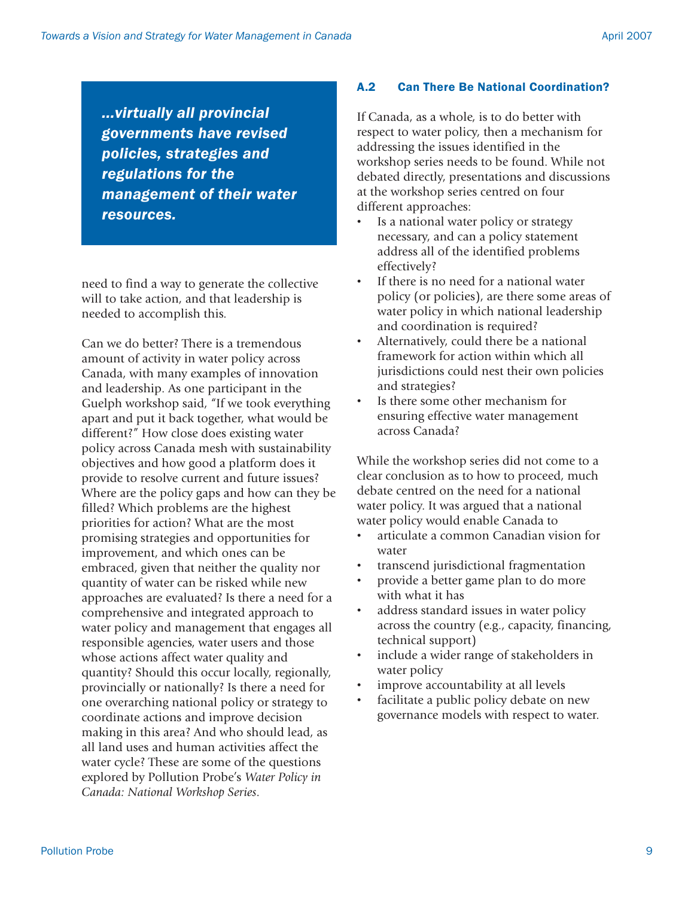> ***...virtually all provincial governments have revised policies, strategies and regulations for the management of their water resources.***

need to find a way to generate the collective will to take action, and that leadership is needed to accomplish this.

Can we do better? There is a tremendous amount of activity in water policy across Canada, with many examples of innovation and leadership. As one participant in the Guelph workshop said, "If we took everything apart and put it back together, what would be different?" How close does existing water policy across Canada mesh with sustainability objectives and how good a platform does it provide to resolve current and future issues? Where are the policy gaps and how can they be filled? Which problems are the highest priorities for action? What are the most promising strategies and opportunities for improvement, and which ones can be embraced, given that neither the quality nor quantity of water can be risked while new approaches are evaluated? Is there a need for a comprehensive and integrated approach to water policy and management that engages all responsible agencies, water users and those whose actions affect water quality and quantity? Should this occur locally, regionally, provincially or nationally? Is there a need for one overarching national policy or strategy to coordinate actions and improve decision making in this area? And who should lead, as all land uses and human activities affect the water cycle? These are some of the questions explored by Pollution Probe's *Water Policy in Canada: National Workshop Series*.

### A.2 Can There Be National Coordination?

If Canada, as a whole, is to do better with respect to water policy, then a mechanism for addressing the issues identified in the workshop series needs to be found. While not debated directly, presentations and discussions at the workshop series centred on four different approaches:

- Is a national water policy or strategy necessary, and can a policy statement address all of the identified problems effectively?
- If there is no need for a national water policy (or policies), are there some areas of water policy in which national leadership and coordination is required?
- Alternatively, could there be a national framework for action within which all jurisdictions could nest their own policies and strategies?
- Is there some other mechanism for ensuring effective water management across Canada?

While the workshop series did not come to a clear conclusion as to how to proceed, much debate centred on the need for a national water policy. It was argued that a national water policy would enable Canada to

- articulate a common Canadian vision for water
- transcend jurisdictional fragmentation
- provide a better game plan to do more with what it has
- address standard issues in water policy across the country (e.g., capacity, financing, technical support)
- include a wider range of stakeholders in water policy
- improve accountability at all levels
- facilitate a public policy debate on new governance models with respect to water.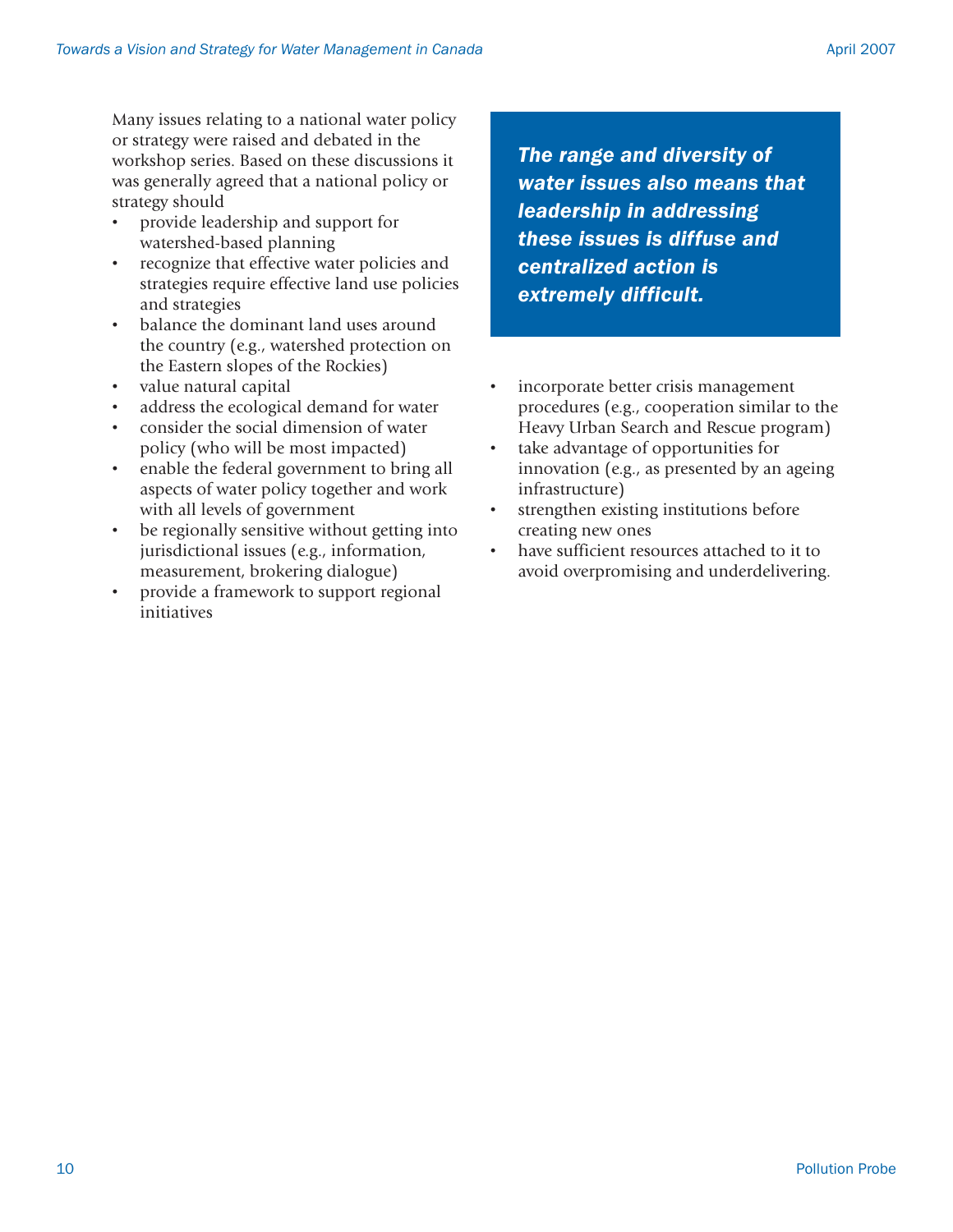Many issues relating to a national water policy or strategy were raised and debated in the workshop series. Based on these discussions it was generally agreed that a national policy or strategy should

- provide leadership and support for watershed-based planning
- recognize that effective water policies and strategies require effective land use policies and strategies
- balance the dominant land uses around the country (e.g., watershed protection on the Eastern slopes of the Rockies)
- value natural capital
- address the ecological demand for water
- consider the social dimension of water policy (who will be most impacted)
- enable the federal government to bring all aspects of water policy together and work with all levels of government
- be regionally sensitive without getting into jurisdictional issues (e.g., information, measurement, brokering dialogue)
- provide a framework to support regional initiatives
- incorporate better crisis management procedures (e.g., cooperation similar to the Heavy Urban Search and Rescue program)
- take advantage of opportunities for innovation (e.g., as presented by an ageing infrastructure)
- strengthen existing institutions before creating new ones
- have sufficient resources attached to it to avoid overpromising and underdelivering.

***The range and diversity of water issues also means that leadership in addressing these issues is diffuse and centralized action is extremely difficult.***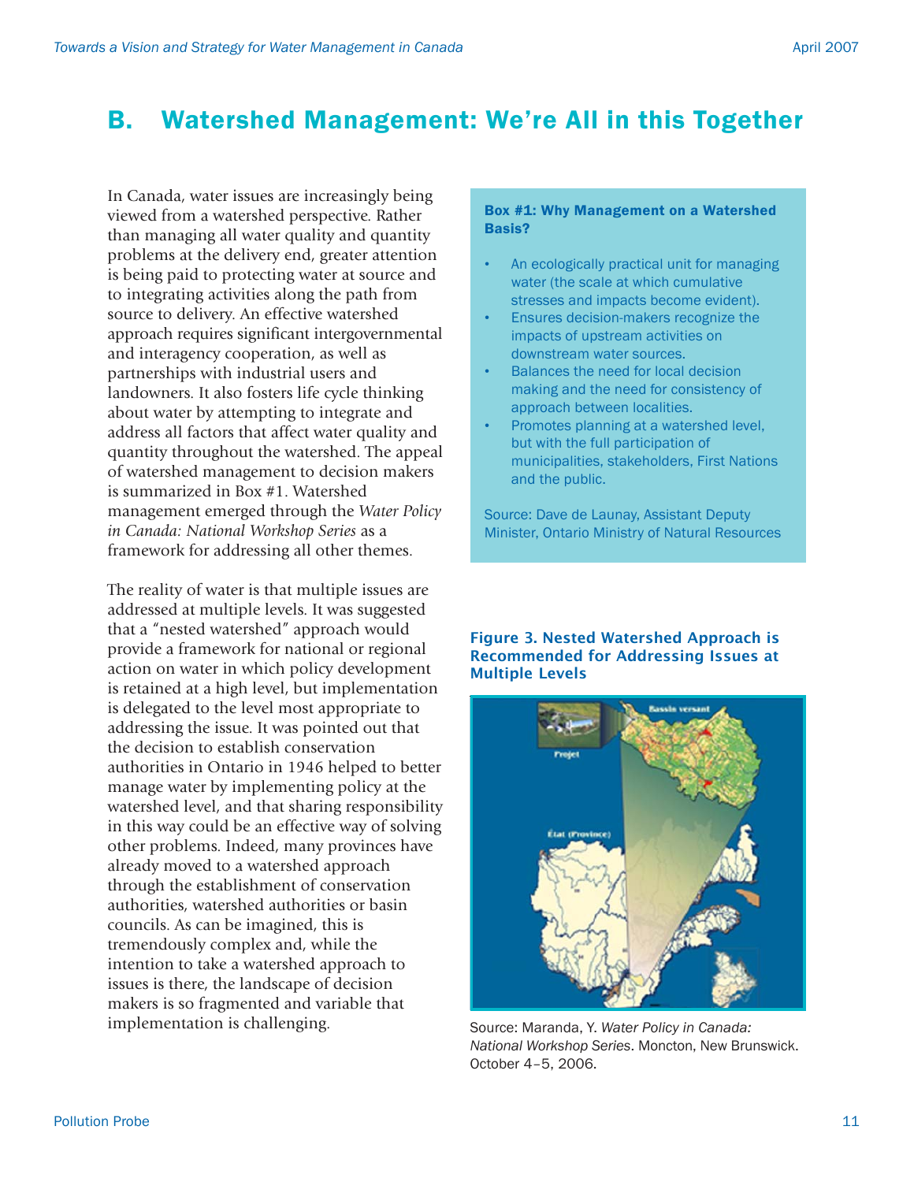# B. Watershed Management: We're All in this Together

In Canada, water issues are increasingly being viewed from a watershed perspective. Rather than managing all water quality and quantity problems at the delivery end, greater attention is being paid to protecting water at source and to integrating activities along the path from source to delivery. An effective watershed approach requires significant intergovernmental and interagency cooperation, as well as partnerships with industrial users and landowners. It also fosters life cycle thinking about water by attempting to integrate and address all factors that affect water quality and quantity throughout the watershed. The appeal of watershed management to decision makers is summarized in Box #1. Watershed management emerged through the *Water Policy in Canada: National Workshop Series* as a framework for addressing all other themes.

The reality of water is that multiple issues are addressed at multiple levels. It was suggested that a "nested watershed" approach would provide a framework for national or regional action on water in which policy development is retained at a high level, but implementation is delegated to the level most appropriate to addressing the issue. It was pointed out that the decision to establish conservation authorities in Ontario in 1946 helped to better manage water by implementing policy at the watershed level, and that sharing responsibility in this way could be an effective way of solving other problems. Indeed, many provinces have already moved to a watershed approach through the establishment of conservation authorities, watershed authorities or basin councils. As can be imagined, this is tremendously complex and, while the intention to take a watershed approach to issues is there, the landscape of decision makers is so fragmented and variable that implementation is challenging.

**Box #1: Why Management on a Watershed Basis?**

- An ecologically practical unit for managing water (the scale at which cumulative stresses and impacts become evident).
- Ensures decision-makers recognize the impacts of upstream activities on downstream water sources.
- Balances the need for local decision making and the need for consistency of approach between localities.
- Promotes planning at a watershed level, but with the full participation of municipalities, stakeholders, First Nations and the public.

Source: Dave de Launay, Assistant Deputy Minister, Ontario Ministry of Natural Resources

**Figure 3. Nested Watershed Approach is Recommended for Addressing Issues at Multiple Levels**

Source: Maranda, Y. *Water Policy in Canada: National Workshop Series*. Moncton, New Brunswick. October 4–5, 2006.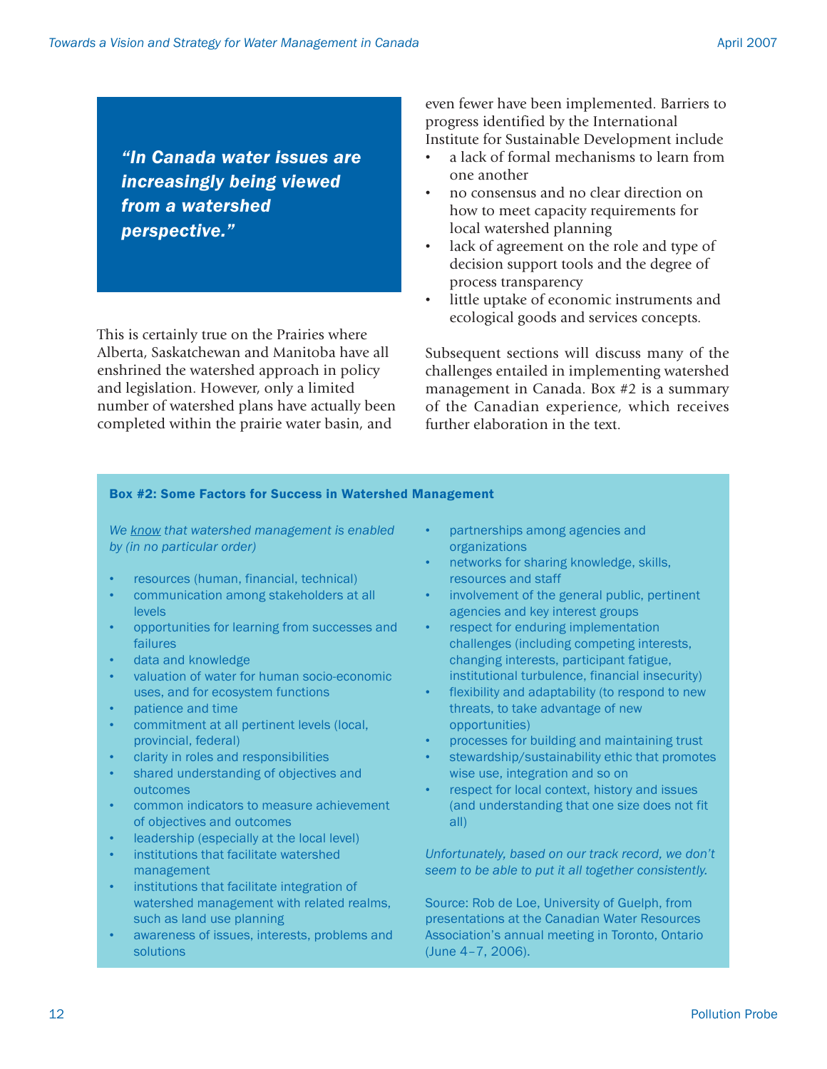> *"In Canada water issues are increasingly being viewed from a watershed perspective."*

This is certainly true on the Prairies where Alberta, Saskatchewan and Manitoba have all enshrined the watershed approach in policy and legislation. However, only a limited number of watershed plans have actually been completed within the prairie water basin, and even fewer have been implemented. Barriers to progress identified by the International Institute for Sustainable Development include

- a lack of formal mechanisms to learn from one another
- no consensus and no clear direction on how to meet capacity requirements for local watershed planning
- lack of agreement on the role and type of decision support tools and the degree of process transparency
- little uptake of economic instruments and ecological goods and services concepts.

Subsequent sections will discuss many of the challenges entailed in implementing watershed management in Canada. Box #2 is a summary of the Canadian experience, which receives further elaboration in the text.

**Box #2: Some Factors for Success in Watershed Management**

*We know that watershed management is enabled by (in no particular order)*

- resources (human, financial, technical)
- communication among stakeholders at all levels
- opportunities for learning from successes and failures
- data and knowledge
- valuation of water for human socio-economic uses, and for ecosystem functions
- patience and time
- commitment at all pertinent levels (local, provincial, federal)
- clarity in roles and responsibilities
- shared understanding of objectives and outcomes
- common indicators to measure achievement of objectives and outcomes
- leadership (especially at the local level)
- institutions that facilitate watershed management
- institutions that facilitate integration of watershed management with related realms, such as land use planning
- awareness of issues, interests, problems and solutions
- partnerships among agencies and organizations
- networks for sharing knowledge, skills, resources and staff
- involvement of the general public, pertinent agencies and key interest groups
- respect for enduring implementation challenges (including competing interests, changing interests, participant fatigue, institutional turbulence, financial insecurity)
- flexibility and adaptability (to respond to new threats, to take advantage of new opportunities)
- processes for building and maintaining trust
- stewardship/sustainability ethic that promotes wise use, integration and so on
- respect for local context, history and issues (and understanding that one size does not fit all)

*Unfortunately, based on our track record, we don't seem to be able to put it all together consistently.*

Source: Rob de Loe, University of Guelph, from presentations at the Canadian Water Resources Association's annual meeting in Toronto, Ontario (June 4–7, 2006).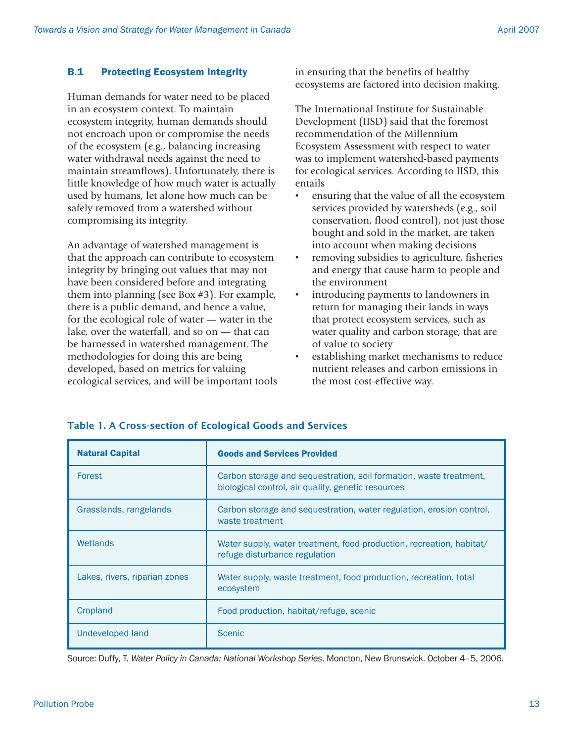### B.1 Protecting Ecosystem Integrity

Human demands for water need to be placed in an ecosystem context. To maintain ecosystem integrity, human demands should not encroach upon or compromise the needs of the ecosystem (e.g., balancing increasing water withdrawal needs against the need to maintain streamflows). Unfortunately, there is little knowledge of how much water is actually used by humans, let alone how much can be safely removed from a watershed without compromising its integrity.

An advantage of watershed management is that the approach can contribute to ecosystem integrity by bringing out values that may not have been considered before and integrating them into planning (see Box #3). For example, there is a public demand, and hence a value, for the ecological role of water — water in the lake, over the waterfall, and so on — that can be harnessed in watershed management. The methodologies for doing this are being developed, based on metrics for valuing ecological services, and will be important tools in ensuring that the benefits of healthy ecosystems are factored into decision making.

The International Institute for Sustainable Development (IISD) said that the foremost recommendation of the Millennium Ecosystem Assessment with respect to water was to implement watershed-based payments for ecological services. According to IISD, this entails

- ensuring that the value of all the ecosystem services provided by watersheds (e.g., soil conservation, flood control), not just those bought and sold in the market, are taken into account when making decisions
- removing subsidies to agriculture, fisheries and energy that cause harm to people and the environment
- introducing payments to landowners in return for managing their lands in ways that protect ecosystem services, such as water quality and carbon storage, that are of value to society
- establishing market mechanisms to reduce nutrient releases and carbon emissions in the most cost-effective way.

**Table 1. A Cross-section of Ecological Goods and Services**

| Natural Capital | Goods and Services Provided |
|---|---|
| Forest | Carbon storage and sequestration, soil formation, waste treatment, biological control, air quality, genetic resources |
| Grasslands, rangelands | Carbon storage and sequestration, water regulation, erosion control, waste treatment |
| Wetlands | Water supply, water treatment, food production, recreation, habitat/refuge disturbance regulation |
| Lakes, rivers, riparian zones | Water supply, waste treatment, food production, recreation, total ecosystem |
| Cropland | Food production, habitat/refuge, scenic |
| Undeveloped land | Scenic |

Source: Duffy, T. *Water Policy in Canada: National Workshop Series*. Moncton, New Brunswick. October 4–5, 2006.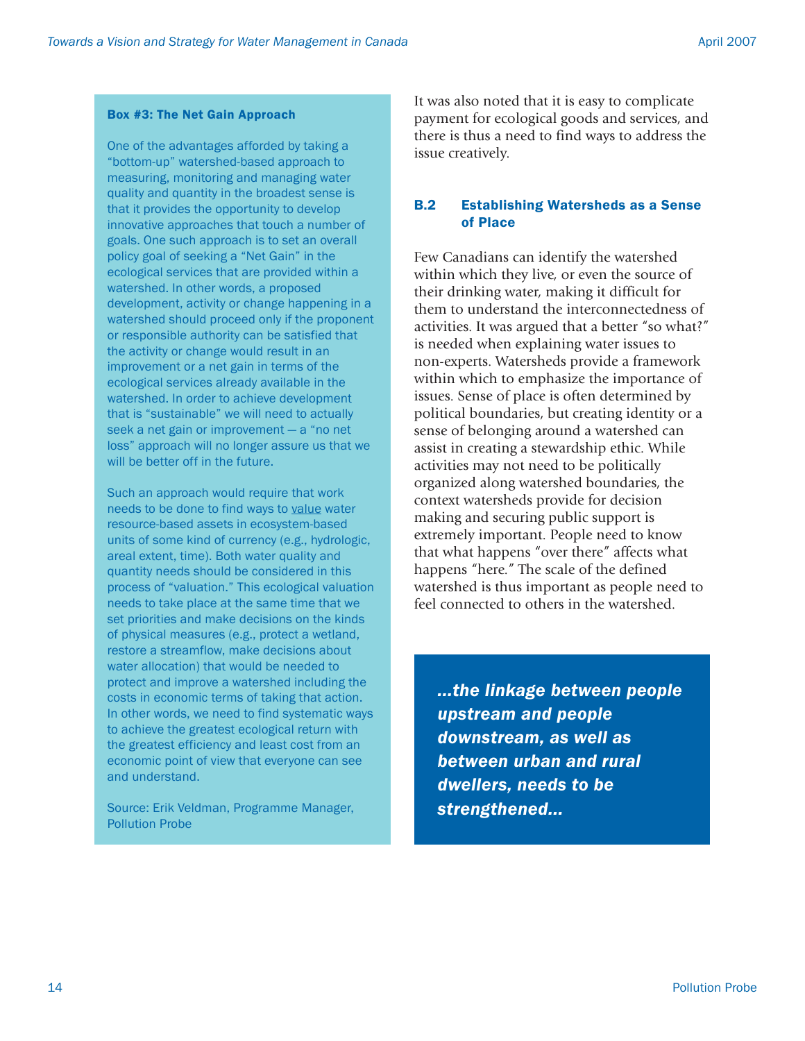**Box #3: The Net Gain Approach**

One of the advantages afforded by taking a "bottom-up" watershed-based approach to measuring, monitoring and managing water quality and quantity in the broadest sense is that it provides the opportunity to develop innovative approaches that touch a number of goals. One such approach is to set an overall policy goal of seeking a "Net Gain" in the ecological services that are provided within a watershed. In other words, a proposed development, activity or change happening in a watershed should proceed only if the proponent or responsible authority can be satisfied that the activity or change would result in an improvement or a net gain in terms of the ecological services already available in the watershed. In order to achieve development that is "sustainable" we will need to actually seek a net gain or improvement — a "no net loss" approach will no longer assure us that we will be better off in the future.

Such an approach would require that work needs to be done to find ways to <u>value</u> water resource-based assets in ecosystem-based units of some kind of currency (e.g., hydrologic, areal extent, time). Both water quality and quantity needs should be considered in this process of "valuation." This ecological valuation needs to take place at the same time that we set priorities and make decisions on the kinds of physical measures (e.g., protect a wetland, restore a streamflow, make decisions about water allocation) that would be needed to protect and improve a watershed including the costs in economic terms of taking that action. In other words, we need to find systematic ways to achieve the greatest ecological return with the greatest efficiency and least cost from an economic point of view that everyone can see and understand.

Source: Erik Veldman, Programme Manager, Pollution Probe

It was also noted that it is easy to complicate payment for ecological goods and services, and there is thus a need to find ways to address the issue creatively.

## B.2 Establishing Watersheds as a Sense of Place

Few Canadians can identify the watershed within which they live, or even the source of their drinking water, making it difficult for them to understand the interconnectedness of activities. It was argued that a better "so what?" is needed when explaining water issues to non-experts. Watersheds provide a framework within which to emphasize the importance of issues. Sense of place is often determined by political boundaries, but creating identity or a sense of belonging around a watershed can assist in creating a stewardship ethic. While activities may not need to be politically organized along watershed boundaries, the context watersheds provide for decision making and securing public support is extremely important. People need to know that what happens "over there" affects what happens "here." The scale of the defined watershed is thus important as people need to feel connected to others in the watershed.

> ***...the linkage between people upstream and people downstream, as well as between urban and rural dwellers, needs to be strengthened...***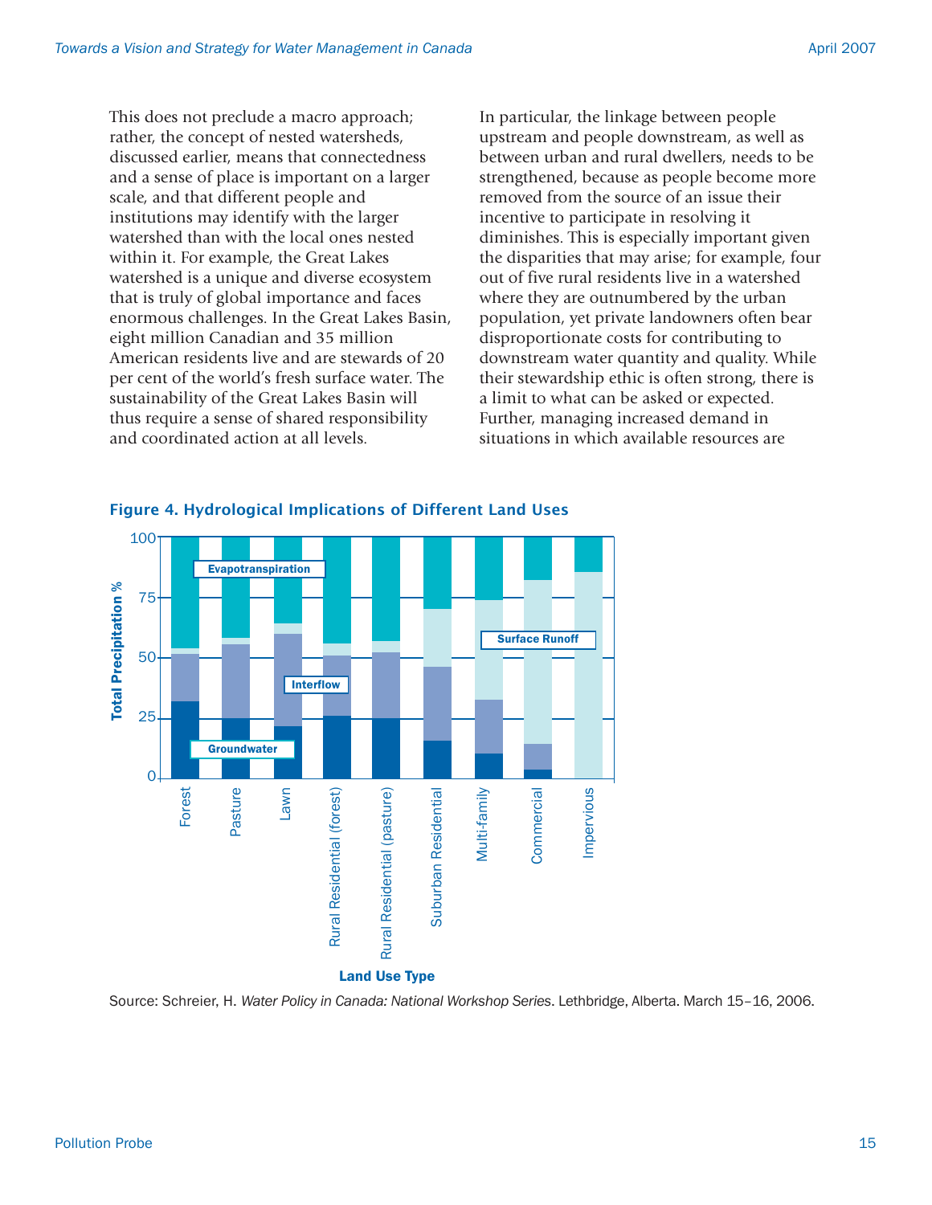This does not preclude a macro approach; rather, the concept of nested watersheds, discussed earlier, means that connectedness and a sense of place is important on a larger scale, and that different people and institutions may identify with the larger watershed than with the local ones nested within it. For example, the Great Lakes watershed is a unique and diverse ecosystem that is truly of global importance and faces enormous challenges. In the Great Lakes Basin, eight million Canadian and 35 million American residents live and are stewards of 20 per cent of the world's fresh surface water. The sustainability of the Great Lakes Basin will thus require a sense of shared responsibility and coordinated action at all levels.

In particular, the linkage between people upstream and people downstream, as well as between urban and rural dwellers, needs to be strengthened, because as people become more removed from the source of an issue their incentive to participate in resolving it diminishes. This is especially important given the disparities that may arise; for example, four out of five rural residents live in a watershed where they are outnumbered by the urban population, yet private landowners often bear disproportionate costs for contributing to downstream water quantity and quality. While their stewardship ethic is often strong, there is a limit to what can be asked or expected. Further, managing increased demand in situations in which available resources are

**Figure 4. Hydrological Implications of Different Land Uses**

Source: Schreier, H. *Water Policy in Canada: National Workshop Series*. Lethbridge, Alberta. March 15–16, 2006.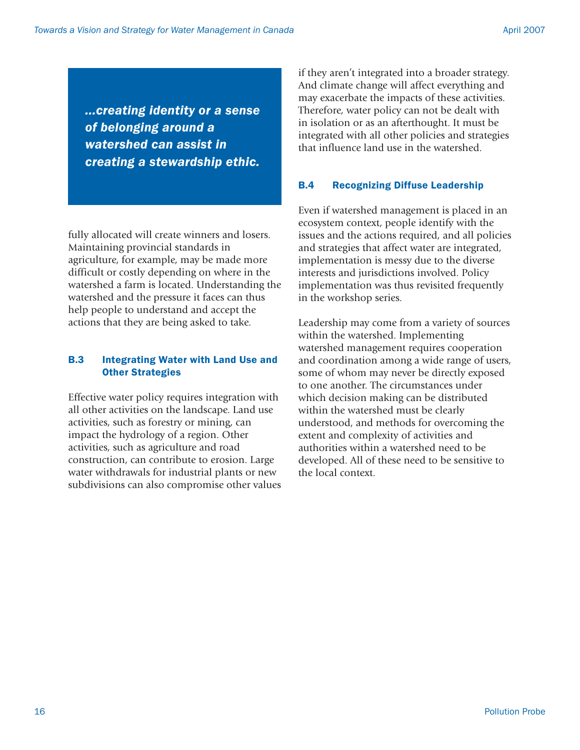*...creating identity or a sense of belonging around a watershed can assist in creating a stewardship ethic.*

fully allocated will create winners and losers. Maintaining provincial standards in agriculture, for example, may be made more difficult or costly depending on where in the watershed a farm is located. Understanding the watershed and the pressure it faces can thus help people to understand and accept the actions that they are being asked to take.

### B.3 Integrating Water with Land Use and Other Strategies

Effective water policy requires integration with all other activities on the landscape. Land use activities, such as forestry or mining, can impact the hydrology of a region. Other activities, such as agriculture and road construction, can contribute to erosion. Large water withdrawals for industrial plants or new subdivisions can also compromise other values if they aren't integrated into a broader strategy. And climate change will affect everything and may exacerbate the impacts of these activities. Therefore, water policy can not be dealt with in isolation or as an afterthought. It must be integrated with all other policies and strategies that influence land use in the watershed.

### B.4 Recognizing Diffuse Leadership

Even if watershed management is placed in an ecosystem context, people identify with the issues and the actions required, and all policies and strategies that affect water are integrated, implementation is messy due to the diverse interests and jurisdictions involved. Policy implementation was thus revisited frequently in the workshop series.

Leadership may come from a variety of sources within the watershed. Implementing watershed management requires cooperation and coordination among a wide range of users, some of whom may never be directly exposed to one another. The circumstances under which decision making can be distributed within the watershed must be clearly understood, and methods for overcoming the extent and complexity of activities and authorities within a watershed need to be developed. All of these need to be sensitive to the local context.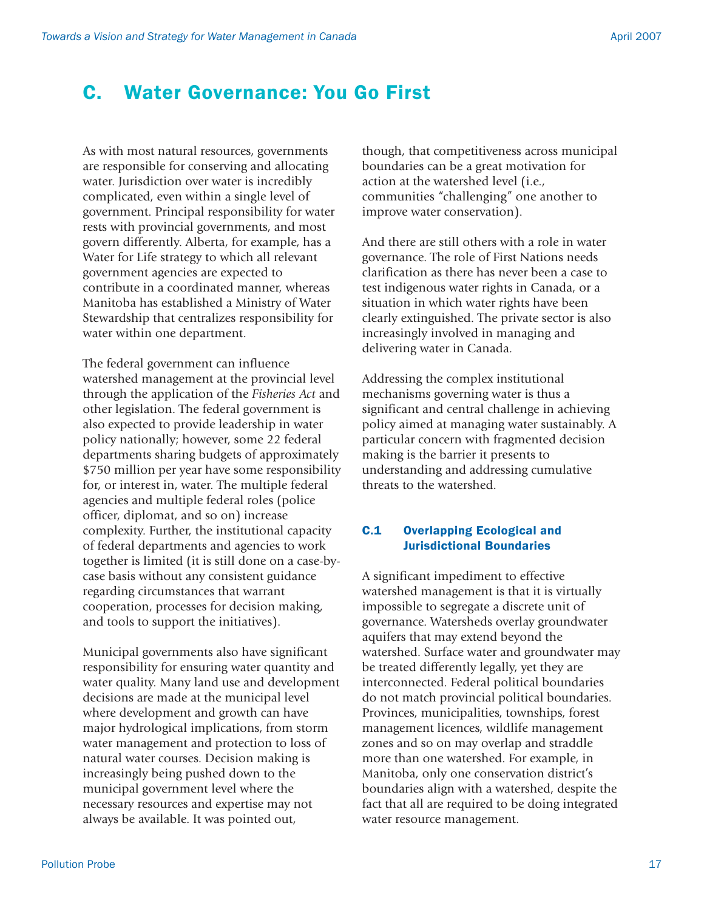## C. Water Governance: You Go First

As with most natural resources, governments are responsible for conserving and allocating water. Jurisdiction over water is incredibly complicated, even within a single level of government. Principal responsibility for water rests with provincial governments, and most govern differently. Alberta, for example, has a Water for Life strategy to which all relevant government agencies are expected to contribute in a coordinated manner, whereas Manitoba has established a Ministry of Water Stewardship that centralizes responsibility for water within one department.

The federal government can influence watershed management at the provincial level through the application of the *Fisheries Act* and other legislation. The federal government is also expected to provide leadership in water policy nationally; however, some 22 federal departments sharing budgets of approximately $750 million per year have some responsibility for, or interest in, water. The multiple federal agencies and multiple federal roles (police officer, diplomat, and so on) increase complexity. Further, the institutional capacity of federal departments and agencies to work together is limited (it is still done on a case-by-case basis without any consistent guidance regarding circumstances that warrant cooperation, processes for decision making, and tools to support the initiatives).

Municipal governments also have significant responsibility for ensuring water quantity and water quality. Many land use and development decisions are made at the municipal level where development and growth can have major hydrological implications, from storm water management and protection to loss of natural water courses. Decision making is increasingly being pushed down to the municipal government level where the necessary resources and expertise may not always be available. It was pointed out, though, that competitiveness across municipal boundaries can be a great motivation for action at the watershed level (i.e., communities "challenging" one another to improve water conservation).

And there are still others with a role in water governance. The role of First Nations needs clarification as there has never been a case to test indigenous water rights in Canada, or a situation in which water rights have been clearly extinguished. The private sector is also increasingly involved in managing and delivering water in Canada.

Addressing the complex institutional mechanisms governing water is thus a significant and central challenge in achieving policy aimed at managing water sustainably. A particular concern with fragmented decision making is the barrier it presents to understanding and addressing cumulative threats to the watershed.

### C.1 Overlapping Ecological and Jurisdictional Boundaries

A significant impediment to effective watershed management is that it is virtually impossible to segregate a discrete unit of governance. Watersheds overlay groundwater aquifers that may extend beyond the watershed. Surface water and groundwater may be treated differently legally, yet they are interconnected. Federal political boundaries do not match provincial political boundaries. Provinces, municipalities, townships, forest management licences, wildlife management zones and so on may overlap and straddle more than one watershed. For example, in Manitoba, only one conservation district's boundaries align with a watershed, despite the fact that all are required to be doing integrated water resource management.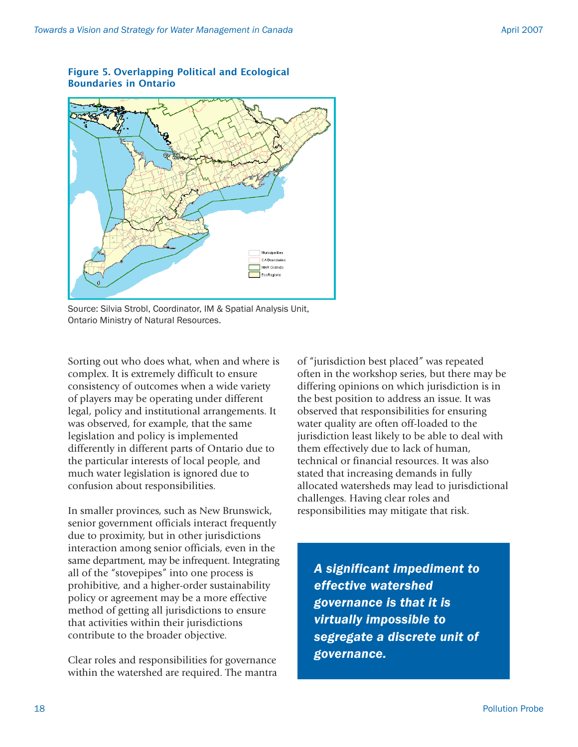**Figure 5. Overlapping Political and Ecological Boundaries in Ontario**

Municipalities
CA Boundaries
MNR Districts
EcoRegions

Source: Silvia Strobl, Coordinator, IM & Spatial Analysis Unit, Ontario Ministry of Natural Resources.

Sorting out who does what, when and where is complex. It is extremely difficult to ensure consistency of outcomes when a wide variety of players may be operating under different legal, policy and institutional arrangements. It was observed, for example, that the same legislation and policy is implemented differently in different parts of Ontario due to the particular interests of local people, and much water legislation is ignored due to confusion about responsibilities.

In smaller provinces, such as New Brunswick, senior government officials interact frequently due to proximity, but in other jurisdictions interaction among senior officials, even in the same department, may be infrequent. Integrating all of the "stovepipes" into one process is prohibitive, and a higher-order sustainability policy or agreement may be a more effective method of getting all jurisdictions to ensure that activities within their jurisdictions contribute to the broader objective.

Clear roles and responsibilities for governance within the watershed are required. The mantra of "jurisdiction best placed" was repeated often in the workshop series, but there may be differing opinions on which jurisdiction is in the best position to address an issue. It was observed that responsibilities for ensuring water quality are often off-loaded to the jurisdiction least likely to be able to deal with them effectively due to lack of human, technical or financial resources. It was also stated that increasing demands in fully allocated watersheds may lead to jurisdictional challenges. Having clear roles and responsibilities may mitigate that risk.

***A significant impediment to effective watershed governance is that it is virtually impossible to segregate a discrete unit of governance.***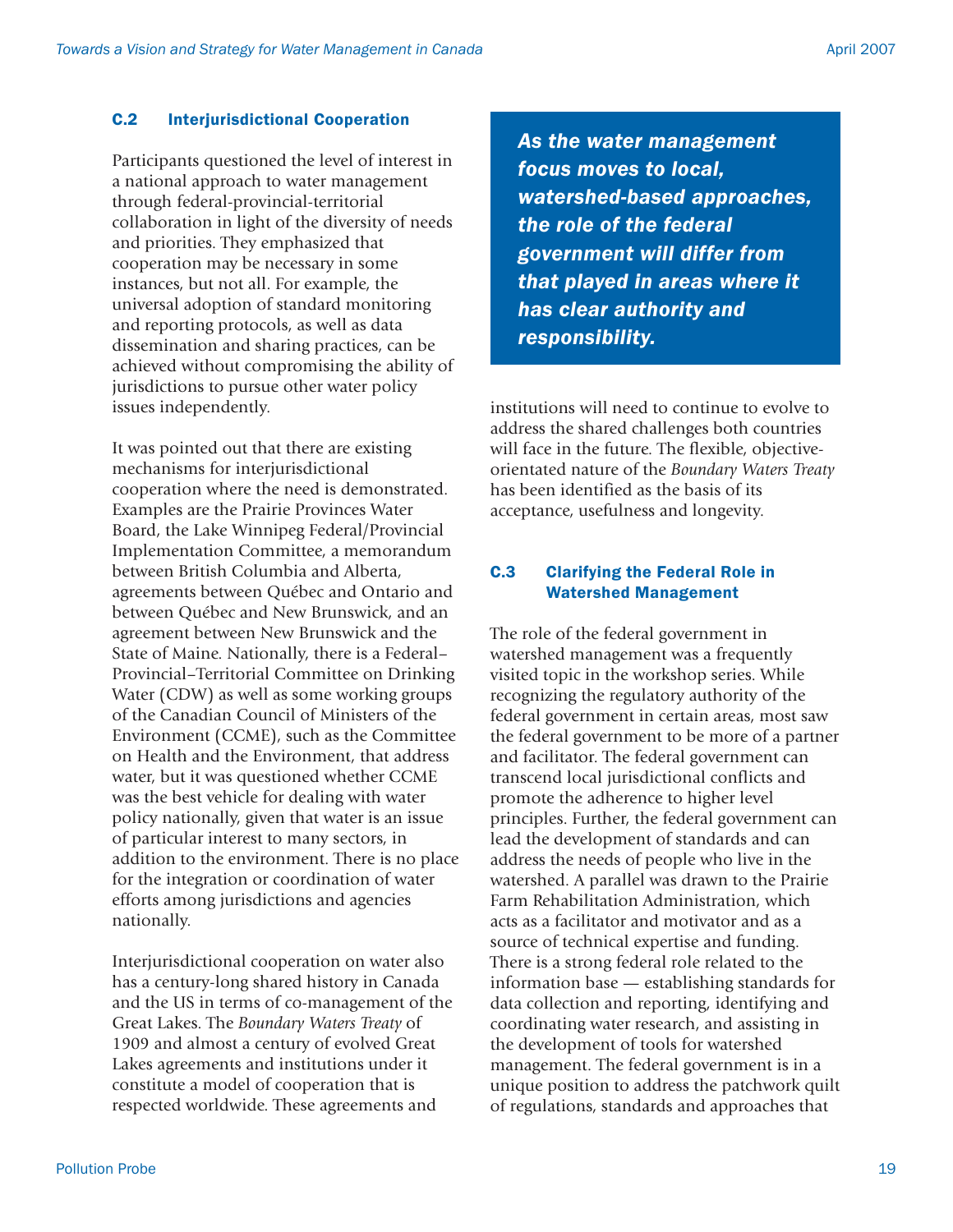### C.2 Interjurisdictional Cooperation

Participants questioned the level of interest in a national approach to water management through federal-provincial-territorial collaboration in light of the diversity of needs and priorities. They emphasized that cooperation may be necessary in some instances, but not all. For example, the universal adoption of standard monitoring and reporting protocols, as well as data dissemination and sharing practices, can be achieved without compromising the ability of jurisdictions to pursue other water policy issues independently.

It was pointed out that there are existing mechanisms for interjurisdictional cooperation where the need is demonstrated. Examples are the Prairie Provinces Water Board, the Lake Winnipeg Federal/Provincial Implementation Committee, a memorandum between British Columbia and Alberta, agreements between Québec and Ontario and between Québec and New Brunswick, and an agreement between New Brunswick and the State of Maine. Nationally, there is a Federal–Provincial–Territorial Committee on Drinking Water (CDW) as well as some working groups of the Canadian Council of Ministers of the Environment (CCME), such as the Committee on Health and the Environment, that address water, but it was questioned whether CCME was the best vehicle for dealing with water policy nationally, given that water is an issue of particular interest to many sectors, in addition to the environment. There is no place for the integration or coordination of water efforts among jurisdictions and agencies nationally.

Interjurisdictional cooperation on water also has a century-long shared history in Canada and the US in terms of co-management of the Great Lakes. The *Boundary Waters Treaty* of 1909 and almost a century of evolved Great Lakes agreements and institutions under it constitute a model of cooperation that is respected worldwide. These agreements and institutions will need to continue to evolve to address the shared challenges both countries will face in the future. The flexible, objective-orientated nature of the *Boundary Waters Treaty* has been identified as the basis of its acceptance, usefulness and longevity.

> ***As the water management focus moves to local, watershed-based approaches, the role of the federal government will differ from that played in areas where it has clear authority and responsibility.***

### C.3 Clarifying the Federal Role in Watershed Management

The role of the federal government in watershed management was a frequently visited topic in the workshop series. While recognizing the regulatory authority of the federal government in certain areas, most saw the federal government to be more of a partner and facilitator. The federal government can transcend local jurisdictional conflicts and promote the adherence to higher level principles. Further, the federal government can lead the development of standards and can address the needs of people who live in the watershed. A parallel was drawn to the Prairie Farm Rehabilitation Administration, which acts as a facilitator and motivator and as a source of technical expertise and funding. There is a strong federal role related to the information base — establishing standards for data collection and reporting, identifying and coordinating water research, and assisting in the development of tools for watershed management. The federal government is in a unique position to address the patchwork quilt of regulations, standards and approaches that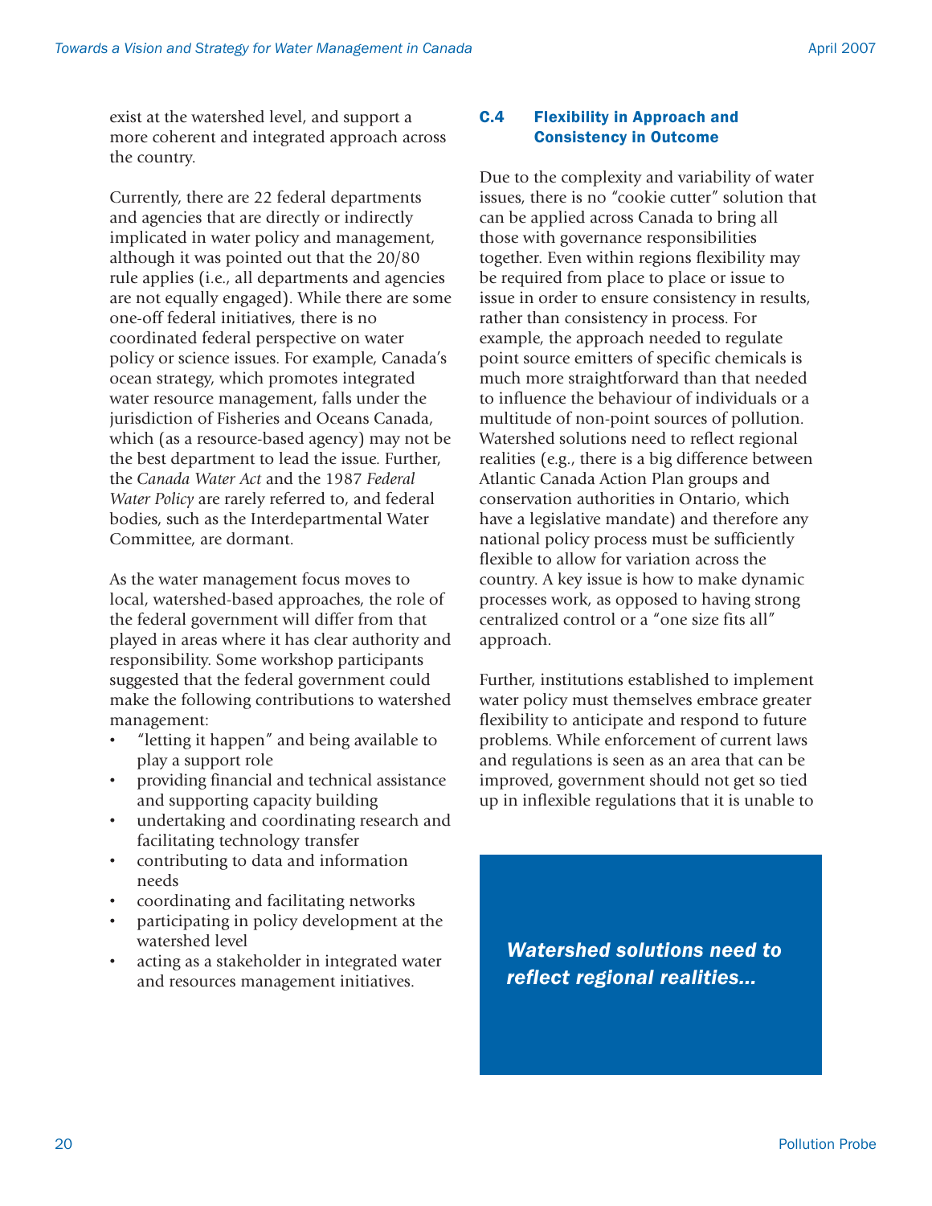exist at the watershed level, and support a more coherent and integrated approach across the country.

Currently, there are 22 federal departments and agencies that are directly or indirectly implicated in water policy and management, although it was pointed out that the 20/80 rule applies (i.e., all departments and agencies are not equally engaged). While there are some one-off federal initiatives, there is no coordinated federal perspective on water policy or science issues. For example, Canada's ocean strategy, which promotes integrated water resource management, falls under the jurisdiction of Fisheries and Oceans Canada, which (as a resource-based agency) may not be the best department to lead the issue. Further, the *Canada Water Act* and the 1987 *Federal Water Policy* are rarely referred to, and federal bodies, such as the Interdepartmental Water Committee, are dormant.

As the water management focus moves to local, watershed-based approaches, the role of the federal government will differ from that played in areas where it has clear authority and responsibility. Some workshop participants suggested that the federal government could make the following contributions to watershed management:

- "letting it happen" and being available to play a support role
- providing financial and technical assistance and supporting capacity building
- undertaking and coordinating research and facilitating technology transfer
- contributing to data and information needs
- coordinating and facilitating networks
- participating in policy development at the watershed level
- acting as a stakeholder in integrated water and resources management initiatives.

### C.4 Flexibility in Approach and Consistency in Outcome

Due to the complexity and variability of water issues, there is no "cookie cutter" solution that can be applied across Canada to bring all those with governance responsibilities together. Even within regions flexibility may be required from place to place or issue to issue in order to ensure consistency in results, rather than consistency in process. For example, the approach needed to regulate point source emitters of specific chemicals is much more straightforward than that needed to influence the behaviour of individuals or a multitude of non-point sources of pollution. Watershed solutions need to reflect regional realities (e.g., there is a big difference between Atlantic Canada Action Plan groups and conservation authorities in Ontario, which have a legislative mandate) and therefore any national policy process must be sufficiently flexible to allow for variation across the country. A key issue is how to make dynamic processes work, as opposed to having strong centralized control or a "one size fits all" approach.

Further, institutions established to implement water policy must themselves embrace greater flexibility to anticipate and respond to future problems. While enforcement of current laws and regulations is seen as an area that can be improved, government should not get so tied up in inflexible regulations that it is unable to

***Watershed solutions need to reflect regional realities...***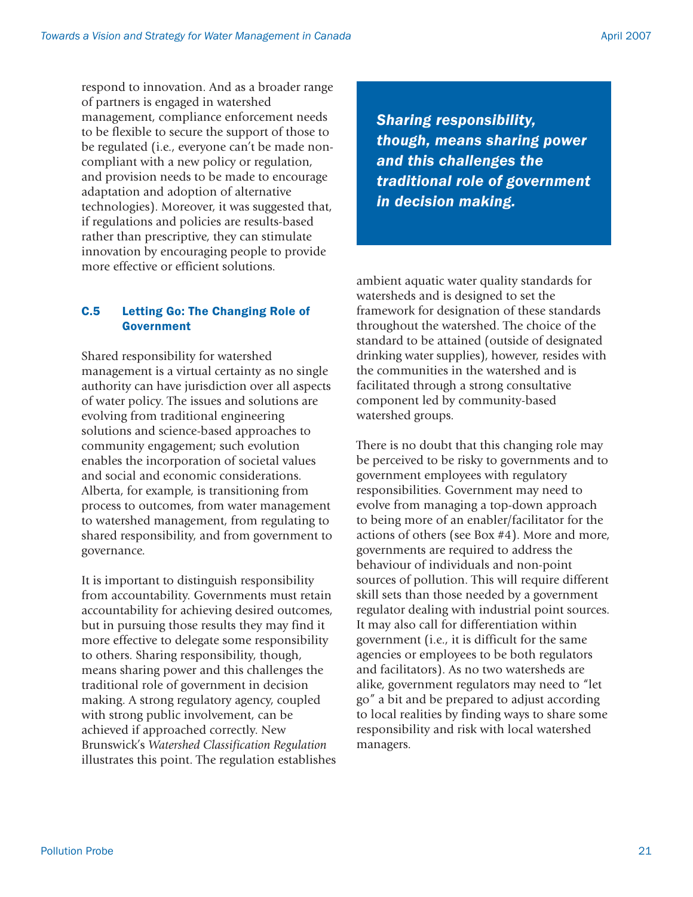respond to innovation. And as a broader range of partners is engaged in watershed management, compliance enforcement needs to be flexible to secure the support of those to be regulated (i.e., everyone can't be made non-compliant with a new policy or regulation, and provision needs to be made to encourage adaptation and adoption of alternative technologies). Moreover, it was suggested that, if regulations and policies are results-based rather than prescriptive, they can stimulate innovation by encouraging people to provide more effective or efficient solutions.

### C.5 Letting Go: The Changing Role of Government

Shared responsibility for watershed management is a virtual certainty as no single authority can have jurisdiction over all aspects of water policy. The issues and solutions are evolving from traditional engineering solutions and science-based approaches to community engagement; such evolution enables the incorporation of societal values and social and economic considerations. Alberta, for example, is transitioning from process to outcomes, from water management to watershed management, from regulating to shared responsibility, and from government to governance.

It is important to distinguish responsibility from accountability. Governments must retain accountability for achieving desired outcomes, but in pursuing those results they may find it more effective to delegate some responsibility to others. Sharing responsibility, though, means sharing power and this challenges the traditional role of government in decision making. A strong regulatory agency, coupled with strong public involvement, can be achieved if approached correctly. New Brunswick's *Watershed Classification Regulation* illustrates this point. The regulation establishes ambient aquatic water quality standards for watersheds and is designed to set the framework for designation of these standards throughout the watershed. The choice of the standard to be attained (outside of designated drinking water supplies), however, resides with the communities in the watershed and is facilitated through a strong consultative component led by community-based watershed groups.

> ***Sharing responsibility, though, means sharing power and this challenges the traditional role of government in decision making.***

There is no doubt that this changing role may be perceived to be risky to governments and to government employees with regulatory responsibilities. Government may need to evolve from managing a top-down approach to being more of an enabler/facilitator for the actions of others (see Box #4). More and more, governments are required to address the behaviour of individuals and non-point sources of pollution. This will require different skill sets than those needed by a government regulator dealing with industrial point sources. It may also call for differentiation within government (i.e., it is difficult for the same agencies or employees to be both regulators and facilitators). As no two watersheds are alike, government regulators may need to "let go" a bit and be prepared to adjust according to local realities by finding ways to share some responsibility and risk with local watershed managers.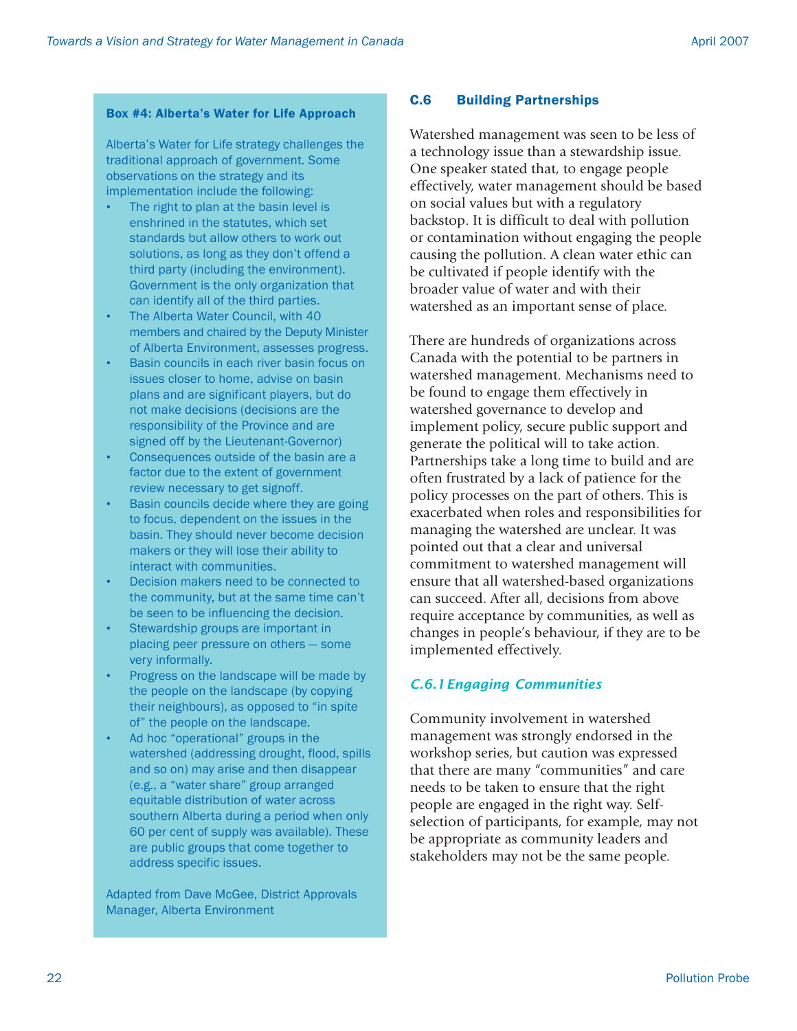**Box #4: Alberta's Water for Life Approach**

Alberta's Water for Life strategy challenges the traditional approach of government. Some observations on the strategy and its implementation include the following:

- The right to plan at the basin level is enshrined in the statutes, which set standards but allow others to work out solutions, as long as they don't offend a third party (including the environment). Government is the only organization that can identify all of the third parties.
- The Alberta Water Council, with 40 members and chaired by the Deputy Minister of Alberta Environment, assesses progress.
- Basin councils in each river basin focus on issues closer to home, advise on basin plans and are significant players, but do not make decisions (decisions are the responsibility of the Province and are signed off by the Lieutenant-Governor)
- Consequences outside of the basin are a factor due to the extent of government review necessary to get signoff.
- Basin councils decide where they are going to focus, dependent on the issues in the basin. They should never become decision makers or they will lose their ability to interact with communities.
- Decision makers need to be connected to the community, but at the same time can't be seen to be influencing the decision.
- Stewardship groups are important in placing peer pressure on others — some very informally.
- Progress on the landscape will be made by the people on the landscape (by copying their neighbours), as opposed to "in spite of" the people on the landscape.
- Ad hoc "operational" groups in the watershed (addressing drought, flood, spills and so on) may arise and then disappear (e.g., a "water share" group arranged equitable distribution of water across southern Alberta during a period when only 60 per cent of supply was available). These are public groups that come together to address specific issues.

Adapted from Dave McGee, District Approvals Manager, Alberta Environment

## C.6 Building Partnerships

Watershed management was seen to be less of a technology issue than a stewardship issue. One speaker stated that, to engage people effectively, water management should be based on social values but with a regulatory backstop. It is difficult to deal with pollution or contamination without engaging the people causing the pollution. A clean water ethic can be cultivated if people identify with the broader value of water and with their watershed as an important sense of place.

There are hundreds of organizations across Canada with the potential to be partners in watershed management. Mechanisms need to be found to engage them effectively in watershed governance to develop and implement policy, secure public support and generate the political will to take action. Partnerships take a long time to build and are often frustrated by a lack of patience for the policy processes on the part of others. This is exacerbated when roles and responsibilities for managing the watershed are unclear. It was pointed out that a clear and universal commitment to watershed management will ensure that all watershed-based organizations can succeed. After all, decisions from above require acceptance by communities, as well as changes in people's behaviour, if they are to be implemented effectively.

### *C.6.1 Engaging Communities*

Community involvement in watershed management was strongly endorsed in the workshop series, but caution was expressed that there are many "communities" and care needs to be taken to ensure that the right people are engaged in the right way. Self-selection of participants, for example, may not be appropriate as community leaders and stakeholders may not be the same people.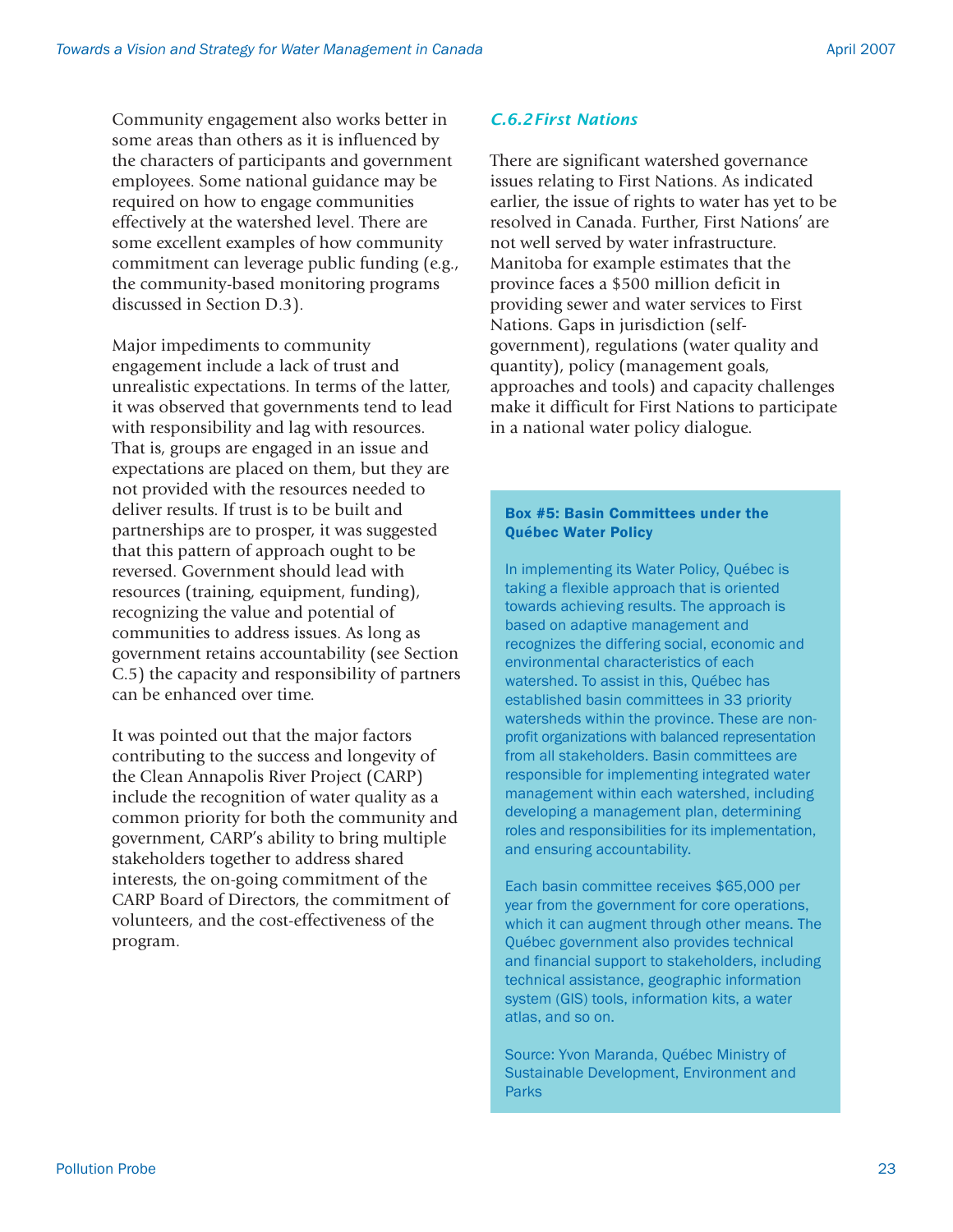Community engagement also works better in some areas than others as it is influenced by the characters of participants and government employees. Some national guidance may be required on how to engage communities effectively at the watershed level. There are some excellent examples of how community commitment can leverage public funding (e.g., the community-based monitoring programs discussed in Section D.3).

Major impediments to community engagement include a lack of trust and unrealistic expectations. In terms of the latter, it was observed that governments tend to lead with responsibility and lag with resources. That is, groups are engaged in an issue and expectations are placed on them, but they are not provided with the resources needed to deliver results. If trust is to be built and partnerships are to prosper, it was suggested that this pattern of approach ought to be reversed. Government should lead with resources (training, equipment, funding), recognizing the value and potential of communities to address issues. As long as government retains accountability (see Section C.5) the capacity and responsibility of partners can be enhanced over time.

It was pointed out that the major factors contributing to the success and longevity of the Clean Annapolis River Project (CARP) include the recognition of water quality as a common priority for both the community and government, CARP's ability to bring multiple stakeholders together to address shared interests, the on-going commitment of the CARP Board of Directors, the commitment of volunteers, and the cost-effectiveness of the program.

### *C.6.2 First Nations*

There are significant watershed governance issues relating to First Nations. As indicated earlier, the issue of rights to water has yet to be resolved in Canada. Further, First Nations' are not well served by water infrastructure. Manitoba for example estimates that the province faces a $500 million deficit in providing sewer and water services to First Nations. Gaps in jurisdiction (self-government), regulations (water quality and quantity), policy (management goals, approaches and tools) and capacity challenges make it difficult for First Nations to participate in a national water policy dialogue.

**Box #5: Basin Committees under the Québec Water Policy**

In implementing its Water Policy, Québec is taking a flexible approach that is oriented towards achieving results. The approach is based on adaptive management and recognizes the differing social, economic and environmental characteristics of each watershed. To assist in this, Québec has established basin committees in 33 priority watersheds within the province. These are non-profit organizations with balanced representation from all stakeholders. Basin committees are responsible for implementing integrated water management within each watershed, including developing a management plan, determining roles and responsibilities for its implementation, and ensuring accountability.

Each basin committee receives $65,000 per year from the government for core operations, which it can augment through other means. The Québec government also provides technical and financial support to stakeholders, including technical assistance, geographic information system (GIS) tools, information kits, a water atlas, and so on.

Source: Yvon Maranda, Québec Ministry of Sustainable Development, Environment and Parks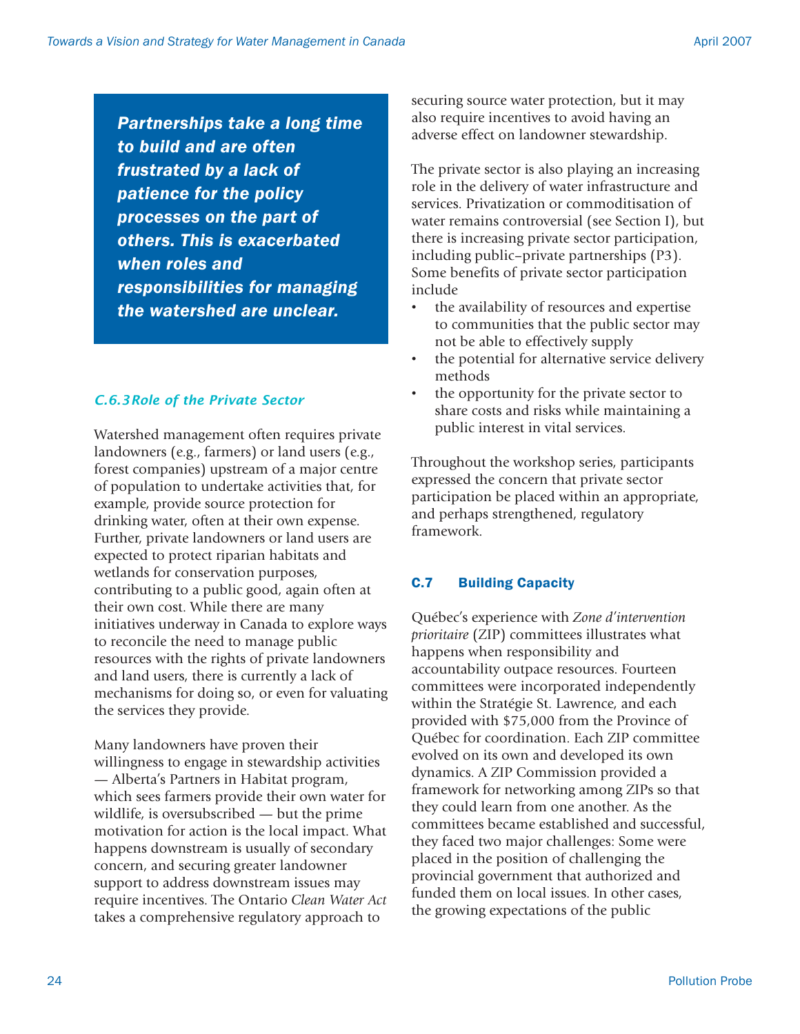***Partnerships take a long time to build and are often frustrated by a lack of patience for the policy processes on the part of others. This is exacerbated when roles and responsibilities for managing the watershed are unclear.***

### *C.6.3 Role of the Private Sector*

Watershed management often requires private landowners (e.g., farmers) or land users (e.g., forest companies) upstream of a major centre of population to undertake activities that, for example, provide source protection for drinking water, often at their own expense. Further, private landowners or land users are expected to protect riparian habitats and wetlands for conservation purposes, contributing to a public good, again often at their own cost. While there are many initiatives underway in Canada to explore ways to reconcile the need to manage public resources with the rights of private landowners and land users, there is currently a lack of mechanisms for doing so, or even for valuating the services they provide.

Many landowners have proven their willingness to engage in stewardship activities — Alberta's Partners in Habitat program, which sees farmers provide their own water for wildlife, is oversubscribed — but the prime motivation for action is the local impact. What happens downstream is usually of secondary concern, and securing greater landowner support to address downstream issues may require incentives. The Ontario *Clean Water Act* takes a comprehensive regulatory approach to securing source water protection, but it may also require incentives to avoid having an adverse effect on landowner stewardship.

The private sector is also playing an increasing role in the delivery of water infrastructure and services. Privatization or commoditisation of water remains controversial (see Section I), but there is increasing private sector participation, including public–private partnerships (P3). Some benefits of private sector participation include

- the availability of resources and expertise to communities that the public sector may not be able to effectively supply
- the potential for alternative service delivery methods
- the opportunity for the private sector to share costs and risks while maintaining a public interest in vital services.

Throughout the workshop series, participants expressed the concern that private sector participation be placed within an appropriate, and perhaps strengthened, regulatory framework.

## C.7 Building Capacity

Québec's experience with *Zone d'intervention prioritaire* (ZIP) committees illustrates what happens when responsibility and accountability outpace resources. Fourteen committees were incorporated independently within the Stratégie St. Lawrence, and each provided with $75,000 from the Province of Québec for coordination. Each ZIP committee evolved on its own and developed its own dynamics. A ZIP Commission provided a framework for networking among ZIPs so that they could learn from one another. As the committees became established and successful, they faced two major challenges: Some were placed in the position of challenging the provincial government that authorized and funded them on local issues. In other cases, the growing expectations of the public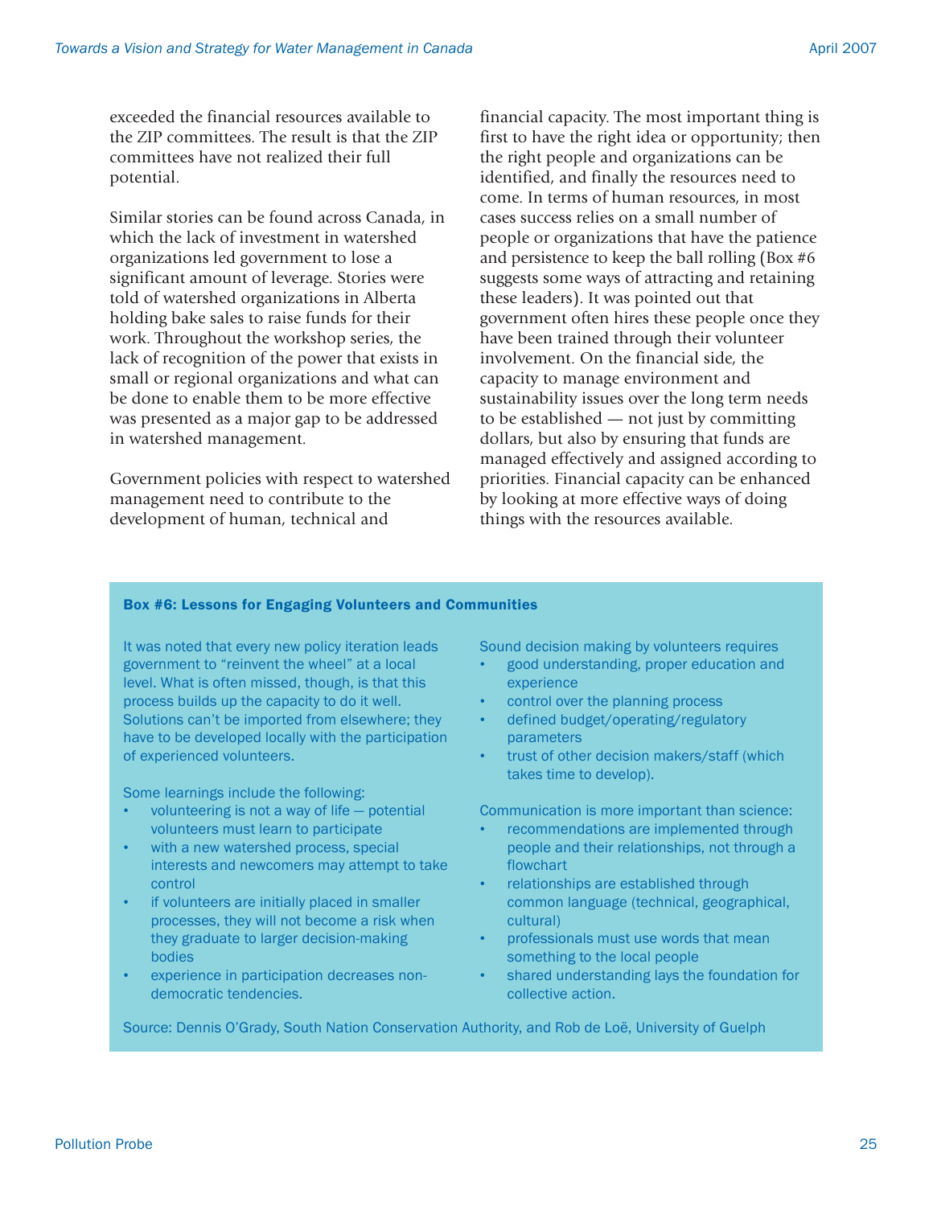exceeded the financial resources available to the ZIP committees. The result is that the ZIP committees have not realized their full potential.

Similar stories can be found across Canada, in which the lack of investment in watershed organizations led government to lose a significant amount of leverage. Stories were told of watershed organizations in Alberta holding bake sales to raise funds for their work. Throughout the workshop series, the lack of recognition of the power that exists in small or regional organizations and what can be done to enable them to be more effective was presented as a major gap to be addressed in watershed management.

Government policies with respect to watershed management need to contribute to the development of human, technical and financial capacity. The most important thing is first to have the right idea or opportunity; then the right people and organizations can be identified, and finally the resources need to come. In terms of human resources, in most cases success relies on a small number of people or organizations that have the patience and persistence to keep the ball rolling (Box #6 suggests some ways of attracting and retaining these leaders). It was pointed out that government often hires these people once they have been trained through their volunteer involvement. On the financial side, the capacity to manage environment and sustainability issues over the long term needs to be established — not just by committing dollars, but also by ensuring that funds are managed effectively and assigned according to priorities. Financial capacity can be enhanced by looking at more effective ways of doing things with the resources available.

**Box #6: Lessons for Engaging Volunteers and Communities**

It was noted that every new policy iteration leads government to "reinvent the wheel" at a local level. What is often missed, though, is that this process builds up the capacity to do it well. Solutions can't be imported from elsewhere; they have to be developed locally with the participation of experienced volunteers.

Some learnings include the following:

- volunteering is not a way of life — potential volunteers must learn to participate
- with a new watershed process, special interests and newcomers may attempt to take control
- if volunteers are initially placed in smaller processes, they will not become a risk when they graduate to larger decision-making bodies
- experience in participation decreases non-democratic tendencies.

Sound decision making by volunteers requires

- good understanding, proper education and experience
- control over the planning process
- defined budget/operating/regulatory parameters
- trust of other decision makers/staff (which takes time to develop).

Communication is more important than science:

- recommendations are implemented through people and their relationships, not through a flowchart
- relationships are established through common language (technical, geographical, cultural)
- professionals must use words that mean something to the local people
- shared understanding lays the foundation for collective action.

Source: Dennis O'Grady, South Nation Conservation Authority, and Rob de Loë, University of Guelph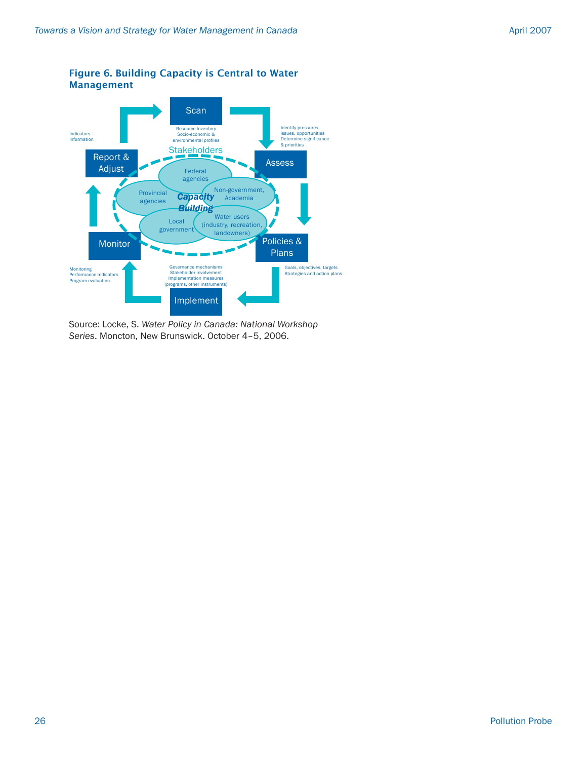**Figure 6. Building Capacity is Central to Water Management**

Scan
Resource Inventory
Socio-economic &
environmental profiles

Assess
Identify pressures,
issues, opportunities
Determine significance
& priorities

Policies & Plans
Goals, objectives, targets
Strategies and action plans

Implement
Governance mechanisms
Stakeholder involvement
Implementation measures
(programs, other instruments)

Monitor
Monitoring
Performance indicators
Program evaluation

Report & Adjust
Indicators
Information

Stakeholders
Federal agencies
Provincial agencies
Non-government, Academia
Local government
Water users (industry, recreation, landowners)
*Capacity Building*

Source: Locke, S. *Water Policy in Canada: National Workshop Series*. Moncton, New Brunswick. October 4–5, 2006.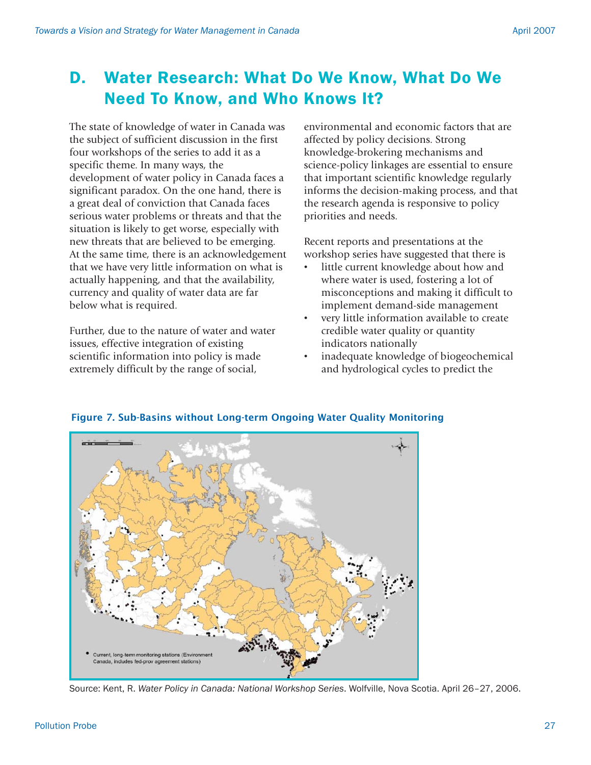# D. Water Research: What Do We Know, What Do We Need To Know, and Who Knows It?

The state of knowledge of water in Canada was the subject of sufficient discussion in the first four workshops of the series to add it as a specific theme. In many ways, the development of water policy in Canada faces a significant paradox. On the one hand, there is a great deal of conviction that Canada faces serious water problems or threats and that the situation is likely to get worse, especially with new threats that are believed to be emerging. At the same time, there is an acknowledgement that we have very little information on what is actually happening, and that the availability, currency and quality of water data are far below what is required.

Further, due to the nature of water and water issues, effective integration of existing scientific information into policy is made extremely difficult by the range of social, environmental and economic factors that are affected by policy decisions. Strong knowledge-brokering mechanisms and science-policy linkages are essential to ensure that important scientific knowledge regularly informs the decision-making process, and that the research agenda is responsive to policy priorities and needs.

Recent reports and presentations at the workshop series have suggested that there is

- little current knowledge about how and where water is used, fostering a lot of misconceptions and making it difficult to implement demand-side management
- very little information available to create credible water quality or quantity indicators nationally
- inadequate knowledge of biogeochemical and hydrological cycles to predict the

**Figure 7. Sub-Basins without Long-term Ongoing Water Quality Monitoring**

Source: Kent, R. *Water Policy in Canada: National Workshop Series*. Wolfville, Nova Scotia. April 26–27, 2006.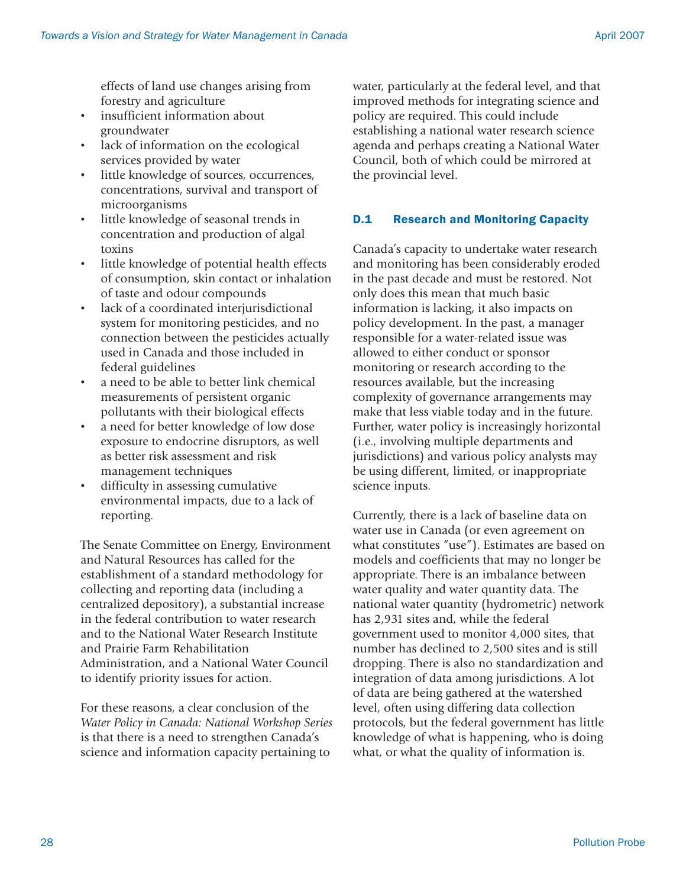effects of land use changes arising from forestry and agriculture
- insufficient information about groundwater
- lack of information on the ecological services provided by water
- little knowledge of sources, occurrences, concentrations, survival and transport of microorganisms
- little knowledge of seasonal trends in concentration and production of algal toxins
- little knowledge of potential health effects of consumption, skin contact or inhalation of taste and odour compounds
- lack of a coordinated interjurisdictional system for monitoring pesticides, and no connection between the pesticides actually used in Canada and those included in federal guidelines
- a need to be able to better link chemical measurements of persistent organic pollutants with their biological effects
- a need for better knowledge of low dose exposure to endocrine disruptors, as well as better risk assessment and risk management techniques
- difficulty in assessing cumulative environmental impacts, due to a lack of reporting.

The Senate Committee on Energy, Environment and Natural Resources has called for the establishment of a standard methodology for collecting and reporting data (including a centralized depository), a substantial increase in the federal contribution to water research and to the National Water Research Institute and Prairie Farm Rehabilitation Administration, and a National Water Council to identify priority issues for action.

For these reasons, a clear conclusion of the *Water Policy in Canada: National Workshop Series* is that there is a need to strengthen Canada's science and information capacity pertaining to water, particularly at the federal level, and that improved methods for integrating science and policy are required. This could include establishing a national water research science agenda and perhaps creating a National Water Council, both of which could be mirrored at the provincial level.

### D.1 Research and Monitoring Capacity

Canada's capacity to undertake water research and monitoring has been considerably eroded in the past decade and must be restored. Not only does this mean that much basic information is lacking, it also impacts on policy development. In the past, a manager responsible for a water-related issue was allowed to either conduct or sponsor monitoring or research according to the resources available, but the increasing complexity of governance arrangements may make that less viable today and in the future. Further, water policy is increasingly horizontal (i.e., involving multiple departments and jurisdictions) and various policy analysts may be using different, limited, or inappropriate science inputs.

Currently, there is a lack of baseline data on water use in Canada (or even agreement on what constitutes "use"). Estimates are based on models and coefficients that may no longer be appropriate. There is an imbalance between water quality and water quantity data. The national water quantity (hydrometric) network has 2,931 sites and, while the federal government used to monitor 4,000 sites, that number has declined to 2,500 sites and is still dropping. There is also no standardization and integration of data among jurisdictions. A lot of data are being gathered at the watershed level, often using differing data collection protocols, but the federal government has little knowledge of what is happening, who is doing what, or what the quality of information is.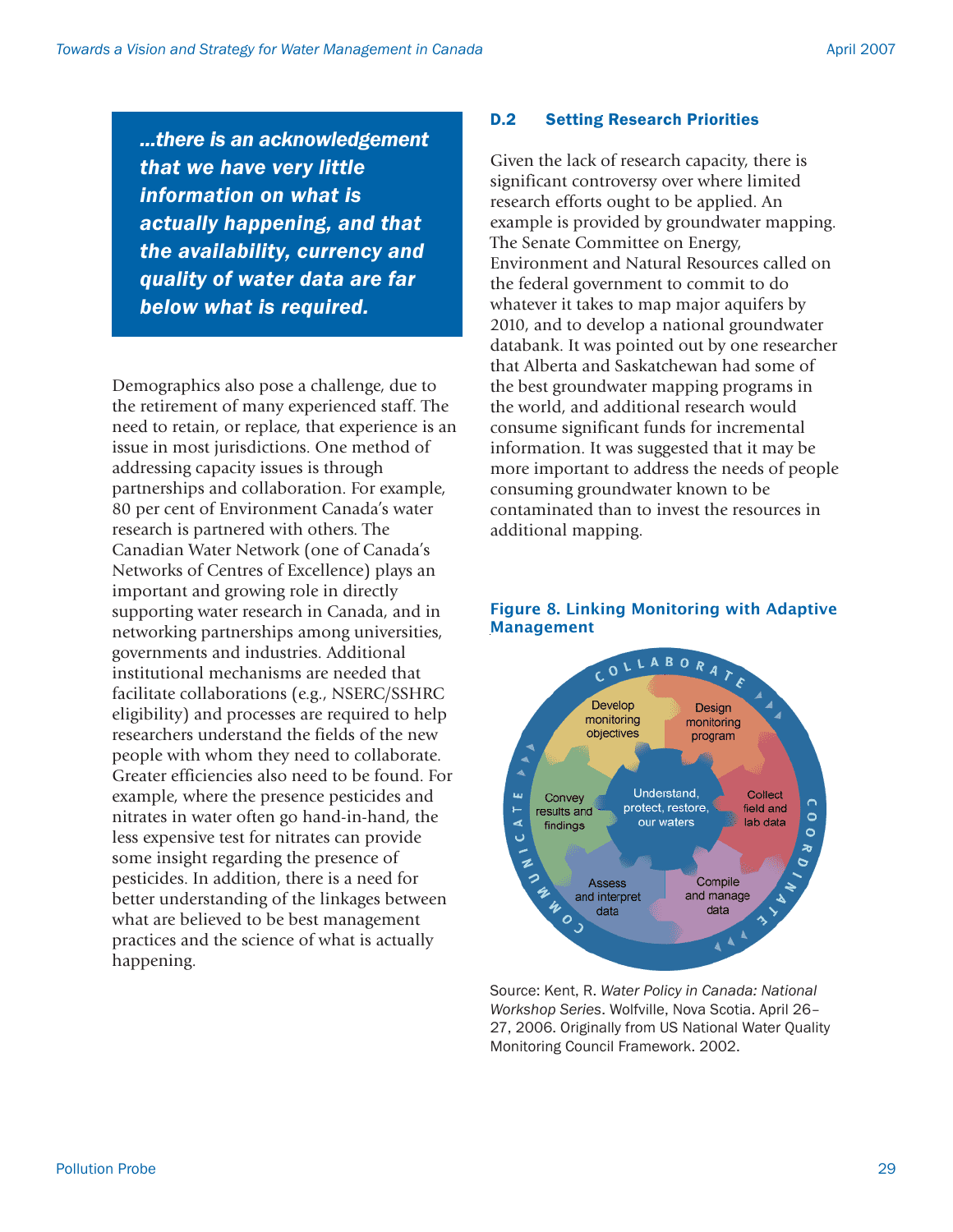> ***...there is an acknowledgement that we have very little information on what is actually happening, and that the availability, currency and quality of water data are far below what is required.***

Demographics also pose a challenge, due to the retirement of many experienced staff. The need to retain, or replace, that experience is an issue in most jurisdictions. One method of addressing capacity issues is through partnerships and collaboration. For example, 80 per cent of Environment Canada's water research is partnered with others. The Canadian Water Network (one of Canada's Networks of Centres of Excellence) plays an important and growing role in directly supporting water research in Canada, and in networking partnerships among universities, governments and industries. Additional institutional mechanisms are needed that facilitate collaborations (e.g., NSERC/SSHRC eligibility) and processes are required to help researchers understand the fields of the new people with whom they need to collaborate. Greater efficiencies also need to be found. For example, where the presence pesticides and nitrates in water often go hand-in-hand, the less expensive test for nitrates can provide some insight regarding the presence of pesticides. In addition, there is a need for better understanding of the linkages between what are believed to be best management practices and the science of what is actually happening.

### D.2 Setting Research Priorities

Given the lack of research capacity, there is significant controversy over where limited research efforts ought to be applied. An example is provided by groundwater mapping. The Senate Committee on Energy, Environment and Natural Resources called on the federal government to commit to do whatever it takes to map major aquifers by 2010, and to develop a national groundwater databank. It was pointed out by one researcher that Alberta and Saskatchewan had some of the best groundwater mapping programs in the world, and additional research would consume significant funds for incremental information. It was suggested that it may be more important to address the needs of people consuming groundwater known to be contaminated than to invest the resources in additional mapping.

**Figure 8. Linking Monitoring with Adaptive Management**

COLLABORATE — COORDINATE — COMMUNICATE

Understand, protect, restore, our waters

Develop monitoring objectives → Design monitoring program → Collect field and lab data → Compile and manage data → Assess and interpret data → Convey results and findings

Source: Kent, R. *Water Policy in Canada: National Workshop Series*. Wolfville, Nova Scotia. April 26–27, 2006. Originally from US National Water Quality Monitoring Council Framework. 2002.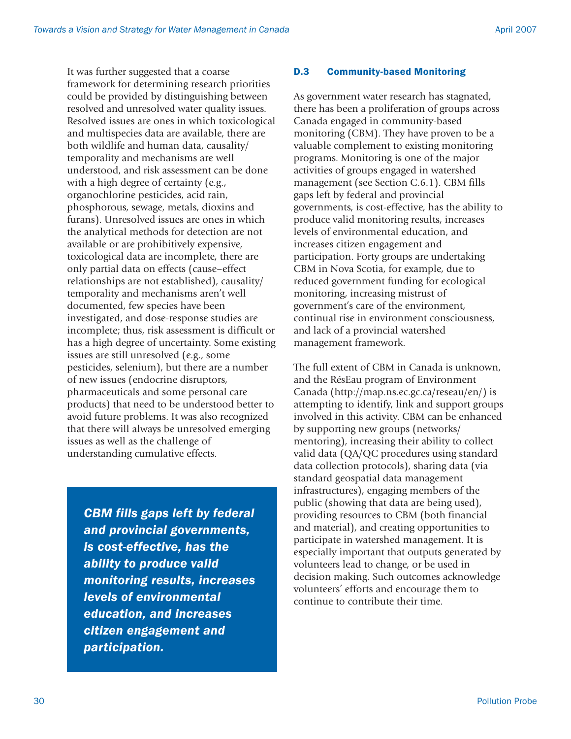It was further suggested that a coarse framework for determining research priorities could be provided by distinguishing between resolved and unresolved water quality issues. Resolved issues are ones in which toxicological and multispecies data are available, there are both wildlife and human data, causality/temporality and mechanisms are well understood, and risk assessment can be done with a high degree of certainty (e.g., organochlorine pesticides, acid rain, phosphorous, sewage, metals, dioxins and furans). Unresolved issues are ones in which the analytical methods for detection are not available or are prohibitively expensive, toxicological data are incomplete, there are only partial data on effects (cause–effect relationships are not established), causality/temporality and mechanisms aren't well documented, few species have been investigated, and dose-response studies are incomplete; thus, risk assessment is difficult or has a high degree of uncertainty. Some existing issues are still unresolved (e.g., some pesticides, selenium), but there are a number of new issues (endocrine disruptors, pharmaceuticals and some personal care products) that need to be understood better to avoid future problems. It was also recognized that there will always be unresolved emerging issues as well as the challenge of understanding cumulative effects.

> ***CBM fills gaps left by federal and provincial governments, is cost-effective, has the ability to produce valid monitoring results, increases levels of environmental education, and increases citizen engagement and participation.***

### D.3 Community-based Monitoring

As government water research has stagnated, there has been a proliferation of groups across Canada engaged in community-based monitoring (CBM). They have proven to be a valuable complement to existing monitoring programs. Monitoring is one of the major activities of groups engaged in watershed management (see Section C.6.1). CBM fills gaps left by federal and provincial governments, is cost-effective, has the ability to produce valid monitoring results, increases levels of environmental education, and increases citizen engagement and participation. Forty groups are undertaking CBM in Nova Scotia, for example, due to reduced government funding for ecological monitoring, increasing mistrust of government's care of the environment, continual rise in environment consciousness, and lack of a provincial watershed management framework.

The full extent of CBM in Canada is unknown, and the RésEau program of Environment Canada (http://map.ns.ec.gc.ca/reseau/en/) is attempting to identify, link and support groups involved in this activity. CBM can be enhanced by supporting new groups (networks/mentoring), increasing their ability to collect valid data (QA/QC procedures using standard data collection protocols), sharing data (via standard geospatial data management infrastructures), engaging members of the public (showing that data are being used), providing resources to CBM (both financial and material), and creating opportunities to participate in watershed management. It is especially important that outputs generated by volunteers lead to change, or be used in decision making. Such outcomes acknowledge volunteers' efforts and encourage them to continue to contribute their time.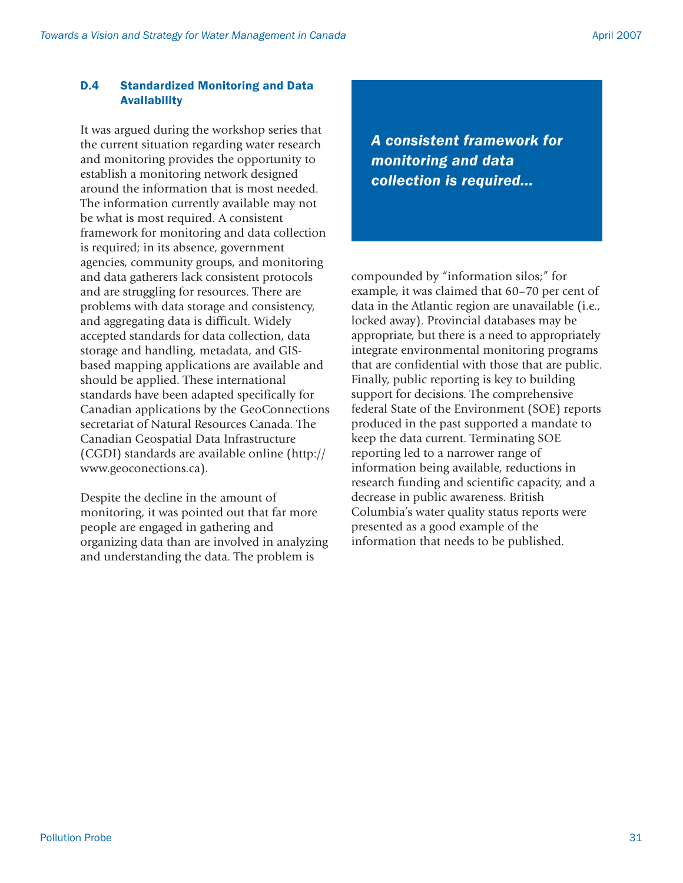### D.4 Standardized Monitoring and Data Availability

It was argued during the workshop series that the current situation regarding water research and monitoring provides the opportunity to establish a monitoring network designed around the information that is most needed. The information currently available may not be what is most required. A consistent framework for monitoring and data collection is required; in its absence, government agencies, community groups, and monitoring and data gatherers lack consistent protocols and are struggling for resources. There are problems with data storage and consistency, and aggregating data is difficult. Widely accepted standards for data collection, data storage and handling, metadata, and GIS-based mapping applications are available and should be applied. These international standards have been adapted specifically for Canadian applications by the GeoConnections secretariat of Natural Resources Canada. The Canadian Geospatial Data Infrastructure (CGDI) standards are available online (http://www.geoconections.ca).

> ***A consistent framework for monitoring and data collection is required...***

Despite the decline in the amount of monitoring, it was pointed out that far more people are engaged in gathering and organizing data than are involved in analyzing and understanding the data. The problem is compounded by "information silos;" for example, it was claimed that 60–70 per cent of data in the Atlantic region are unavailable (i.e., locked away). Provincial databases may be appropriate, but there is a need to appropriately integrate environmental monitoring programs that are confidential with those that are public. Finally, public reporting is key to building support for decisions. The comprehensive federal State of the Environment (SOE) reports produced in the past supported a mandate to keep the data current. Terminating SOE reporting led to a narrower range of information being available, reductions in research funding and scientific capacity, and a decrease in public awareness. British Columbia's water quality status reports were presented as a good example of the information that needs to be published.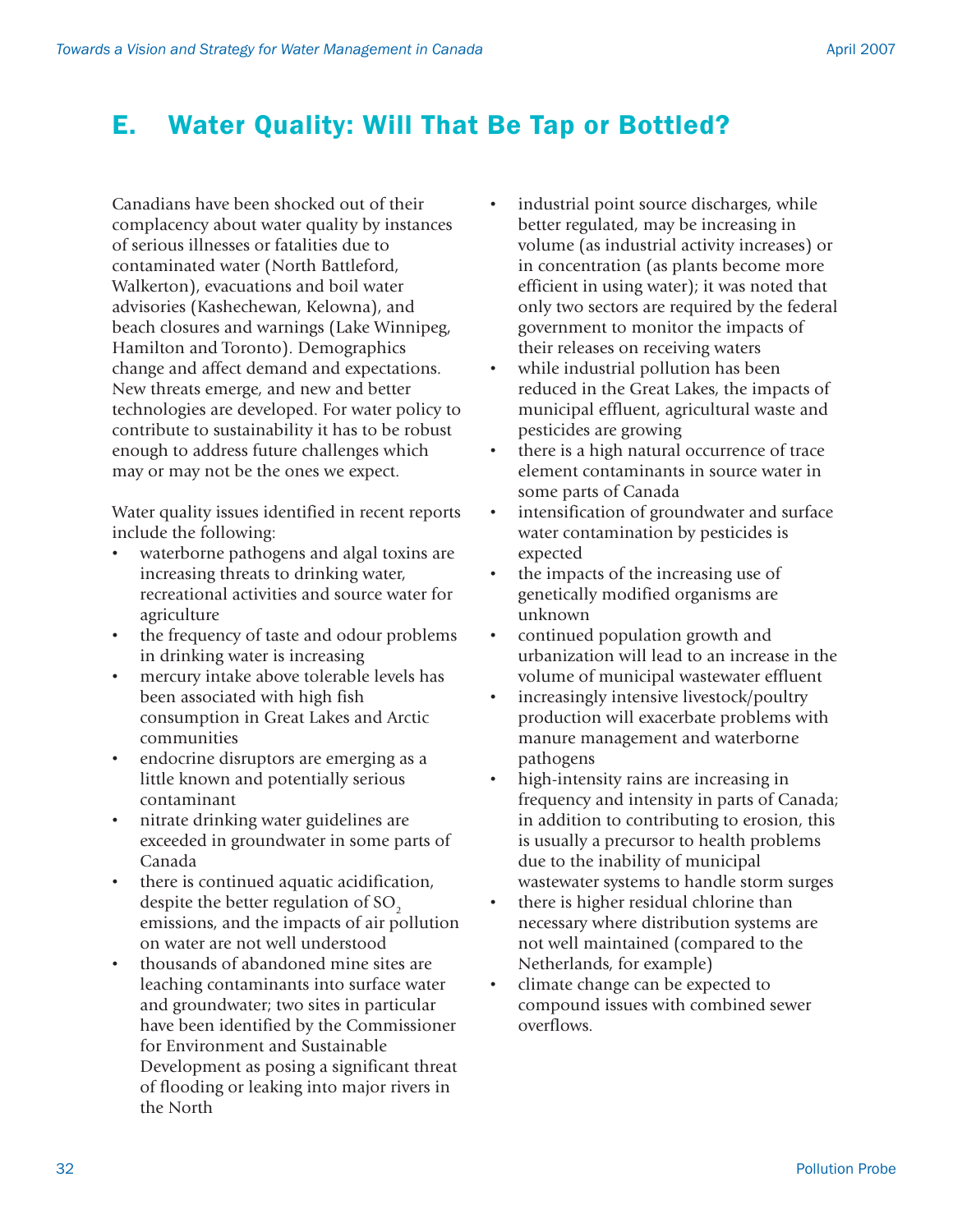## E. Water Quality: Will That Be Tap or Bottled?

Canadians have been shocked out of their complacency about water quality by instances of serious illnesses or fatalities due to contaminated water (North Battleford, Walkerton), evacuations and boil water advisories (Kashechewan, Kelowna), and beach closures and warnings (Lake Winnipeg, Hamilton and Toronto). Demographics change and affect demand and expectations. New threats emerge, and new and better technologies are developed. For water policy to contribute to sustainability it has to be robust enough to address future challenges which may or may not be the ones we expect.

Water quality issues identified in recent reports include the following:

- waterborne pathogens and algal toxins are increasing threats to drinking water, recreational activities and source water for agriculture
- the frequency of taste and odour problems in drinking water is increasing
- mercury intake above tolerable levels has been associated with high fish consumption in Great Lakes and Arctic communities
- endocrine disruptors are emerging as a little known and potentially serious contaminant
- nitrate drinking water guidelines are exceeded in groundwater in some parts of Canada
- there is continued aquatic acidification, despite the better regulation of $SO_2$ emissions, and the impacts of air pollution on water are not well understood
- thousands of abandoned mine sites are leaching contaminants into surface water and groundwater; two sites in particular have been identified by the Commissioner for Environment and Sustainable Development as posing a significant threat of flooding or leaking into major rivers in the North
- industrial point source discharges, while better regulated, may be increasing in volume (as industrial activity increases) or in concentration (as plants become more efficient in using water); it was noted that only two sectors are required by the federal government to monitor the impacts of their releases on receiving waters
- while industrial pollution has been reduced in the Great Lakes, the impacts of municipal effluent, agricultural waste and pesticides are growing
- there is a high natural occurrence of trace element contaminants in source water in some parts of Canada
- intensification of groundwater and surface water contamination by pesticides is expected
- the impacts of the increasing use of genetically modified organisms are unknown
- continued population growth and urbanization will lead to an increase in the volume of municipal wastewater effluent
- increasingly intensive livestock/poultry production will exacerbate problems with manure management and waterborne pathogens
- high-intensity rains are increasing in frequency and intensity in parts of Canada; in addition to contributing to erosion, this is usually a precursor to health problems due to the inability of municipal wastewater systems to handle storm surges
- there is higher residual chlorine than necessary where distribution systems are not well maintained (compared to the Netherlands, for example)
- climate change can be expected to compound issues with combined sewer overflows.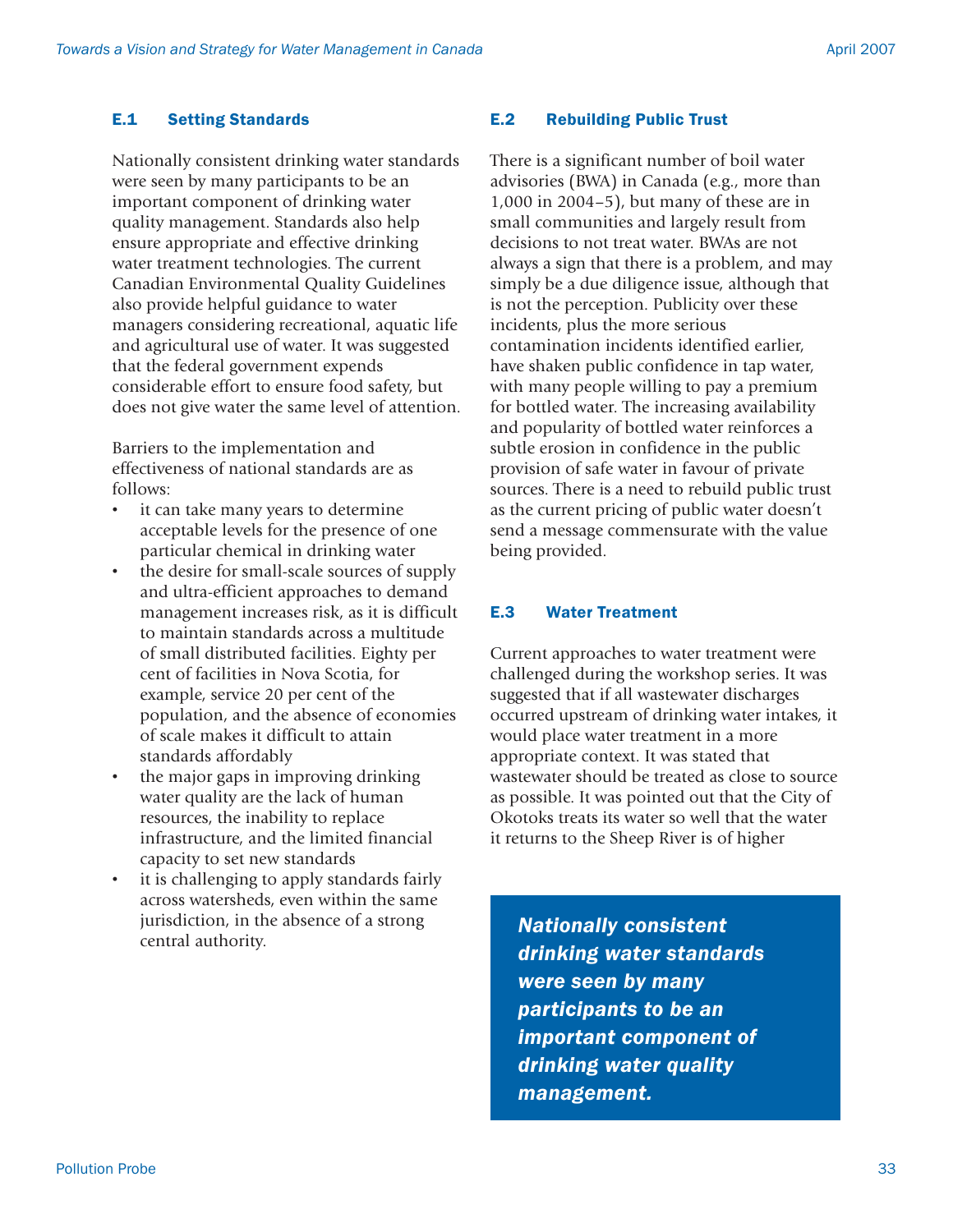### E.1 Setting Standards

Nationally consistent drinking water standards were seen by many participants to be an important component of drinking water quality management. Standards also help ensure appropriate and effective drinking water treatment technologies. The current Canadian Environmental Quality Guidelines also provide helpful guidance to water managers considering recreational, aquatic life and agricultural use of water. It was suggested that the federal government expends considerable effort to ensure food safety, but does not give water the same level of attention.

Barriers to the implementation and effectiveness of national standards are as follows:

- it can take many years to determine acceptable levels for the presence of one particular chemical in drinking water
- the desire for small-scale sources of supply and ultra-efficient approaches to demand management increases risk, as it is difficult to maintain standards across a multitude of small distributed facilities. Eighty per cent of facilities in Nova Scotia, for example, service 20 per cent of the population, and the absence of economies of scale makes it difficult to attain standards affordably
- the major gaps in improving drinking water quality are the lack of human resources, the inability to replace infrastructure, and the limited financial capacity to set new standards
- it is challenging to apply standards fairly across watersheds, even within the same jurisdiction, in the absence of a strong central authority.

### E.2 Rebuilding Public Trust

There is a significant number of boil water advisories (BWA) in Canada (e.g., more than 1,000 in 2004–5), but many of these are in small communities and largely result from decisions to not treat water. BWAs are not always a sign that there is a problem, and may simply be a due diligence issue, although that is not the perception. Publicity over these incidents, plus the more serious contamination incidents identified earlier, have shaken public confidence in tap water, with many people willing to pay a premium for bottled water. The increasing availability and popularity of bottled water reinforces a subtle erosion in confidence in the public provision of safe water in favour of private sources. There is a need to rebuild public trust as the current pricing of public water doesn't send a message commensurate with the value being provided.

### E.3 Water Treatment

Current approaches to water treatment were challenged during the workshop series. It was suggested that if all wastewater discharges occurred upstream of drinking water intakes, it would place water treatment in a more appropriate context. It was stated that wastewater should be treated as close to source as possible. It was pointed out that the City of Okotoks treats its water so well that the water it returns to the Sheep River is of higher

> ***Nationally consistent drinking water standards were seen by many participants to be an important component of drinking water quality management.***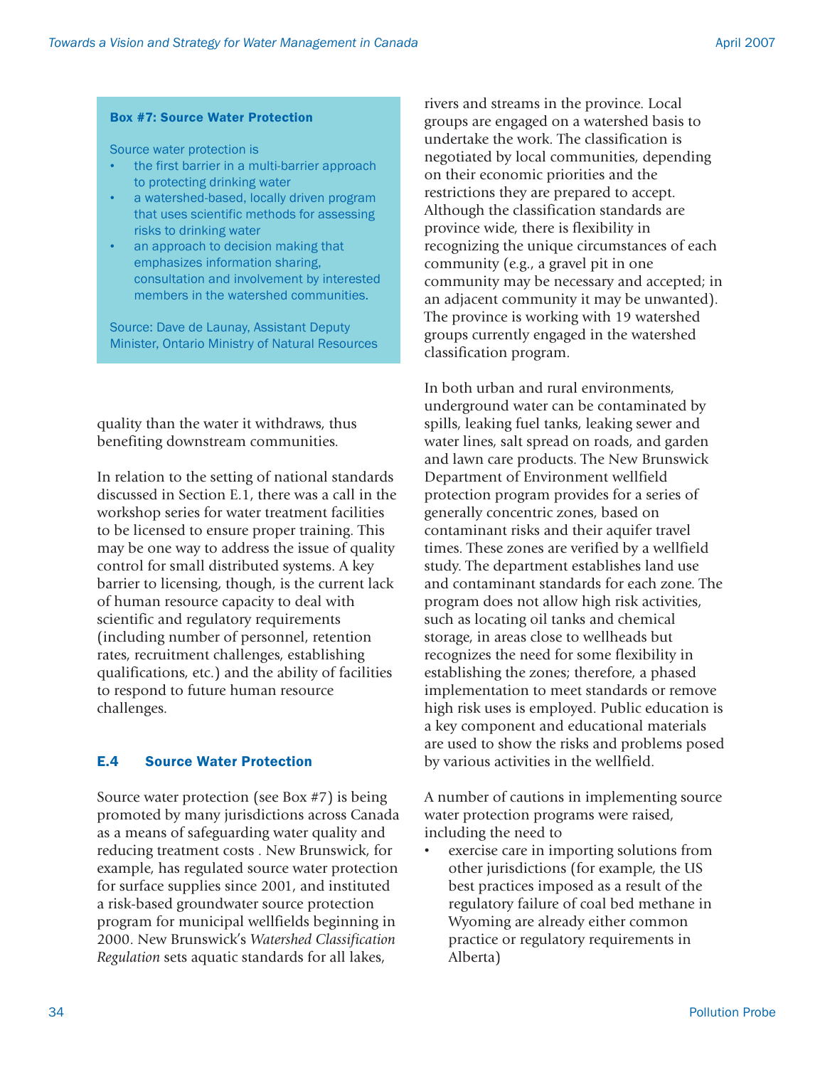**Box #7: Source Water Protection**

Source water protection is

- the first barrier in a multi-barrier approach to protecting drinking water
- a watershed-based, locally driven program that uses scientific methods for assessing risks to drinking water
- an approach to decision making that emphasizes information sharing, consultation and involvement by interested members in the watershed communities.

Source: Dave de Launay, Assistant Deputy Minister, Ontario Ministry of Natural Resources

quality than the water it withdraws, thus benefiting downstream communities.

In relation to the setting of national standards discussed in Section E.1, there was a call in the workshop series for water treatment facilities to be licensed to ensure proper training. This may be one way to address the issue of quality control for small distributed systems. A key barrier to licensing, though, is the current lack of human resource capacity to deal with scientific and regulatory requirements (including number of personnel, retention rates, recruitment challenges, establishing qualifications, etc.) and the ability of facilities to respond to future human resource challenges.

## E.4 Source Water Protection

Source water protection (see Box #7) is being promoted by many jurisdictions across Canada as a means of safeguarding water quality and reducing treatment costs . New Brunswick, for example, has regulated source water protection for surface supplies since 2001, and instituted a risk-based groundwater source protection program for municipal wellfields beginning in 2000. New Brunswick's *Watershed Classification Regulation* sets aquatic standards for all lakes, rivers and streams in the province. Local groups are engaged on a watershed basis to undertake the work. The classification is negotiated by local communities, depending on their economic priorities and the restrictions they are prepared to accept. Although the classification standards are province wide, there is flexibility in recognizing the unique circumstances of each community (e.g., a gravel pit in one community may be necessary and accepted; in an adjacent community it may be unwanted). The province is working with 19 watershed groups currently engaged in the watershed classification program.

In both urban and rural environments, underground water can be contaminated by spills, leaking fuel tanks, leaking sewer and water lines, salt spread on roads, and garden and lawn care products. The New Brunswick Department of Environment wellfield protection program provides for a series of generally concentric zones, based on contaminant risks and their aquifer travel times. These zones are verified by a wellfield study. The department establishes land use and contaminant standards for each zone. The program does not allow high risk activities, such as locating oil tanks and chemical storage, in areas close to wellheads but recognizes the need for some flexibility in establishing the zones; therefore, a phased implementation to meet standards or remove high risk uses is employed. Public education is a key component and educational materials are used to show the risks and problems posed by various activities in the wellfield.

A number of cautions in implementing source water protection programs were raised, including the need to

- exercise care in importing solutions from other jurisdictions (for example, the US best practices imposed as a result of the regulatory failure of coal bed methane in Wyoming are already either common practice or regulatory requirements in Alberta)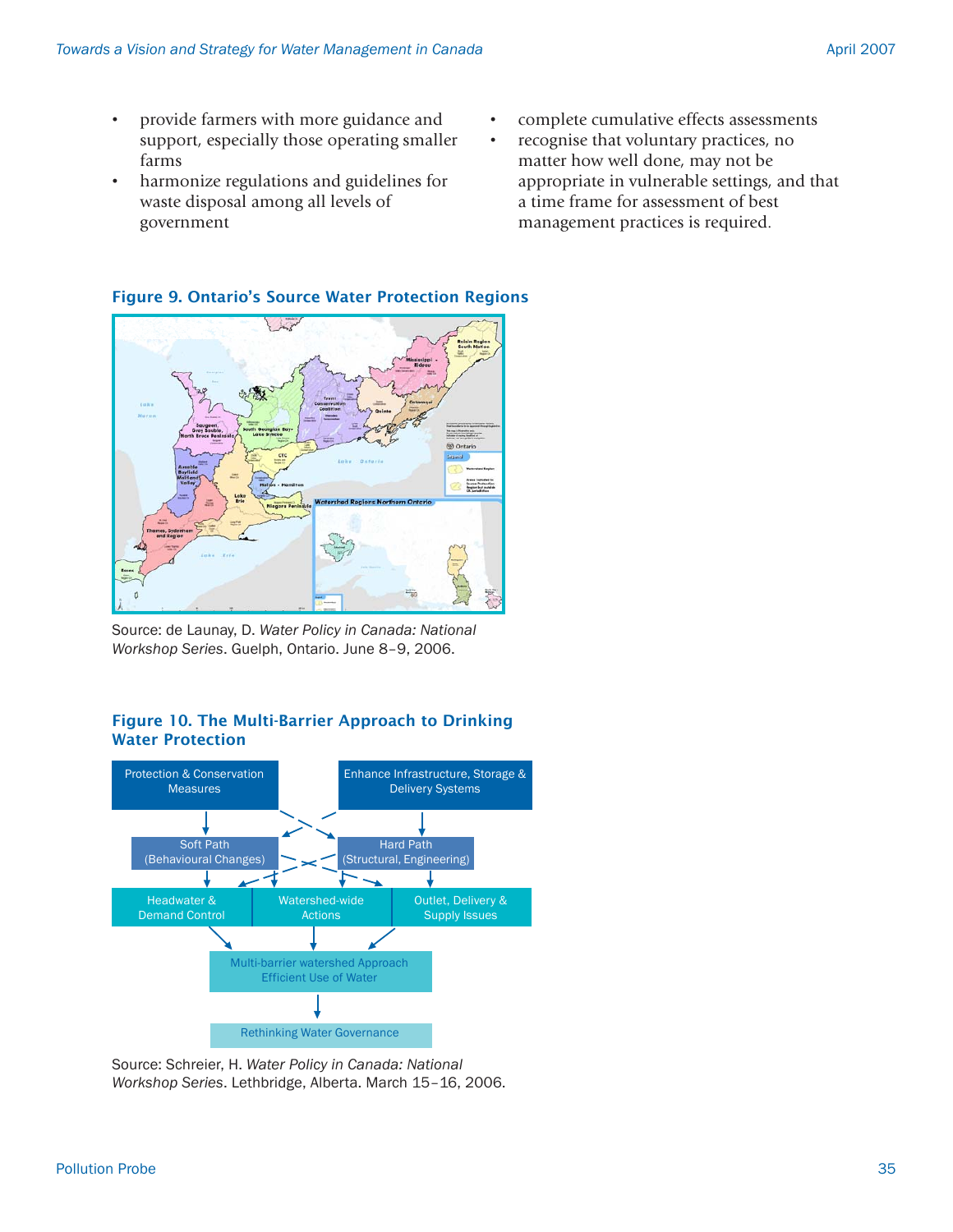- provide farmers with more guidance and support, especially those operating smaller farms
- harmonize regulations and guidelines for waste disposal among all levels of government
- complete cumulative effects assessments
- recognise that voluntary practices, no matter how well done, may not be appropriate in vulnerable settings, and that a time frame for assessment of best management practices is required.

**Figure 9. Ontario's Source Water Protection Regions**

Source: de Launay, D. *Water Policy in Canada: National Workshop Series*. Guelph, Ontario. June 8–9, 2006.

**Figure 10. The Multi-Barrier Approach to Drinking Water Protection**

Source: Schreier, H. *Water Policy in Canada: National Workshop Series*. Lethbridge, Alberta. March 15–16, 2006.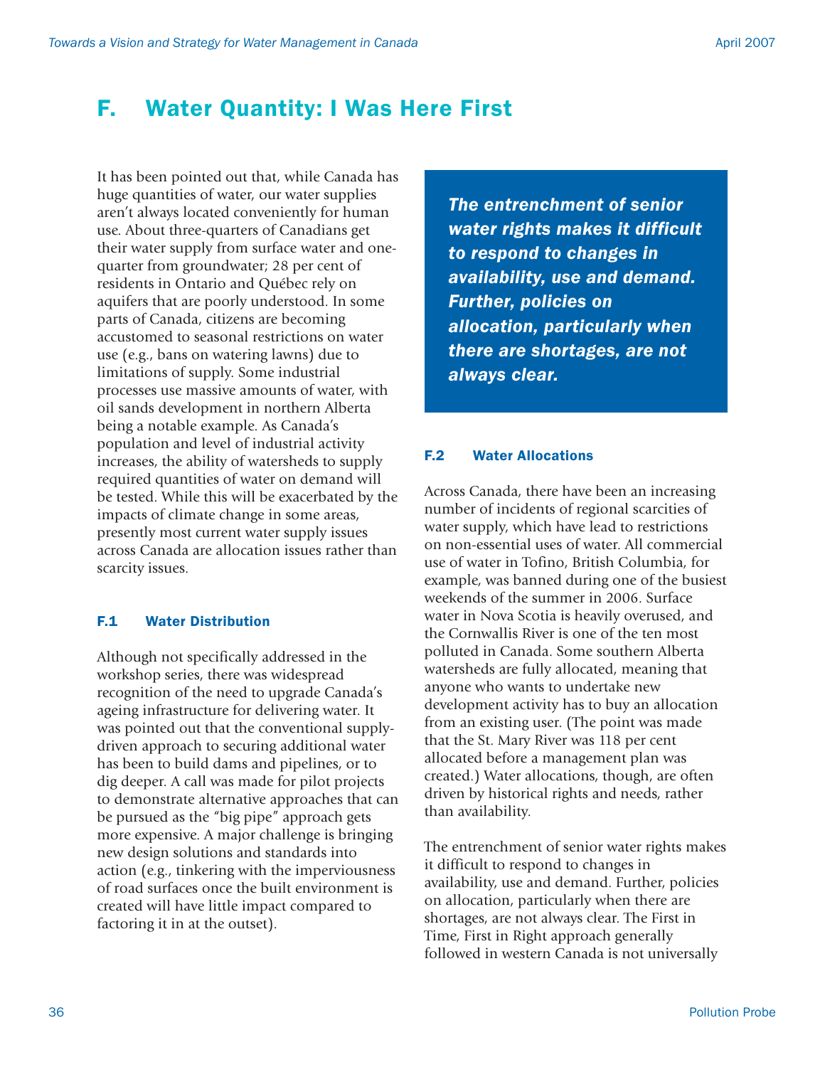# F. Water Quantity: I Was Here First

It has been pointed out that, while Canada has huge quantities of water, our water supplies aren't always located conveniently for human use. About three-quarters of Canadians get their water supply from surface water and one-quarter from groundwater; 28 per cent of residents in Ontario and Québec rely on aquifers that are poorly understood. In some parts of Canada, citizens are becoming accustomed to seasonal restrictions on water use (e.g., bans on watering lawns) due to limitations of supply. Some industrial processes use massive amounts of water, with oil sands development in northern Alberta being a notable example. As Canada's population and level of industrial activity increases, the ability of watersheds to supply required quantities of water on demand will be tested. While this will be exacerbated by the impacts of climate change in some areas, presently most current water supply issues across Canada are allocation issues rather than scarcity issues.

## F.1 Water Distribution

Although not specifically addressed in the workshop series, there was widespread recognition of the need to upgrade Canada's ageing infrastructure for delivering water. It was pointed out that the conventional supply-driven approach to securing additional water has been to build dams and pipelines, or to dig deeper. A call was made for pilot projects to demonstrate alternative approaches that can be pursued as the "big pipe" approach gets more expensive. A major challenge is bringing new design solutions and standards into action (e.g., tinkering with the imperviousness of road surfaces once the built environment is created will have little impact compared to factoring it in at the outset).

> ***The entrenchment of senior water rights makes it difficult to respond to changes in availability, use and demand. Further, policies on allocation, particularly when there are shortages, are not always clear.***

## F.2 Water Allocations

Across Canada, there have been an increasing number of incidents of regional scarcities of water supply, which have lead to restrictions on non-essential uses of water. All commercial use of water in Tofino, British Columbia, for example, was banned during one of the busiest weekends of the summer in 2006. Surface water in Nova Scotia is heavily overused, and the Cornwallis River is one of the ten most polluted in Canada. Some southern Alberta watersheds are fully allocated, meaning that anyone who wants to undertake new development activity has to buy an allocation from an existing user. (The point was made that the St. Mary River was 118 per cent allocated before a management plan was created.) Water allocations, though, are often driven by historical rights and needs, rather than availability.

The entrenchment of senior water rights makes it difficult to respond to changes in availability, use and demand. Further, policies on allocation, particularly when there are shortages, are not always clear. The First in Time, First in Right approach generally followed in western Canada is not universally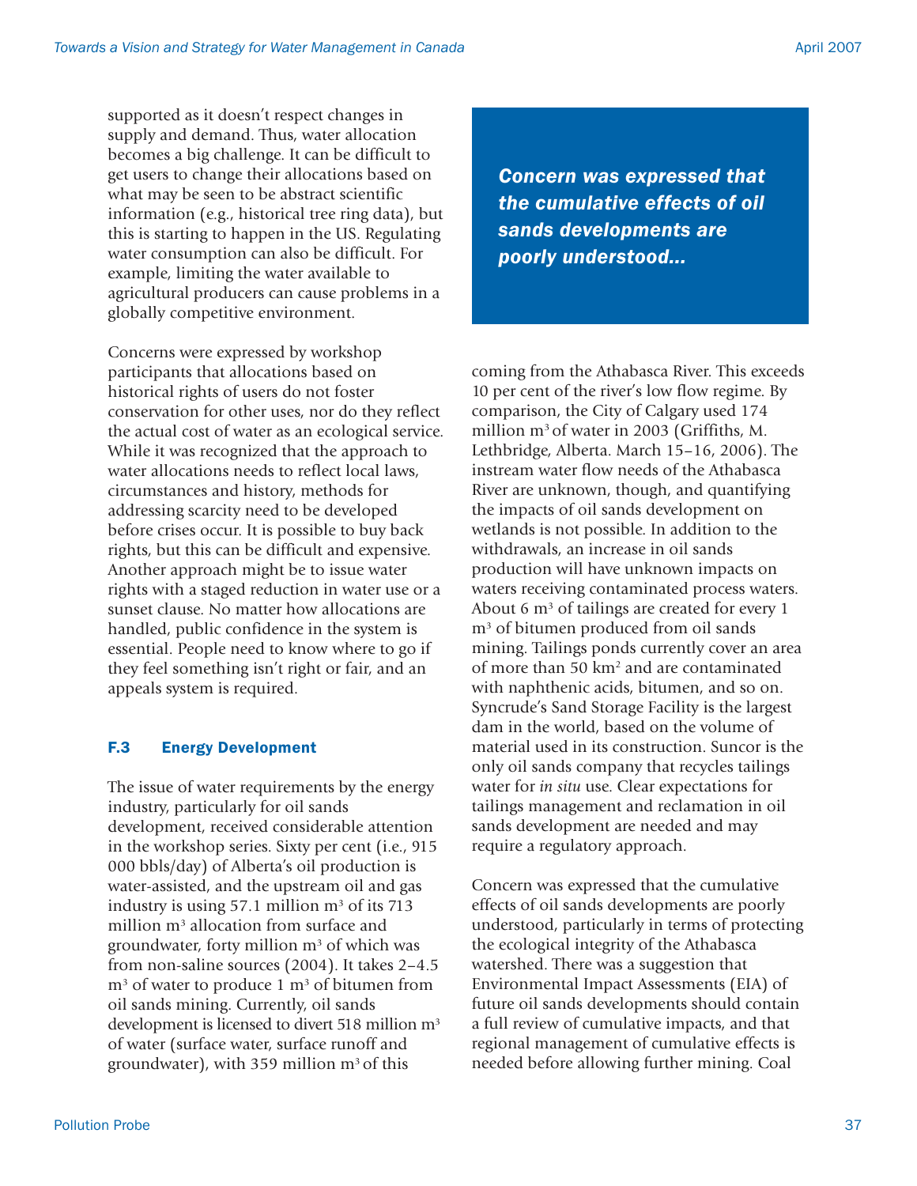supported as it doesn't respect changes in supply and demand. Thus, water allocation becomes a big challenge. It can be difficult to get users to change their allocations based on what may be seen to be abstract scientific information (e.g., historical tree ring data), but this is starting to happen in the US. Regulating water consumption can also be difficult. For example, limiting the water available to agricultural producers can cause problems in a globally competitive environment.

Concerns were expressed by workshop participants that allocations based on historical rights of users do not foster conservation for other uses, nor do they reflect the actual cost of water as an ecological service. While it was recognized that the approach to water allocations needs to reflect local laws, circumstances and history, methods for addressing scarcity need to be developed before crises occur. It is possible to buy back rights, but this can be difficult and expensive. Another approach might be to issue water rights with a staged reduction in water use or a sunset clause. No matter how allocations are handled, public confidence in the system is essential. People need to know where to go if they feel something isn't right or fair, and an appeals system is required.

### F.3 Energy Development

The issue of water requirements by the energy industry, particularly for oil sands development, received considerable attention in the workshop series. Sixty per cent (i.e., 915 000 bbls/day) of Alberta's oil production is water-assisted, and the upstream oil and gas industry is using 57.1 million m$^3$ of its 713 million m$^3$ allocation from surface and groundwater, forty million m$^3$ of which was from non-saline sources (2004). It takes 2–4.5 m$^3$ of water to produce 1 m$^3$ of bitumen from oil sands mining. Currently, oil sands development is licensed to divert 518 million m$^3$ of water (surface water, surface runoff and groundwater), with 359 million m$^3$ of this coming from the Athabasca River. This exceeds 10 per cent of the river's low flow regime. By comparison, the City of Calgary used 174 million m$^3$ of water in 2003 (Griffiths, M. Lethbridge, Alberta. March 15–16, 2006). The instream water flow needs of the Athabasca River are unknown, though, and quantifying the impacts of oil sands development on wetlands is not possible. In addition to the withdrawals, an increase in oil sands production will have unknown impacts on waters receiving contaminated process waters. About 6 m$^3$ of tailings are created for every 1 m$^3$ of bitumen produced from oil sands mining. Tailings ponds currently cover an area of more than 50 km$^2$ and are contaminated with naphthenic acids, bitumen, and so on. Syncrude's Sand Storage Facility is the largest dam in the world, based on the volume of material used in its construction. Suncor is the only oil sands company that recycles tailings water for *in situ* use. Clear expectations for tailings management and reclamation in oil sands development are needed and may require a regulatory approach.

> ***Concern was expressed that the cumulative effects of oil sands developments are poorly understood...***

Concern was expressed that the cumulative effects of oil sands developments are poorly understood, particularly in terms of protecting the ecological integrity of the Athabasca watershed. There was a suggestion that Environmental Impact Assessments (EIA) of future oil sands developments should contain a full review of cumulative impacts, and that regional management of cumulative effects is needed before allowing further mining. Coal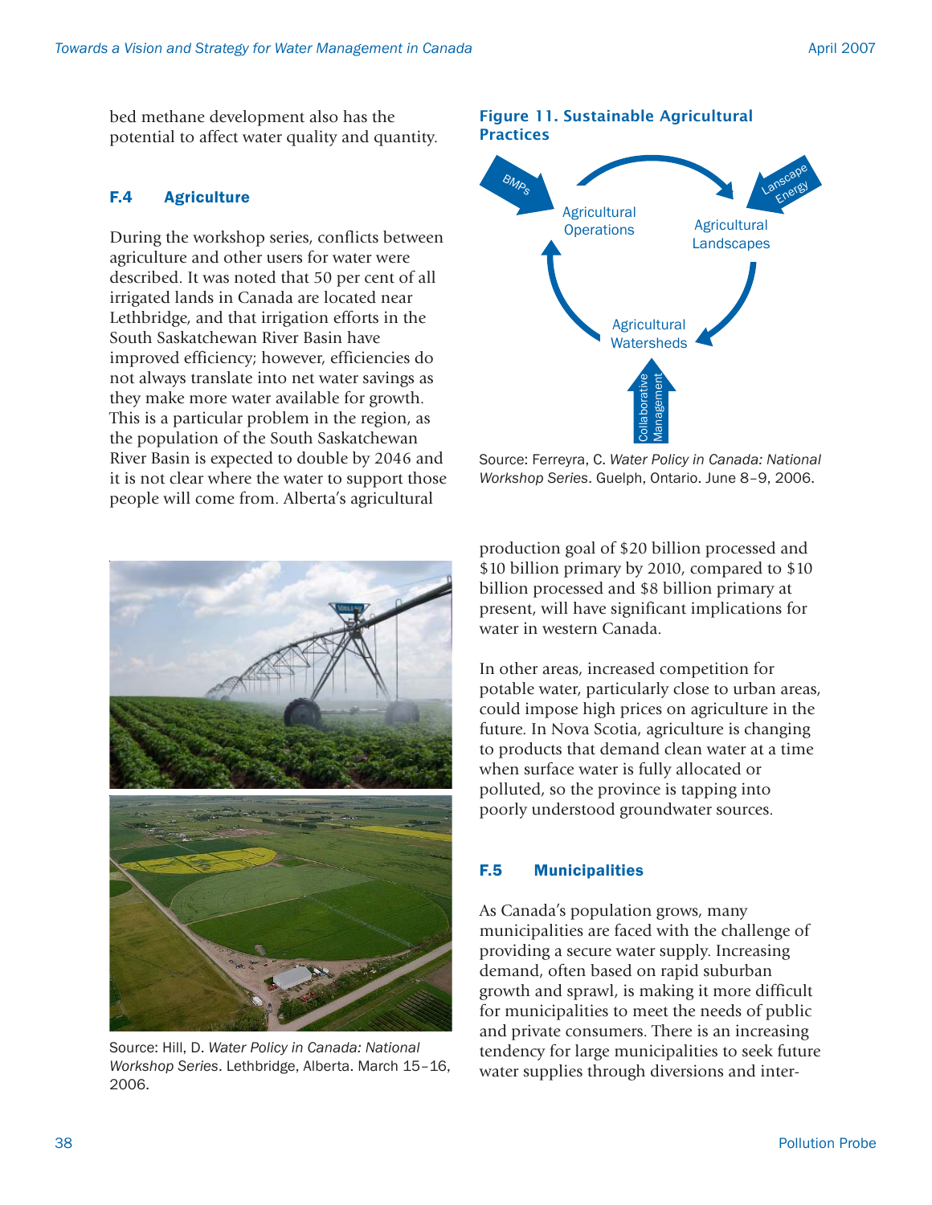bed methane development also has the potential to affect water quality and quantity.

## F.4 Agriculture

During the workshop series, conflicts between agriculture and other users for water were described. It was noted that 50 per cent of all irrigated lands in Canada are located near Lethbridge, and that irrigation efforts in the South Saskatchewan River Basin have improved efficiency; however, efficiencies do not always translate into net water savings as they make more water available for growth. This is a particular problem in the region, as the population of the South Saskatchewan River Basin is expected to double by 2046 and it is not clear where the water to support those people will come from. Alberta's agricultural production goal of $20 billion processed and $10 billion primary by 2010, compared to $10 billion processed and $8 billion primary at present, will have significant implications for water in western Canada.

**Figure 11. Sustainable Agricultural Practices**

BMPs

Agricultural Operations

Lanscape Energy

Agricultural Landscapes

Agricultural Watersheds

Collaborative Management

Source: Ferreyra, C. *Water Policy in Canada: National Workshop Series*. Guelph, Ontario. June 8–9, 2006.

Source: Hill, D. *Water Policy in Canada: National Workshop Series*. Lethbridge, Alberta. March 15–16, 2006.

In other areas, increased competition for potable water, particularly close to urban areas, could impose high prices on agriculture in the future. In Nova Scotia, agriculture is changing to products that demand clean water at a time when surface water is fully allocated or polluted, so the province is tapping into poorly understood groundwater sources.

## F.5 Municipalities

As Canada's population grows, many municipalities are faced with the challenge of providing a secure water supply. Increasing demand, often based on rapid suburban growth and sprawl, is making it more difficult for municipalities to meet the needs of public and private consumers. There is an increasing tendency for large municipalities to seek future water supplies through diversions and inter-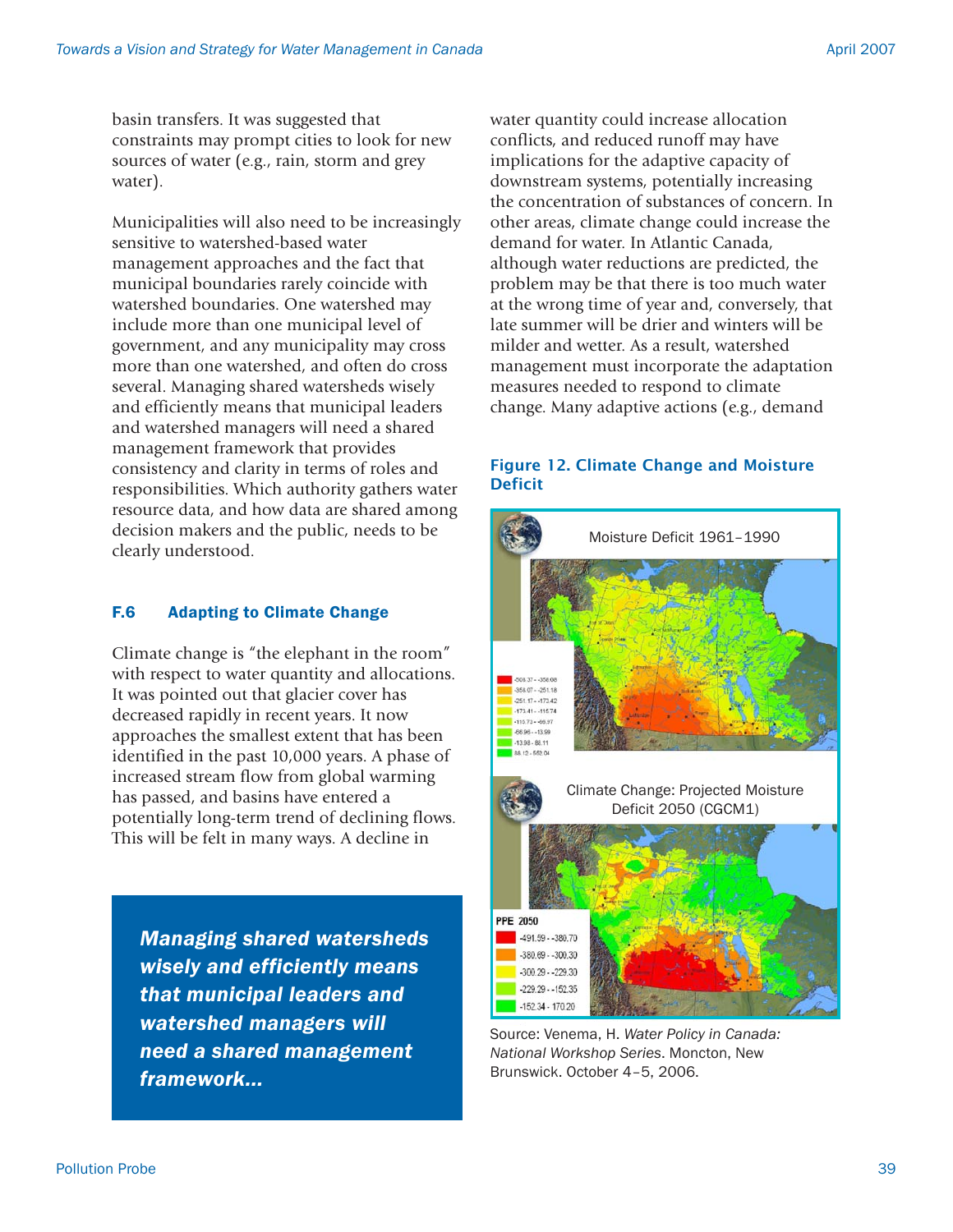basin transfers. It was suggested that constraints may prompt cities to look for new sources of water (e.g., rain, storm and grey water).

Municipalities will also need to be increasingly sensitive to watershed-based water management approaches and the fact that municipal boundaries rarely coincide with watershed boundaries. One watershed may include more than one municipal level of government, and any municipality may cross more than one watershed, and often do cross several. Managing shared watersheds wisely and efficiently means that municipal leaders and watershed managers will need a shared management framework that provides consistency and clarity in terms of roles and responsibilities. Which authority gathers water resource data, and how data are shared among decision makers and the public, needs to be clearly understood.

### F.6 Adapting to Climate Change

Climate change is "the elephant in the room" with respect to water quantity and allocations. It was pointed out that glacier cover has decreased rapidly in recent years. It now approaches the smallest extent that has been identified in the past 10,000 years. A phase of increased stream flow from global warming has passed, and basins have entered a potentially long-term trend of declining flows. This will be felt in many ways. A decline in water quantity could increase allocation conflicts, and reduced runoff may have implications for the adaptive capacity of downstream systems, potentially increasing the concentration of substances of concern. In other areas, climate change could increase the demand for water. In Atlantic Canada, although water reductions are predicted, the problem may be that there is too much water at the wrong time of year and, conversely, that late summer will be drier and winters will be milder and wetter. As a result, watershed management must incorporate the adaptation measures needed to respond to climate change. Many adaptive actions (e.g., demand

> ***Managing shared watersheds wisely and efficiently means that municipal leaders and watershed managers will need a shared management framework...***

**Figure 12. Climate Change and Moisture Deficit**

Moisture Deficit 1961–1990

Climate Change: Projected Moisture Deficit 2050 (CGCM1)

Source: Venema, H. *Water Policy in Canada: National Workshop Series*. Moncton, New Brunswick. October 4–5, 2006.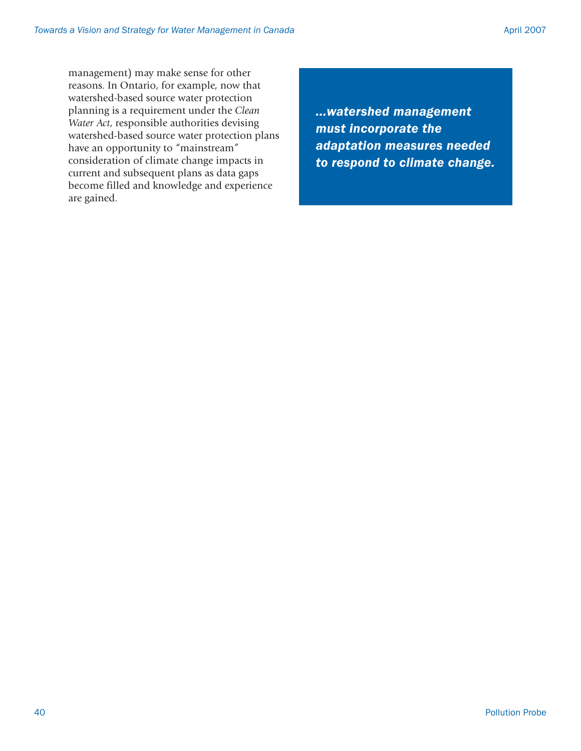management) may make sense for other reasons. In Ontario, for example, now that watershed-based source water protection planning is a requirement under the *Clean Water Act*, responsible authorities devising watershed-based source water protection plans have an opportunity to "mainstream" consideration of climate change impacts in current and subsequent plans as data gaps become filled and knowledge and experience are gained.

> ***...watershed management must incorporate the adaptation measures needed to respond to climate change.***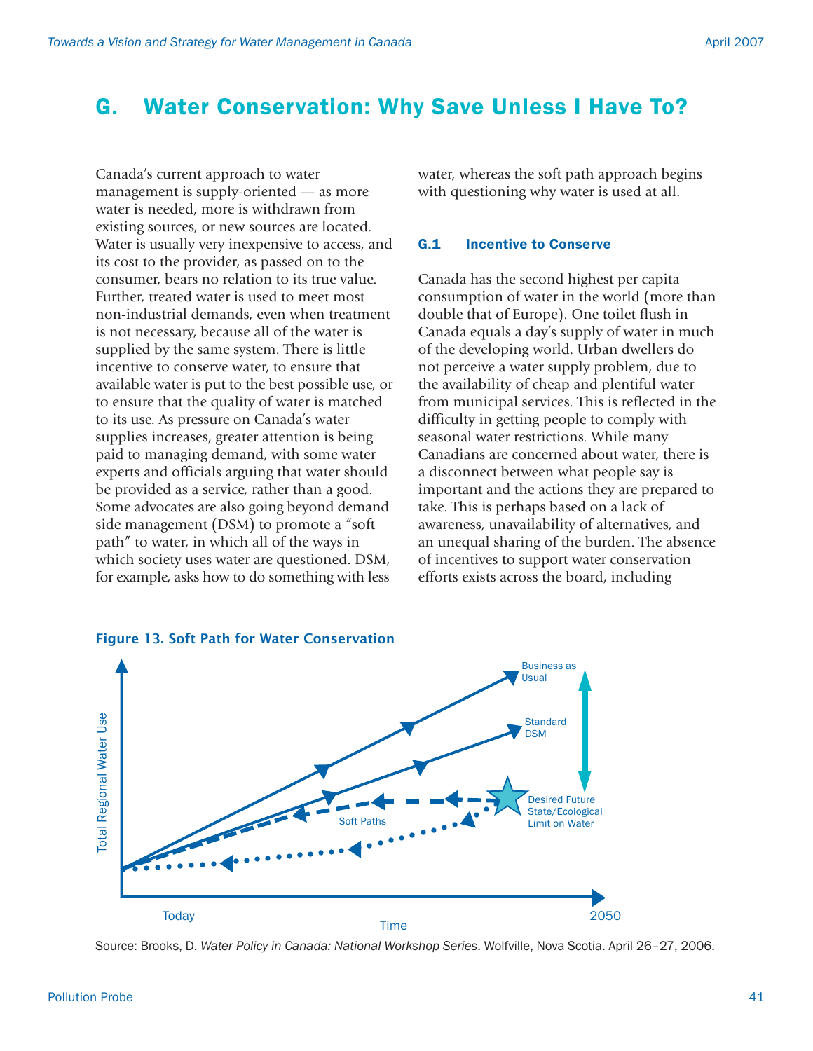# G. Water Conservation: Why Save Unless I Have To?

Canada's current approach to water management is supply-oriented — as more water is needed, more is withdrawn from existing sources, or new sources are located. Water is usually very inexpensive to access, and its cost to the provider, as passed on to the consumer, bears no relation to its true value. Further, treated water is used to meet most non-industrial demands, even when treatment is not necessary, because all of the water is supplied by the same system. There is little incentive to conserve water, to ensure that available water is put to the best possible use, or to ensure that the quality of water is matched to its use. As pressure on Canada's water supplies increases, greater attention is being paid to managing demand, with some water experts and officials arguing that water should be provided as a service, rather than a good. Some advocates are also going beyond demand side management (DSM) to promote a "soft path" to water, in which all of the ways in which society uses water are questioned. DSM, for example, asks how to do something with less water, whereas the soft path approach begins with questioning why water is used at all.

## G.1 Incentive to Conserve

Canada has the second highest per capita consumption of water in the world (more than double that of Europe). One toilet flush in Canada equals a day's supply of water in much of the developing world. Urban dwellers do not perceive a water supply problem, due to the availability of cheap and plentiful water from municipal services. This is reflected in the difficulty in getting people to comply with seasonal water restrictions. While many Canadians are concerned about water, there is a disconnect between what people say is important and the actions they are prepared to take. This is perhaps based on a lack of awareness, unavailability of alternatives, and an unequal sharing of the burden. The absence of incentives to support water conservation efforts exists across the board, including

**Figure 13. Soft Path for Water Conservation**

Source: Brooks, D. *Water Policy in Canada: National Workshop Series*. Wolfville, Nova Scotia. April 26–27, 2006.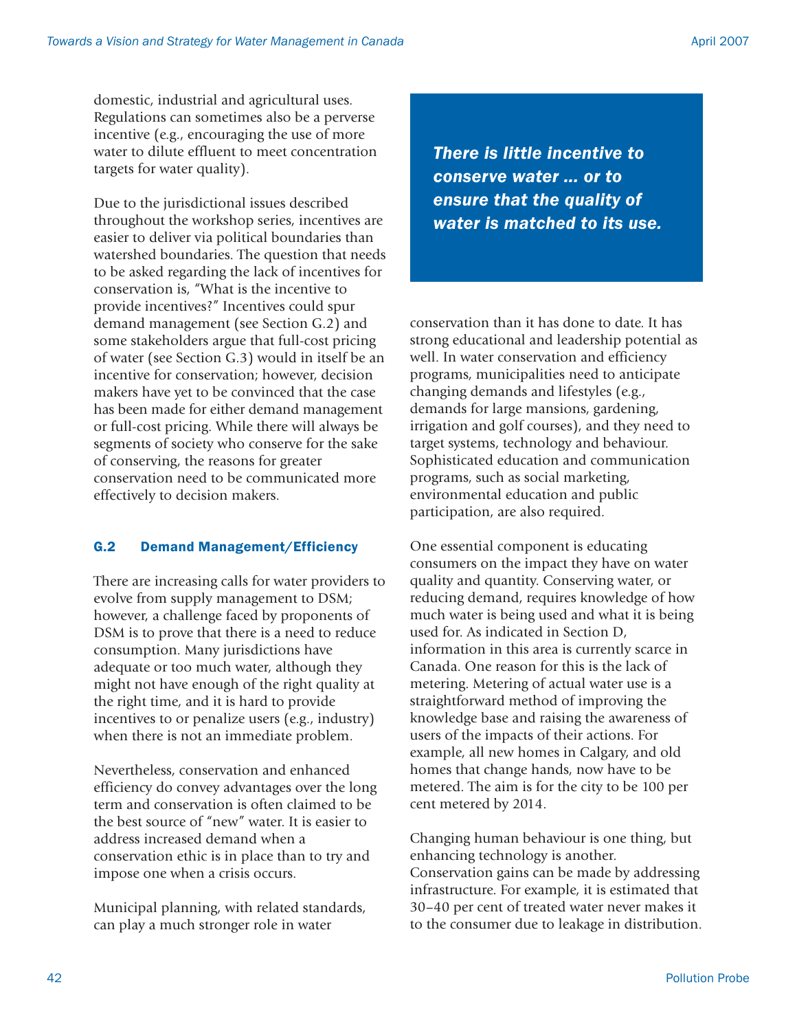domestic, industrial and agricultural uses. Regulations can sometimes also be a perverse incentive (e.g., encouraging the use of more water to dilute effluent to meet concentration targets for water quality).

Due to the jurisdictional issues described throughout the workshop series, incentives are easier to deliver via political boundaries than watershed boundaries. The question that needs to be asked regarding the lack of incentives for conservation is, "What is the incentive to provide incentives?" Incentives could spur demand management (see Section G.2) and some stakeholders argue that full-cost pricing of water (see Section G.3) would in itself be an incentive for conservation; however, decision makers have yet to be convinced that the case has been made for either demand management or full-cost pricing. While there will always be segments of society who conserve for the sake of conserving, the reasons for greater conservation need to be communicated more effectively to decision makers.

***There is little incentive to conserve water ... or to ensure that the quality of water is matched to its use.***

### G.2 Demand Management/Efficiency

There are increasing calls for water providers to evolve from supply management to DSM; however, a challenge faced by proponents of DSM is to prove that there is a need to reduce consumption. Many jurisdictions have adequate or too much water, although they might not have enough of the right quality at the right time, and it is hard to provide incentives to or penalize users (e.g., industry) when there is not an immediate problem.

Nevertheless, conservation and enhanced efficiency do convey advantages over the long term and conservation is often claimed to be the best source of "new" water. It is easier to address increased demand when a conservation ethic is in place than to try and impose one when a crisis occurs.

Municipal planning, with related standards, can play a much stronger role in water conservation than it has done to date. It has strong educational and leadership potential as well. In water conservation and efficiency programs, municipalities need to anticipate changing demands and lifestyles (e.g., demands for large mansions, gardening, irrigation and golf courses), and they need to target systems, technology and behaviour. Sophisticated education and communication programs, such as social marketing, environmental education and public participation, are also required.

One essential component is educating consumers on the impact they have on water quality and quantity. Conserving water, or reducing demand, requires knowledge of how much water is being used and what it is being used for. As indicated in Section D, information in this area is currently scarce in Canada. One reason for this is the lack of metering. Metering of actual water use is a straightforward method of improving the knowledge base and raising the awareness of users of the impacts of their actions. For example, all new homes in Calgary, and old homes that change hands, now have to be metered. The aim is for the city to be 100 per cent metered by 2014.

Changing human behaviour is one thing, but enhancing technology is another. Conservation gains can be made by addressing infrastructure. For example, it is estimated that 30–40 per cent of treated water never makes it to the consumer due to leakage in distribution.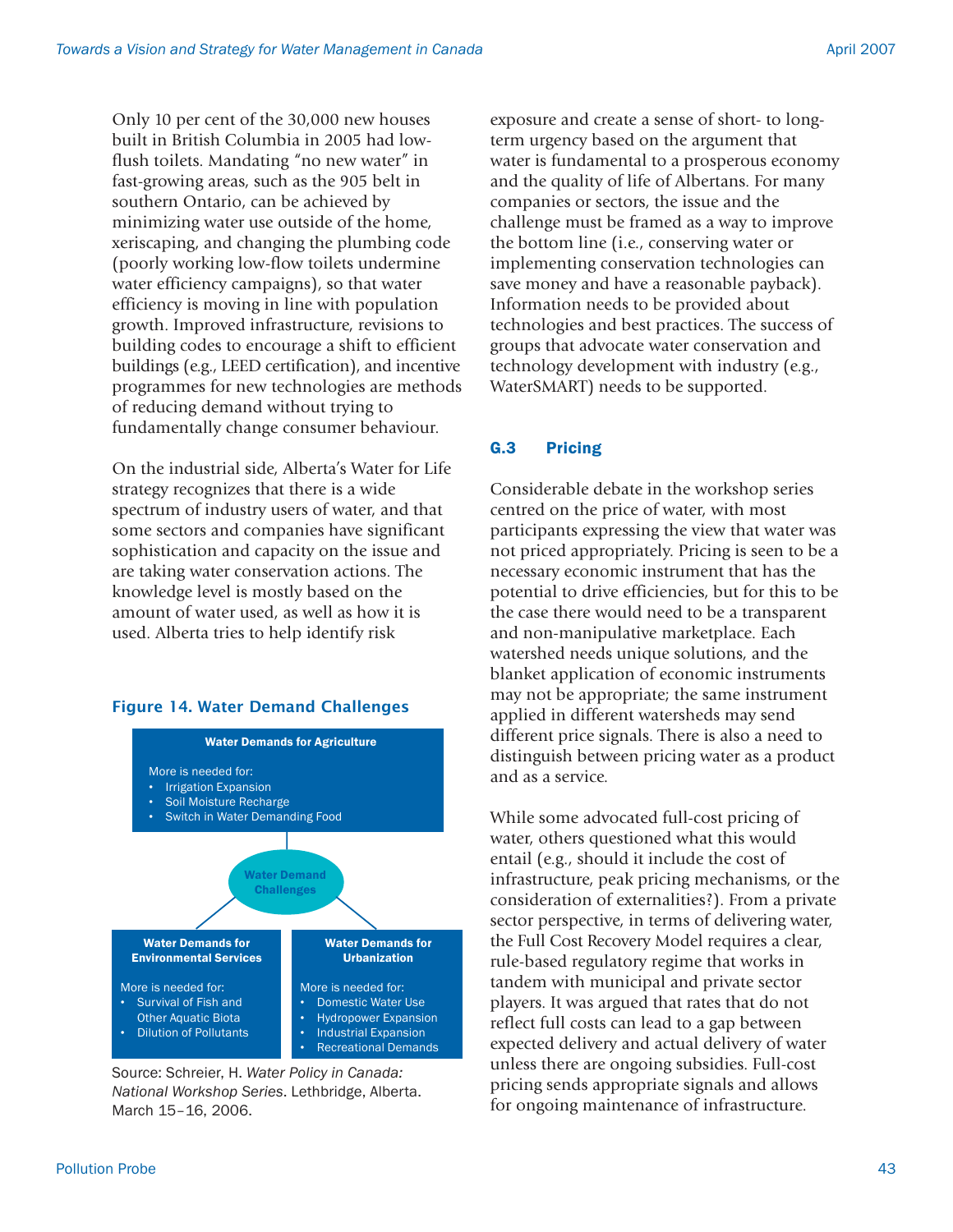Only 10 per cent of the 30,000 new houses built in British Columbia in 2005 had low-flush toilets. Mandating "no new water" in fast-growing areas, such as the 905 belt in southern Ontario, can be achieved by minimizing water use outside of the home, xeriscaping, and changing the plumbing code (poorly working low-flow toilets undermine water efficiency campaigns), so that water efficiency is moving in line with population growth. Improved infrastructure, revisions to building codes to encourage a shift to efficient buildings (e.g., LEED certification), and incentive programmes for new technologies are methods of reducing demand without trying to fundamentally change consumer behaviour.

On the industrial side, Alberta's Water for Life strategy recognizes that there is a wide spectrum of industry users of water, and that some sectors and companies have significant sophistication and capacity on the issue and are taking water conservation actions. The knowledge level is mostly based on the amount of water used, as well as how it is used. Alberta tries to help identify risk exposure and create a sense of short- to long-term urgency based on the argument that water is fundamental to a prosperous economy and the quality of life of Albertans. For many companies or sectors, the issue and the challenge must be framed as a way to improve the bottom line (i.e., conserving water or implementing conservation technologies can save money and have a reasonable payback). Information needs to be provided about technologies and best practices. The success of groups that advocate water conservation and technology development with industry (e.g., WaterSMART) needs to be supported.

**Figure 14. Water Demand Challenges**

Water Demand Challenges

**Water Demands for Agriculture**

More is needed for:
- Irrigation Expansion
- Soil Moisture Recharge
- Switch in Water Demanding Food

**Water Demands for Environmental Services**

More is needed for:
- Survival of Fish and Other Aquatic Biota
- Dilution of Pollutants

**Water Demands for Urbanization**

More is needed for:
- Domestic Water Use
- Hydropower Expansion
- Industrial Expansion
- Recreational Demands

Source: Schreier, H. *Water Policy in Canada: National Workshop Series*. Lethbridge, Alberta. March 15–16, 2006.

## G.3 Pricing

Considerable debate in the workshop series centred on the price of water, with most participants expressing the view that water was not priced appropriately. Pricing is seen to be a necessary economic instrument that has the potential to drive efficiencies, but for this to be the case there would need to be a transparent and non-manipulative marketplace. Each watershed needs unique solutions, and the blanket application of economic instruments may not be appropriate; the same instrument applied in different watersheds may send different price signals. There is also a need to distinguish between pricing water as a product and as a service.

While some advocated full-cost pricing of water, others questioned what this would entail (e.g., should it include the cost of infrastructure, peak pricing mechanisms, or the consideration of externalities?). From a private sector perspective, in terms of delivering water, the Full Cost Recovery Model requires a clear, rule-based regulatory regime that works in tandem with municipal and private sector players. It was argued that rates that do not reflect full costs can lead to a gap between expected delivery and actual delivery of water unless there are ongoing subsidies. Full-cost pricing sends appropriate signals and allows for ongoing maintenance of infrastructure.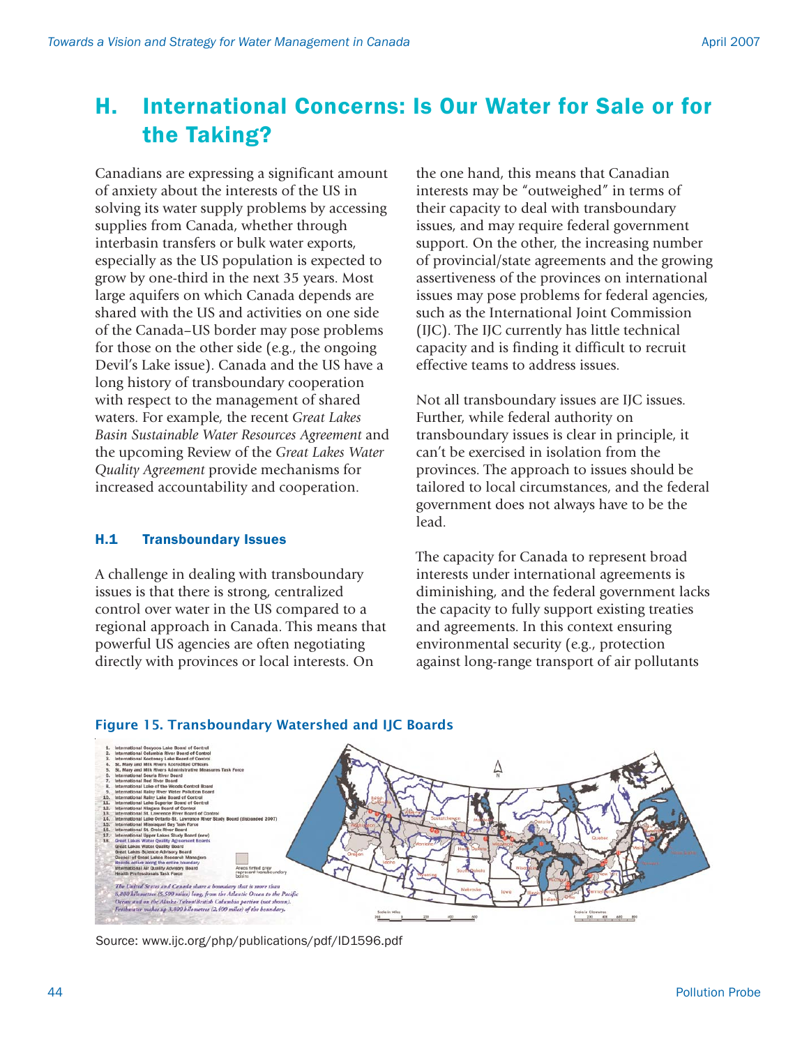# H. International Concerns: Is Our Water for Sale or for the Taking?

Canadians are expressing a significant amount of anxiety about the interests of the US in solving its water supply problems by accessing supplies from Canada, whether through interbasin transfers or bulk water exports, especially as the US population is expected to grow by one-third in the next 35 years. Most large aquifers on which Canada depends are shared with the US and activities on one side of the Canada–US border may pose problems for those on the other side (e.g., the ongoing Devil's Lake issue). Canada and the US have a long history of transboundary cooperation with respect to the management of shared waters. For example, the recent *Great Lakes Basin Sustainable Water Resources Agreement* and the upcoming Review of the *Great Lakes Water Quality Agreement* provide mechanisms for increased accountability and cooperation.

## H.1 Transboundary Issues

A challenge in dealing with transboundary issues is that there is strong, centralized control over water in the US compared to a regional approach in Canada. This means that powerful US agencies are often negotiating directly with provinces or local interests. On the one hand, this means that Canadian interests may be "outweighed" in terms of their capacity to deal with transboundary issues, and may require federal government support. On the other, the increasing number of provincial/state agreements and the growing assertiveness of the provinces on international issues may pose problems for federal agencies, such as the International Joint Commission (IJC). The IJC currently has little technical capacity and is finding it difficult to recruit effective teams to address issues.

Not all transboundary issues are IJC issues. Further, while federal authority on transboundary issues is clear in principle, it can't be exercised in isolation from the provinces. The approach to issues should be tailored to local circumstances, and the federal government does not always have to be the lead.

The capacity for Canada to represent broad interests under international agreements is diminishing, and the federal government lacks the capacity to fully support existing treaties and agreements. In this context ensuring environmental security (e.g., protection against long-range transport of air pollutants

**Figure 15. Transboundary Watershed and IJC Boards**

Source: www.ijc.org/php/publications/pdf/ID1596.pdf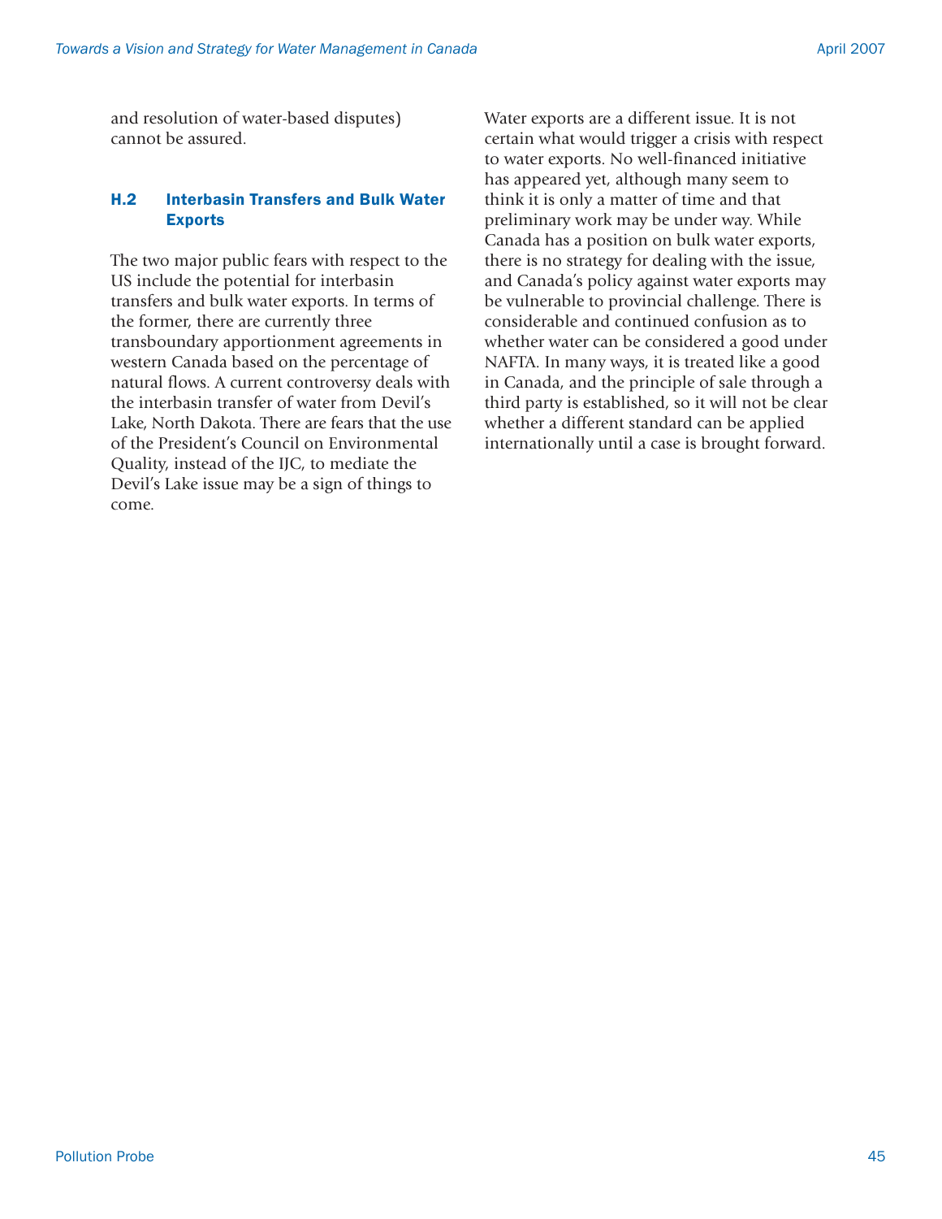and resolution of water-based disputes) cannot be assured.

### H.2 Interbasin Transfers and Bulk Water Exports

The two major public fears with respect to the US include the potential for interbasin transfers and bulk water exports. In terms of the former, there are currently three transboundary apportionment agreements in western Canada based on the percentage of natural flows. A current controversy deals with the interbasin transfer of water from Devil's Lake, North Dakota. There are fears that the use of the President's Council on Environmental Quality, instead of the IJC, to mediate the Devil's Lake issue may be a sign of things to come.

Water exports are a different issue. It is not certain what would trigger a crisis with respect to water exports. No well-financed initiative has appeared yet, although many seem to think it is only a matter of time and that preliminary work may be under way. While Canada has a position on bulk water exports, there is no strategy for dealing with the issue, and Canada's policy against water exports may be vulnerable to provincial challenge. There is considerable and continued confusion as to whether water can be considered a good under NAFTA. In many ways, it is treated like a good in Canada, and the principle of sale through a third party is established, so it will not be clear whether a different standard can be applied internationally until a case is brought forward.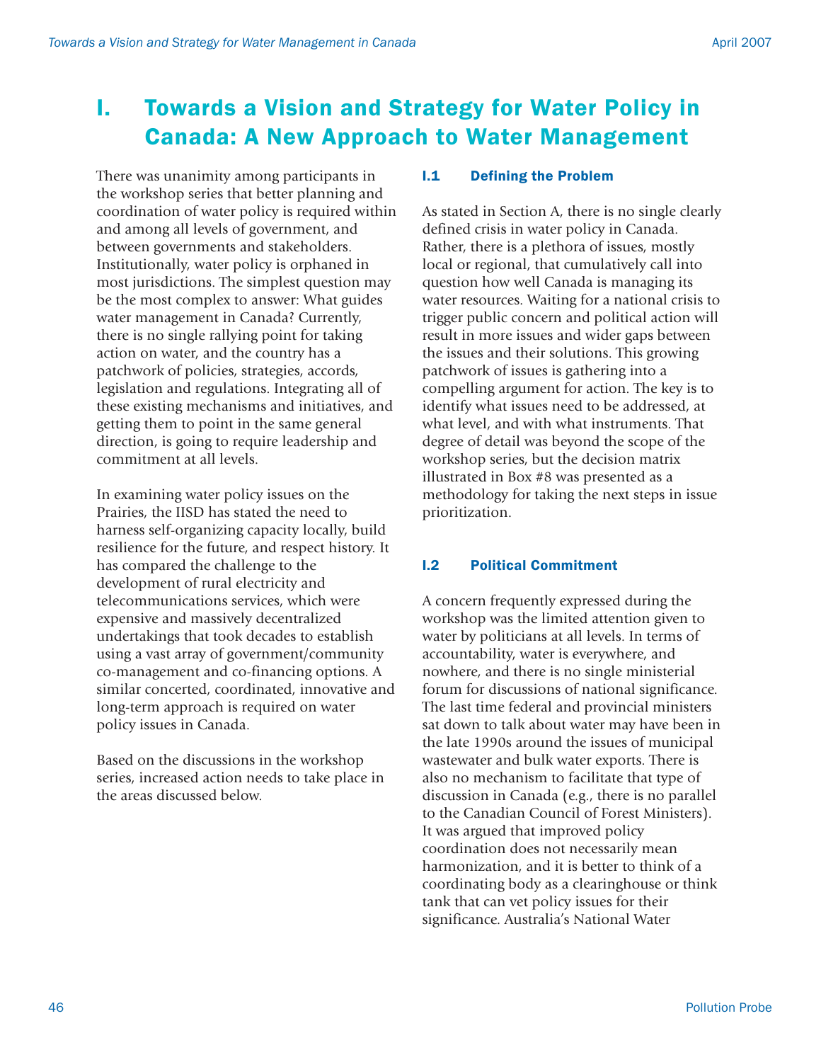# I. Towards a Vision and Strategy for Water Policy in Canada: A New Approach to Water Management

There was unanimity among participants in the workshop series that better planning and coordination of water policy is required within and among all levels of government, and between governments and stakeholders. Institutionally, water policy is orphaned in most jurisdictions. The simplest question may be the most complex to answer: What guides water management in Canada? Currently, there is no single rallying point for taking action on water, and the country has a patchwork of policies, strategies, accords, legislation and regulations. Integrating all of these existing mechanisms and initiatives, and getting them to point in the same general direction, is going to require leadership and commitment at all levels.

In examining water policy issues on the Prairies, the IISD has stated the need to harness self-organizing capacity locally, build resilience for the future, and respect history. It has compared the challenge to the development of rural electricity and telecommunications services, which were expensive and massively decentralized undertakings that took decades to establish using a vast array of government/community co-management and co-financing options. A similar concerted, coordinated, innovative and long-term approach is required on water policy issues in Canada.

Based on the discussions in the workshop series, increased action needs to take place in the areas discussed below.

## I.1 Defining the Problem

As stated in Section A, there is no single clearly defined crisis in water policy in Canada. Rather, there is a plethora of issues, mostly local or regional, that cumulatively call into question how well Canada is managing its water resources. Waiting for a national crisis to trigger public concern and political action will result in more issues and wider gaps between the issues and their solutions. This growing patchwork of issues is gathering into a compelling argument for action. The key is to identify what issues need to be addressed, at what level, and with what instruments. That degree of detail was beyond the scope of the workshop series, but the decision matrix illustrated in Box #8 was presented as a methodology for taking the next steps in issue prioritization.

## I.2 Political Commitment

A concern frequently expressed during the workshop was the limited attention given to water by politicians at all levels. In terms of accountability, water is everywhere, and nowhere, and there is no single ministerial forum for discussions of national significance. The last time federal and provincial ministers sat down to talk about water may have been in the late 1990s around the issues of municipal wastewater and bulk water exports. There is also no mechanism to facilitate that type of discussion in Canada (e.g., there is no parallel to the Canadian Council of Forest Ministers). It was argued that improved policy coordination does not necessarily mean harmonization, and it is better to think of a coordinating body as a clearinghouse or think tank that can vet policy issues for their significance. Australia's National Water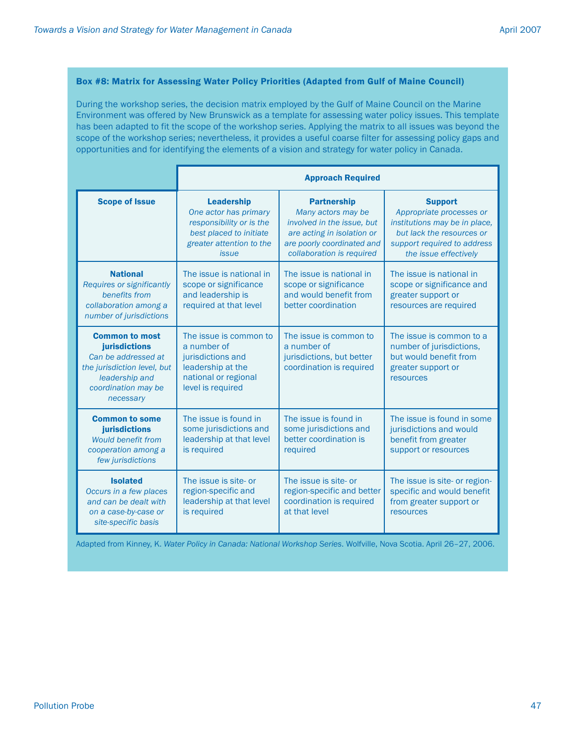### Box #8: Matrix for Assessing Water Policy Priorities (Adapted from Gulf of Maine Council)

During the workshop series, the decision matrix employed by the Gulf of Maine Council on the Marine Environment was offered by New Brunswick as a template for assessing water policy issues. This template has been adapted to fit the scope of the workshop series. Applying the matrix to all issues was beyond the scope of the workshop series; nevertheless, it provides a useful coarse filter for assessing policy gaps and opportunities and for identifying the elements of a vision and strategy for water policy in Canada.

| | **Approach Required** | | |
|---|---|---|---|
| **Scope of Issue** | **Leadership** *One actor has primary responsibility or is the best placed to initiate greater attention to the issue* | **Partnership** *Many actors may be involved in the issue, but are acting in isolation or are poorly coordinated and collaboration is required* | **Support** *Appropriate processes or institutions may be in place, but lack the resources or support required to address the issue effectively* |
| **National** *Requires or significantly benefits from collaboration among a number of jurisdictions* | The issue is national in scope or significance and leadership is required at that level | The issue is national in scope or significance and would benefit from better coordination | The issue is national in scope or significance and greater support or resources are required |
| **Common to most jurisdictions** *Can be addressed at the jurisdiction level, but leadership and coordination may be necessary* | The issue is common to a number of jurisdictions and leadership at the national or regional level is required | The issue is common to a number of jurisdictions, but better coordination is required | The issue is common to a number of jurisdictions, but would benefit from greater support or resources |
| **Common to some jurisdictions** *Would benefit from cooperation among a few jurisdictions* | The issue is found in some jurisdictions and leadership at that level is required | The issue is found in some jurisdictions and better coordination is required | The issue is found in some jurisdictions and would benefit from greater support or resources |
| **Isolated** *Occurs in a few places and can be dealt with on a case-by-case or site-specific basis* | The issue is site- or region-specific and leadership at that level is required | The issue is site- or region-specific and better coordination is required at that level | The issue is site- or region-specific and would benefit from greater support or resources |

Adapted from Kinney, K. *Water Policy in Canada: National Workshop Series*. Wolfville, Nova Scotia. April 26–27, 2006.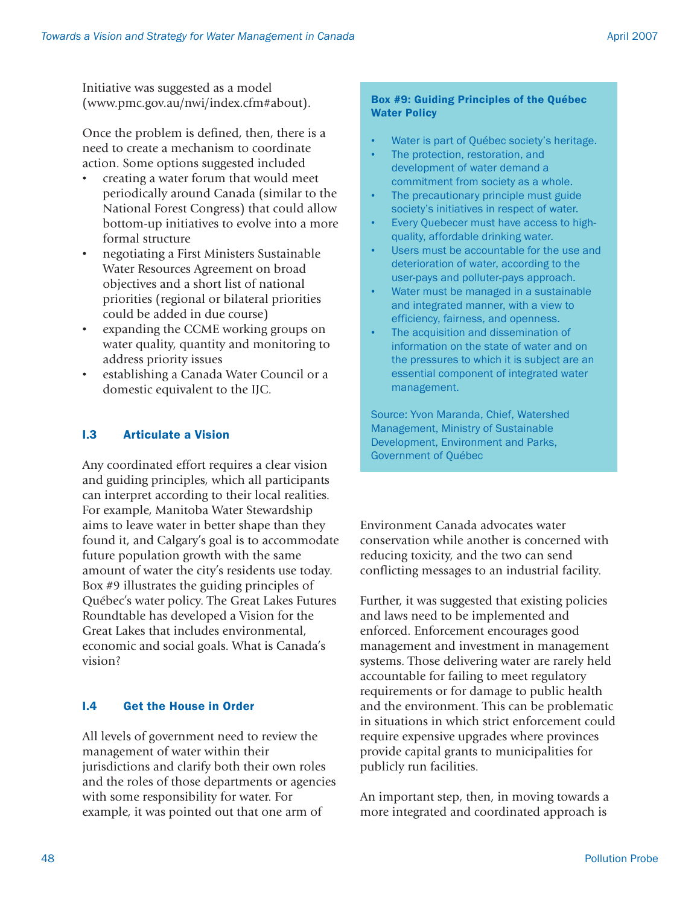Initiative was suggested as a model (www.pmc.gov.au/nwi/index.cfm#about).

Once the problem is defined, then, there is a need to create a mechanism to coordinate action. Some options suggested included

- creating a water forum that would meet periodically around Canada (similar to the National Forest Congress) that could allow bottom-up initiatives to evolve into a more formal structure
- negotiating a First Ministers Sustainable Water Resources Agreement on broad objectives and a short list of national priorities (regional or bilateral priorities could be added in due course)
- expanding the CCME working groups on water quality, quantity and monitoring to address priority issues
- establishing a Canada Water Council or a domestic equivalent to the IJC.

### I.3 Articulate a Vision

Any coordinated effort requires a clear vision and guiding principles, which all participants can interpret according to their local realities. For example, Manitoba Water Stewardship aims to leave water in better shape than they found it, and Calgary's goal is to accommodate future population growth with the same amount of water the city's residents use today. Box #9 illustrates the guiding principles of Québec's water policy. The Great Lakes Futures Roundtable has developed a Vision for the Great Lakes that includes environmental, economic and social goals. What is Canada's vision?

**Box #9: Guiding Principles of the Québec Water Policy**

- Water is part of Québec society's heritage.
- The protection, restoration, and development of water demand a commitment from society as a whole.
- The precautionary principle must guide society's initiatives in respect of water.
- Every Quebecer must have access to high-quality, affordable drinking water.
- Users must be accountable for the use and deterioration of water, according to the user-pays and polluter-pays approach.
- Water must be managed in a sustainable and integrated manner, with a view to efficiency, fairness, and openness.
- The acquisition and dissemination of information on the state of water and on the pressures to which it is subject are an essential component of integrated water management.

Source: Yvon Maranda, Chief, Watershed Management, Ministry of Sustainable Development, Environment and Parks, Government of Québec

### I.4 Get the House in Order

All levels of government need to review the management of water within their jurisdictions and clarify both their own roles and the roles of those departments or agencies with some responsibility for water. For example, it was pointed out that one arm of Environment Canada advocates water conservation while another is concerned with reducing toxicity, and the two can send conflicting messages to an industrial facility.

Further, it was suggested that existing policies and laws need to be implemented and enforced. Enforcement encourages good management and investment in management systems. Those delivering water are rarely held accountable for failing to meet regulatory requirements or for damage to public health and the environment. This can be problematic in situations in which strict enforcement could require expensive upgrades where provinces provide capital grants to municipalities for publicly run facilities.

An important step, then, in moving towards a more integrated and coordinated approach is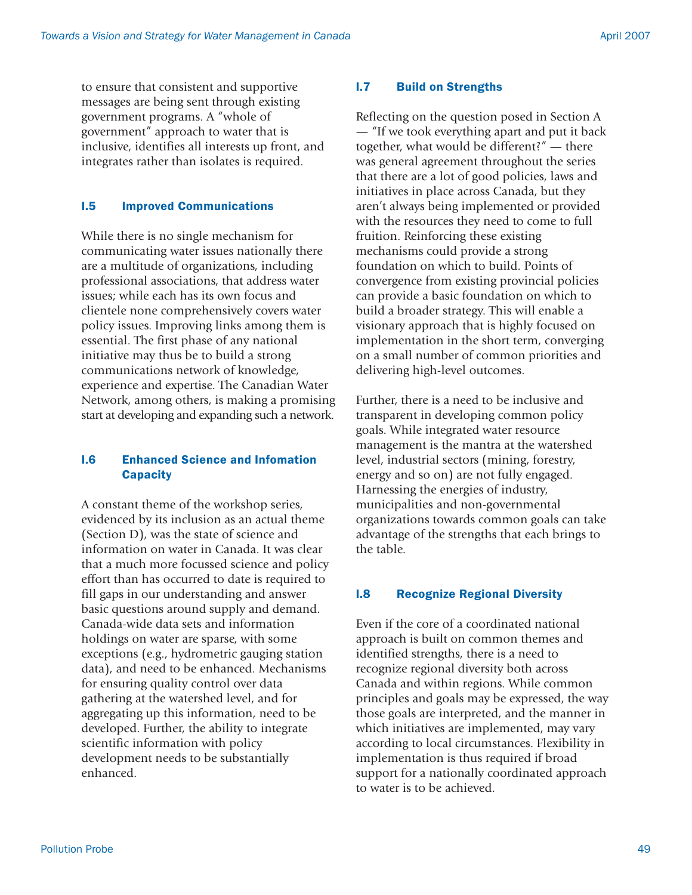to ensure that consistent and supportive messages are being sent through existing government programs. A "whole of government" approach to water that is inclusive, identifies all interests up front, and integrates rather than isolates is required.

### I.5 Improved Communications

While there is no single mechanism for communicating water issues nationally there are a multitude of organizations, including professional associations, that address water issues; while each has its own focus and clientele none comprehensively covers water policy issues. Improving links among them is essential. The first phase of any national initiative may thus be to build a strong communications network of knowledge, experience and expertise. The Canadian Water Network, among others, is making a promising start at developing and expanding such a network.

### I.6 Enhanced Science and Infomation Capacity

A constant theme of the workshop series, evidenced by its inclusion as an actual theme (Section D), was the state of science and information on water in Canada. It was clear that a much more focussed science and policy effort than has occurred to date is required to fill gaps in our understanding and answer basic questions around supply and demand. Canada-wide data sets and information holdings on water are sparse, with some exceptions (e.g., hydrometric gauging station data), and need to be enhanced. Mechanisms for ensuring quality control over data gathering at the watershed level, and for aggregating up this information, need to be developed. Further, the ability to integrate scientific information with policy development needs to be substantially enhanced.

### I.7 Build on Strengths

Reflecting on the question posed in Section A — "If we took everything apart and put it back together, what would be different?" — there was general agreement throughout the series that there are a lot of good policies, laws and initiatives in place across Canada, but they aren't always being implemented or provided with the resources they need to come to full fruition. Reinforcing these existing mechanisms could provide a strong foundation on which to build. Points of convergence from existing provincial policies can provide a basic foundation on which to build a broader strategy. This will enable a visionary approach that is highly focused on implementation in the short term, converging on a small number of common priorities and delivering high-level outcomes.

Further, there is a need to be inclusive and transparent in developing common policy goals. While integrated water resource management is the mantra at the watershed level, industrial sectors (mining, forestry, energy and so on) are not fully engaged. Harnessing the energies of industry, municipalities and non-governmental organizations towards common goals can take advantage of the strengths that each brings to the table.

### I.8 Recognize Regional Diversity

Even if the core of a coordinated national approach is built on common themes and identified strengths, there is a need to recognize regional diversity both across Canada and within regions. While common principles and goals may be expressed, the way those goals are interpreted, and the manner in which initiatives are implemented, may vary according to local circumstances. Flexibility in implementation is thus required if broad support for a nationally coordinated approach to water is to be achieved.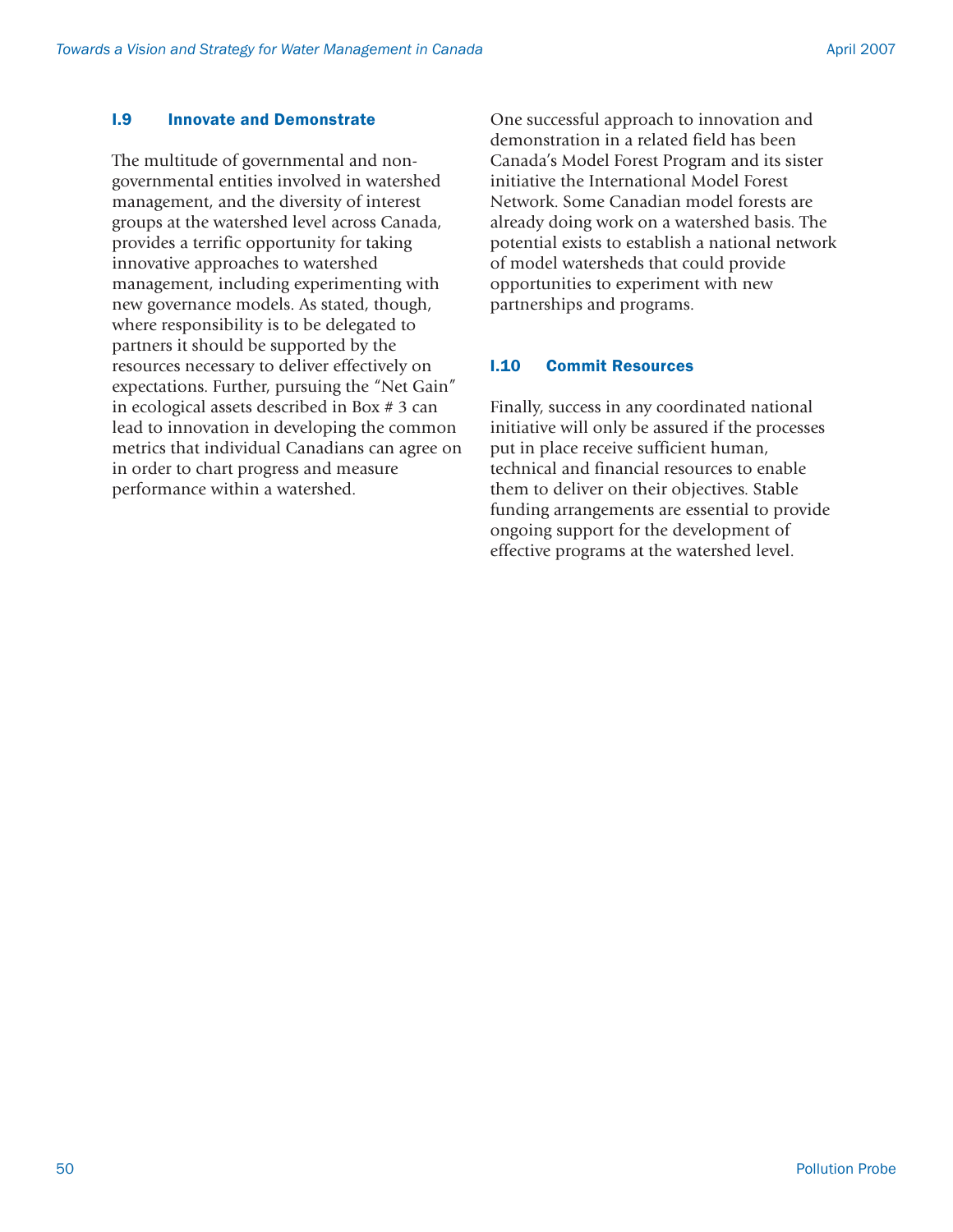### I.9 Innovate and Demonstrate

The multitude of governmental and non-governmental entities involved in watershed management, and the diversity of interest groups at the watershed level across Canada, provides a terrific opportunity for taking innovative approaches to watershed management, including experimenting with new governance models. As stated, though, where responsibility is to be delegated to partners it should be supported by the resources necessary to deliver effectively on expectations. Further, pursuing the "Net Gain" in ecological assets described in Box # 3 can lead to innovation in developing the common metrics that individual Canadians can agree on in order to chart progress and measure performance within a watershed.

One successful approach to innovation and demonstration in a related field has been Canada's Model Forest Program and its sister initiative the International Model Forest Network. Some Canadian model forests are already doing work on a watershed basis. The potential exists to establish a national network of model watersheds that could provide opportunities to experiment with new partnerships and programs.

### I.10 Commit Resources

Finally, success in any coordinated national initiative will only be assured if the processes put in place receive sufficient human, technical and financial resources to enable them to deliver on their objectives. Stable funding arrangements are essential to provide ongoing support for the development of effective programs at the watershed level.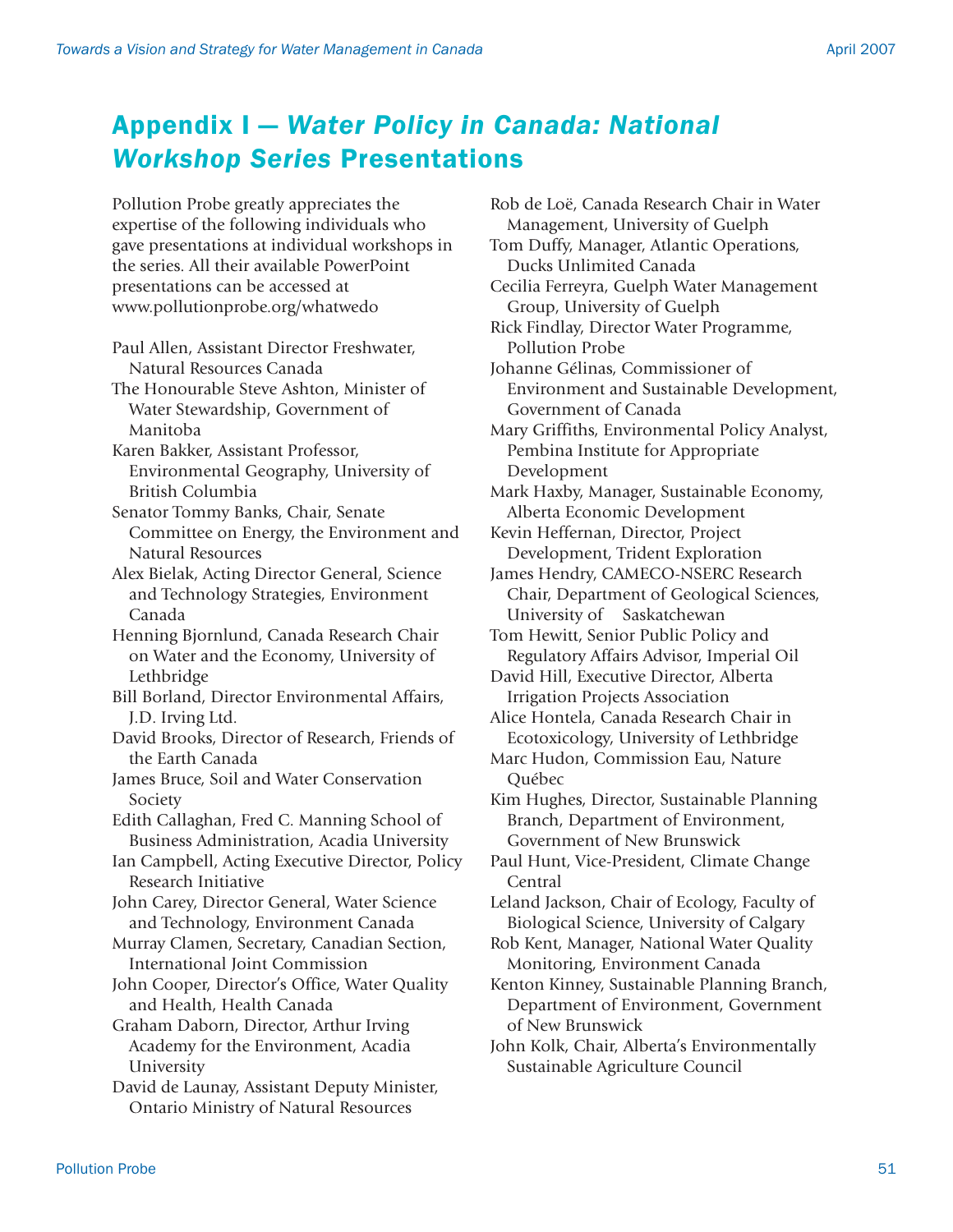# Appendix I — *Water Policy in Canada: National Workshop Series* Presentations

Pollution Probe greatly appreciates the expertise of the following individuals who gave presentations at individual workshops in the series. All their available PowerPoint presentations can be accessed at www.pollutionprobe.org/whatwedo

Paul Allen, Assistant Director Freshwater, Natural Resources Canada

The Honourable Steve Ashton, Minister of Water Stewardship, Government of Manitoba

Karen Bakker, Assistant Professor, Environmental Geography, University of British Columbia

Senator Tommy Banks, Chair, Senate Committee on Energy, the Environment and Natural Resources

Alex Bielak, Acting Director General, Science and Technology Strategies, Environment Canada

Henning Bjornlund, Canada Research Chair on Water and the Economy, University of Lethbridge

Bill Borland, Director Environmental Affairs, J.D. Irving Ltd.

David Brooks, Director of Research, Friends of the Earth Canada

James Bruce, Soil and Water Conservation Society

Edith Callaghan, Fred C. Manning School of Business Administration, Acadia University

Ian Campbell, Acting Executive Director, Policy Research Initiative

John Carey, Director General, Water Science and Technology, Environment Canada

Murray Clamen, Secretary, Canadian Section, International Joint Commission

John Cooper, Director's Office, Water Quality and Health, Health Canada

Graham Daborn, Director, Arthur Irving Academy for the Environment, Acadia University

David de Launay, Assistant Deputy Minister, Ontario Ministry of Natural Resources

Rob de Loë, Canada Research Chair in Water Management, University of Guelph

Tom Duffy, Manager, Atlantic Operations, Ducks Unlimited Canada

Cecilia Ferreyra, Guelph Water Management Group, University of Guelph

Rick Findlay, Director Water Programme, Pollution Probe

Johanne Gélinas, Commissioner of Environment and Sustainable Development, Government of Canada

Mary Griffiths, Environmental Policy Analyst, Pembina Institute for Appropriate Development

Mark Haxby, Manager, Sustainable Economy, Alberta Economic Development

Kevin Heffernan, Director, Project Development, Trident Exploration

James Hendry, CAMECO-NSERC Research Chair, Department of Geological Sciences, University of Saskatchewan

Tom Hewitt, Senior Public Policy and Regulatory Affairs Advisor, Imperial Oil

David Hill, Executive Director, Alberta Irrigation Projects Association

Alice Hontela, Canada Research Chair in Ecotoxicology, University of Lethbridge

Marc Hudon, Commission Eau, Nature Québec

Kim Hughes, Director, Sustainable Planning Branch, Department of Environment, Government of New Brunswick

Paul Hunt, Vice-President, Climate Change Central

Leland Jackson, Chair of Ecology, Faculty of Biological Science, University of Calgary

Rob Kent, Manager, National Water Quality Monitoring, Environment Canada

Kenton Kinney, Sustainable Planning Branch, Department of Environment, Government of New Brunswick

John Kolk, Chair, Alberta's Environmentally Sustainable Agriculture Council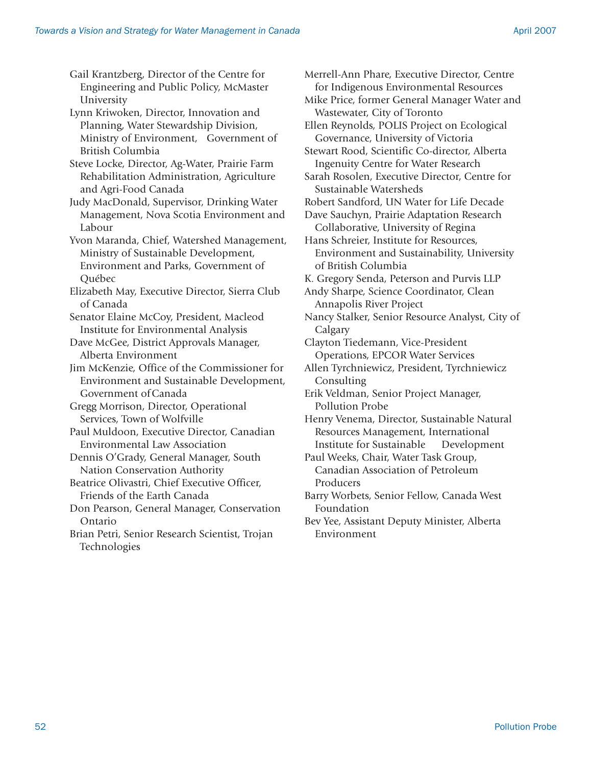Gail Krantzberg, Director of the Centre for Engineering and Public Policy, McMaster University

Lynn Kriwoken, Director, Innovation and Planning, Water Stewardship Division, Ministry of Environment, Government of British Columbia

Steve Locke, Director, Ag-Water, Prairie Farm Rehabilitation Administration, Agriculture and Agri-Food Canada

Judy MacDonald, Supervisor, Drinking Water Management, Nova Scotia Environment and Labour

Yvon Maranda, Chief, Watershed Management, Ministry of Sustainable Development, Environment and Parks, Government of Québec

Elizabeth May, Executive Director, Sierra Club of Canada

Senator Elaine McCoy, President, Macleod Institute for Environmental Analysis

Dave McGee, District Approvals Manager, Alberta Environment

Jim McKenzie, Office of the Commissioner for Environment and Sustainable Development, Government of Canada

Gregg Morrison, Director, Operational Services, Town of Wolfville

Paul Muldoon, Executive Director, Canadian Environmental Law Association

Dennis O'Grady, General Manager, South Nation Conservation Authority

Beatrice Olivastri, Chief Executive Officer, Friends of the Earth Canada

Don Pearson, General Manager, Conservation Ontario

Brian Petri, Senior Research Scientist, Trojan Technologies

Merrell-Ann Phare, Executive Director, Centre for Indigenous Environmental Resources

Mike Price, former General Manager Water and Wastewater, City of Toronto

Ellen Reynolds, POLIS Project on Ecological Governance, University of Victoria

Stewart Rood, Scientific Co-director, Alberta Ingenuity Centre for Water Research

Sarah Rosolen, Executive Director, Centre for Sustainable Watersheds

Robert Sandford, UN Water for Life Decade

Dave Sauchyn, Prairie Adaptation Research Collaborative, University of Regina

Hans Schreier, Institute for Resources, Environment and Sustainability, University of British Columbia

K. Gregory Senda, Peterson and Purvis LLP

Andy Sharpe, Science Coordinator, Clean Annapolis River Project

Nancy Stalker, Senior Resource Analyst, City of Calgary

Clayton Tiedemann, Vice-President Operations, EPCOR Water Services

Allen Tyrchniewicz, President, Tyrchniewicz Consulting

Erik Veldman, Senior Project Manager, Pollution Probe

Henry Venema, Director, Sustainable Natural Resources Management, International Institute for Sustainable Development

Paul Weeks, Chair, Water Task Group, Canadian Association of Petroleum Producers

Barry Worbets, Senior Fellow, Canada West Foundation

Bev Yee, Assistant Deputy Minister, Alberta Environment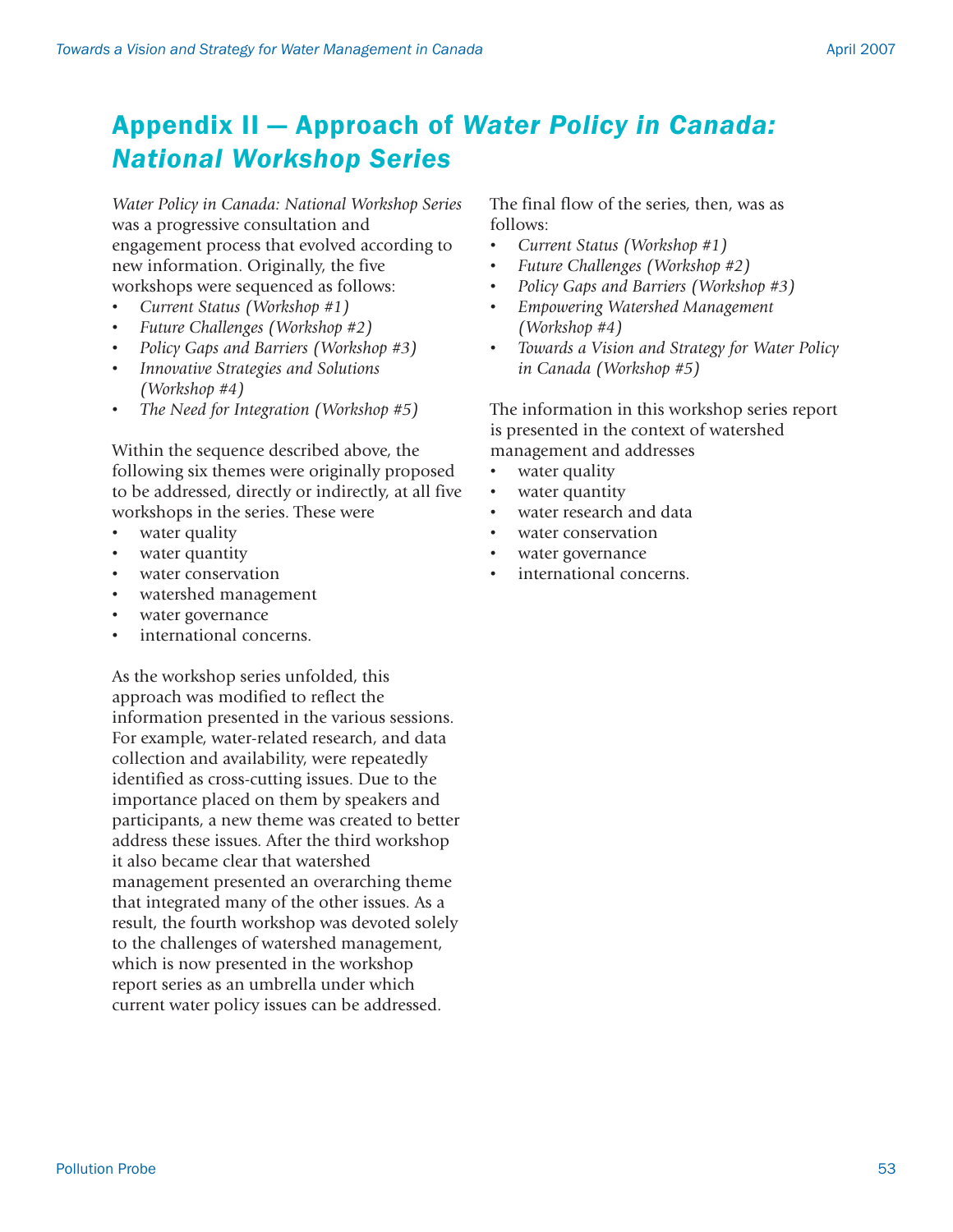# Appendix II — Approach of *Water Policy in Canada: National Workshop Series*

*Water Policy in Canada: National Workshop Series* was a progressive consultation and engagement process that evolved according to new information. Originally, the five workshops were sequenced as follows:

- *Current Status (Workshop #1)*
- *Future Challenges (Workshop #2)*
- *Policy Gaps and Barriers (Workshop #3)*
- *Innovative Strategies and Solutions (Workshop #4)*
- *The Need for Integration (Workshop #5)*

Within the sequence described above, the following six themes were originally proposed to be addressed, directly or indirectly, at all five workshops in the series. These were

- water quality
- water quantity
- water conservation
- watershed management
- water governance
- international concerns.

As the workshop series unfolded, this approach was modified to reflect the information presented in the various sessions. For example, water-related research, and data collection and availability, were repeatedly identified as cross-cutting issues. Due to the importance placed on them by speakers and participants, a new theme was created to better address these issues. After the third workshop it also became clear that watershed management presented an overarching theme that integrated many of the other issues. As a result, the fourth workshop was devoted solely to the challenges of watershed management, which is now presented in the workshop report series as an umbrella under which current water policy issues can be addressed.

The final flow of the series, then, was as follows:

- *Current Status (Workshop #1)*
- *Future Challenges (Workshop #2)*
- *Policy Gaps and Barriers (Workshop #3)*
- *Empowering Watershed Management (Workshop #4)*
- *Towards a Vision and Strategy for Water Policy in Canada (Workshop #5)*

The information in this workshop series report is presented in the context of watershed management and addresses

- water quality
- water quantity
- water research and data
- water conservation
- water governance
- international concerns.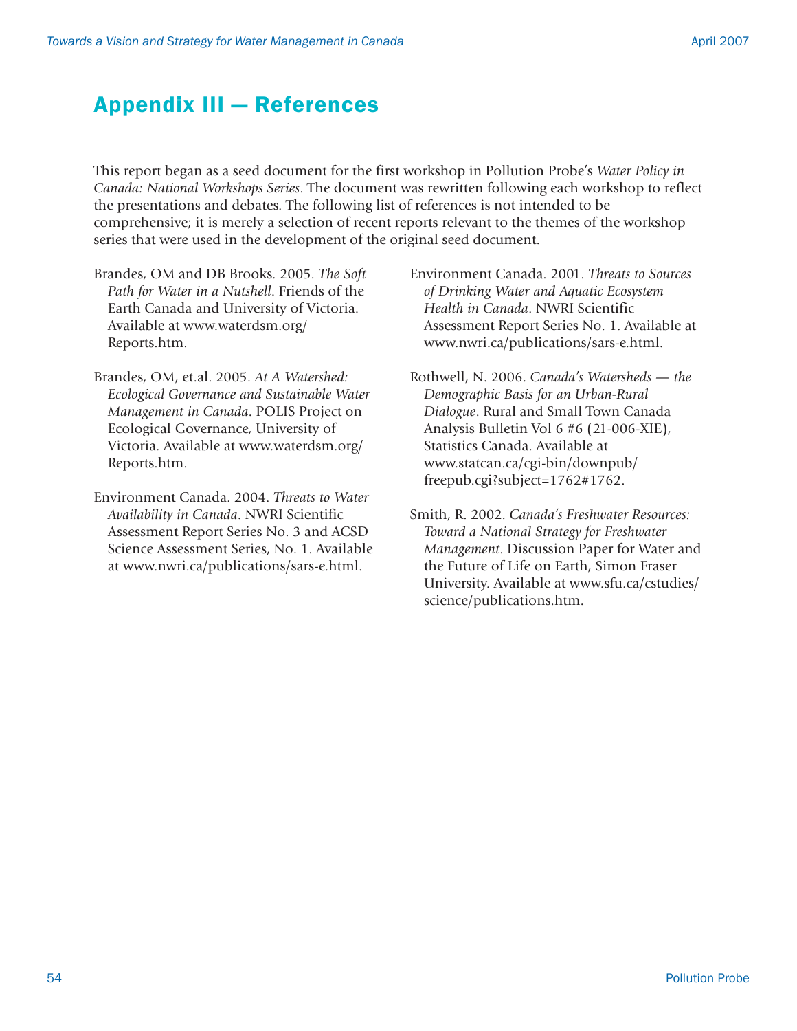# Appendix III — References

This report began as a seed document for the first workshop in Pollution Probe's *Water Policy in Canada: National Workshops Series*. The document was rewritten following each workshop to reflect the presentations and debates. The following list of references is not intended to be comprehensive; it is merely a selection of recent reports relevant to the themes of the workshop series that were used in the development of the original seed document.

Brandes, OM and DB Brooks. 2005. *The Soft Path for Water in a Nutshell*. Friends of the Earth Canada and University of Victoria. Available at www.waterdsm.org/Reports.htm.

Brandes, OM, et.al. 2005. *At A Watershed: Ecological Governance and Sustainable Water Management in Canada*. POLIS Project on Ecological Governance, University of Victoria. Available at www.waterdsm.org/Reports.htm.

Environment Canada. 2004. *Threats to Water Availability in Canada*. NWRI Scientific Assessment Report Series No. 3 and ACSD Science Assessment Series, No. 1. Available at www.nwri.ca/publications/sars-e.html.

Environment Canada. 2001. *Threats to Sources of Drinking Water and Aquatic Ecosystem Health in Canada*. NWRI Scientific Assessment Report Series No. 1. Available at www.nwri.ca/publications/sars-e.html.

Rothwell, N. 2006. *Canada's Watersheds — the Demographic Basis for an Urban-Rural Dialogue*. Rural and Small Town Canada Analysis Bulletin Vol 6 #6 (21-006-XIE), Statistics Canada. Available at www.statcan.ca/cgi-bin/downpub/freepub.cgi?subject=1762#1762.

Smith, R. 2002. *Canada's Freshwater Resources: Toward a National Strategy for Freshwater Management*. Discussion Paper for Water and the Future of Life on Earth, Simon Fraser University. Available at www.sfu.ca/cstudies/science/publications.htm.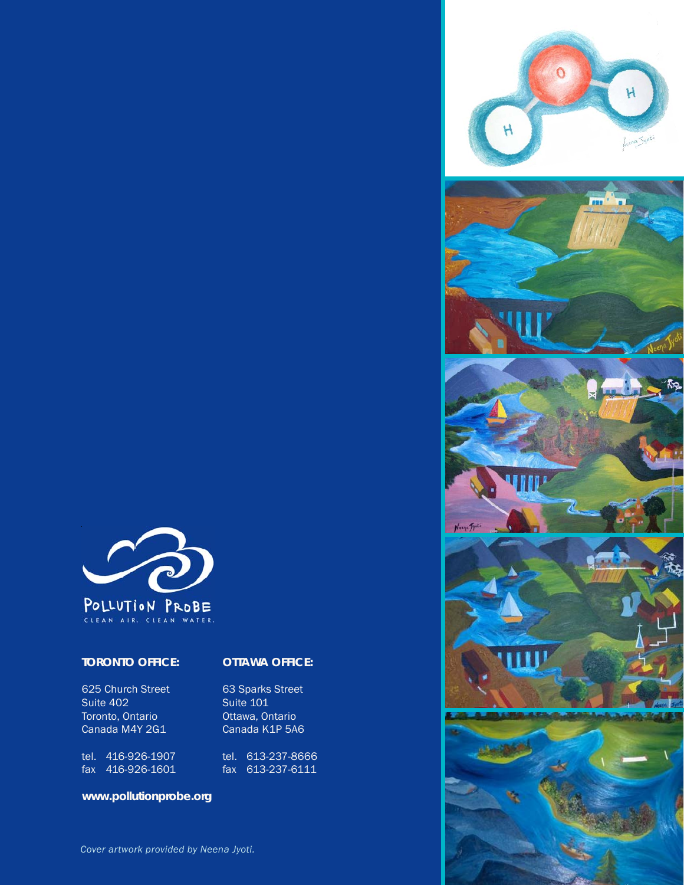POLLUTION PROBE

CLEAN AIR. CLEAN WATER.

**TORONTO OFFICE:**

625 Church Street
Suite 402
Toronto, Ontario
Canada M4Y 2G1

tel. 416-926-1907
fax 416-926-1601

**OTTAWA OFFICE:**

63 Sparks Street
Suite 101
Ottawa, Ontario
Canada K1P 5A6

tel. 613-237-8666
fax 613-237-6111

**www.pollutionprobe.org**

*Cover artwork provided by Neena Jyoti.*